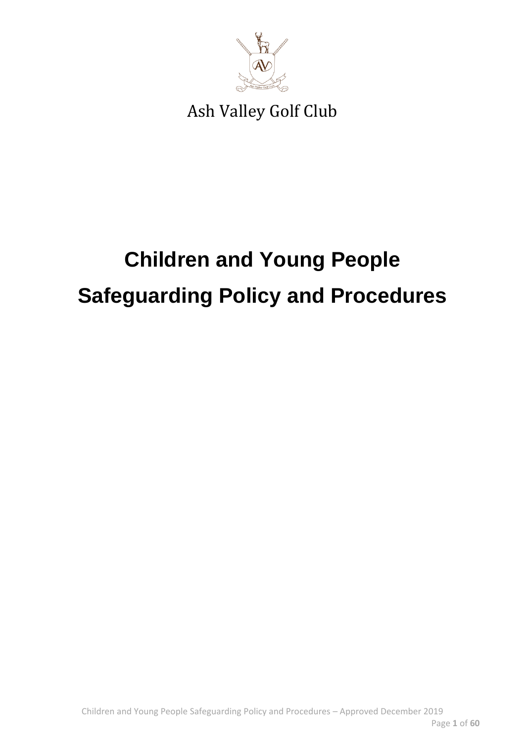Ash Valley Golf Club

# Children and Young People Safeguarding Policy and Procedures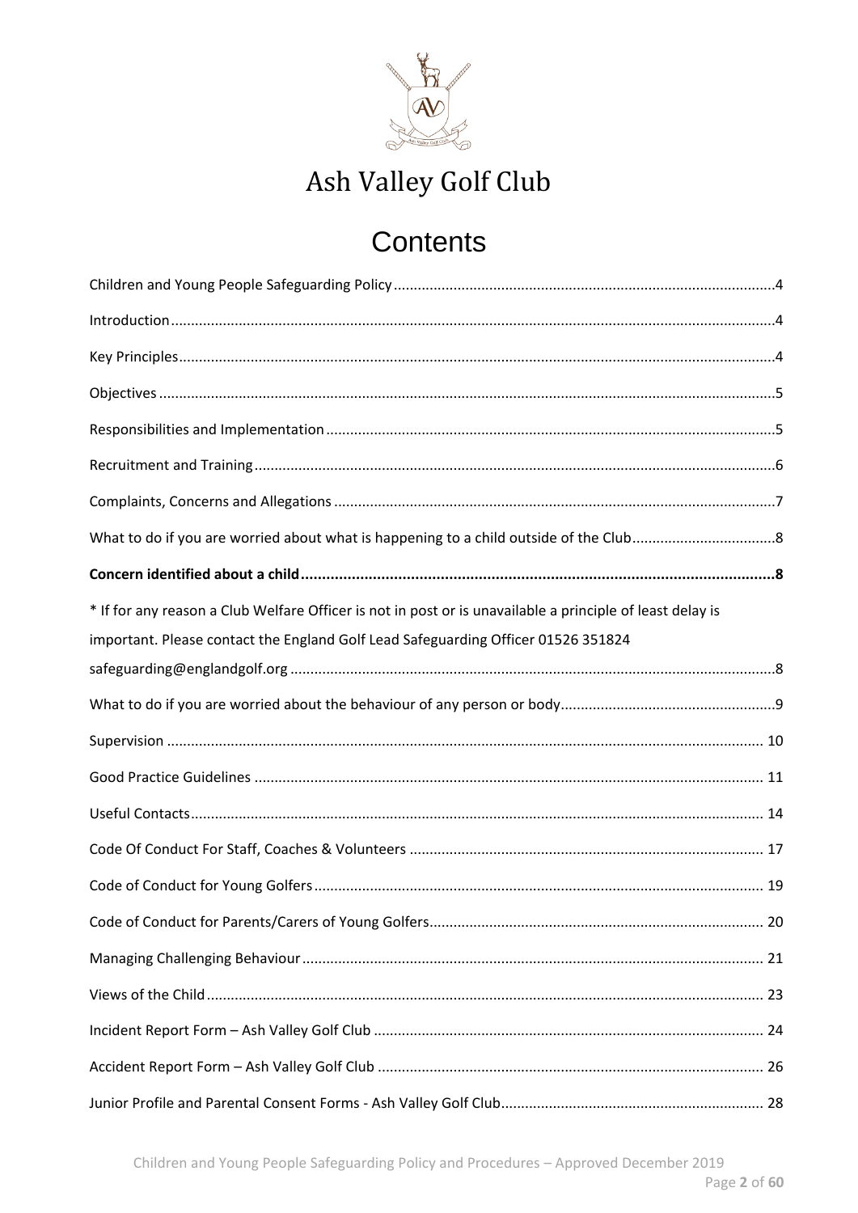# Ash Valley Golf Club

## Contents

Children and Young People Safeguarding Policy .......... 4

Introduction .......... 4

Key Principles .......... 4

Objectives .......... 5

Responsibilities and Implementation .......... 5

Recruitment and Training .......... 6

Complaints, Concerns and Allegations .......... 7

What to do if you are worried about what is happening to a child outside of the Club .......... 8

**Concern identified about a child .......... 8**

* If for any reason a Club Welfare Officer is not in post or is unavailable a principle of least delay is important. Please contact the England Golf Lead Safeguarding Officer 01526 351824 safeguarding@englandgolf.org .......... 8

What to do if you are worried about the behaviour of any person or body .......... 9

Supervision .......... 10

Good Practice Guidelines .......... 11

Useful Contacts .......... 14

Code Of Conduct For Staff, Coaches & Volunteers .......... 17

Code of Conduct for Young Golfers .......... 19

Code of Conduct for Parents/Carers of Young Golfers .......... 20

Managing Challenging Behaviour .......... 21

Views of the Child .......... 23

Incident Report Form – Ash Valley Golf Club .......... 24

Accident Report Form – Ash Valley Golf Club .......... 26

Junior Profile and Parental Consent Forms - Ash Valley Golf Club .......... 28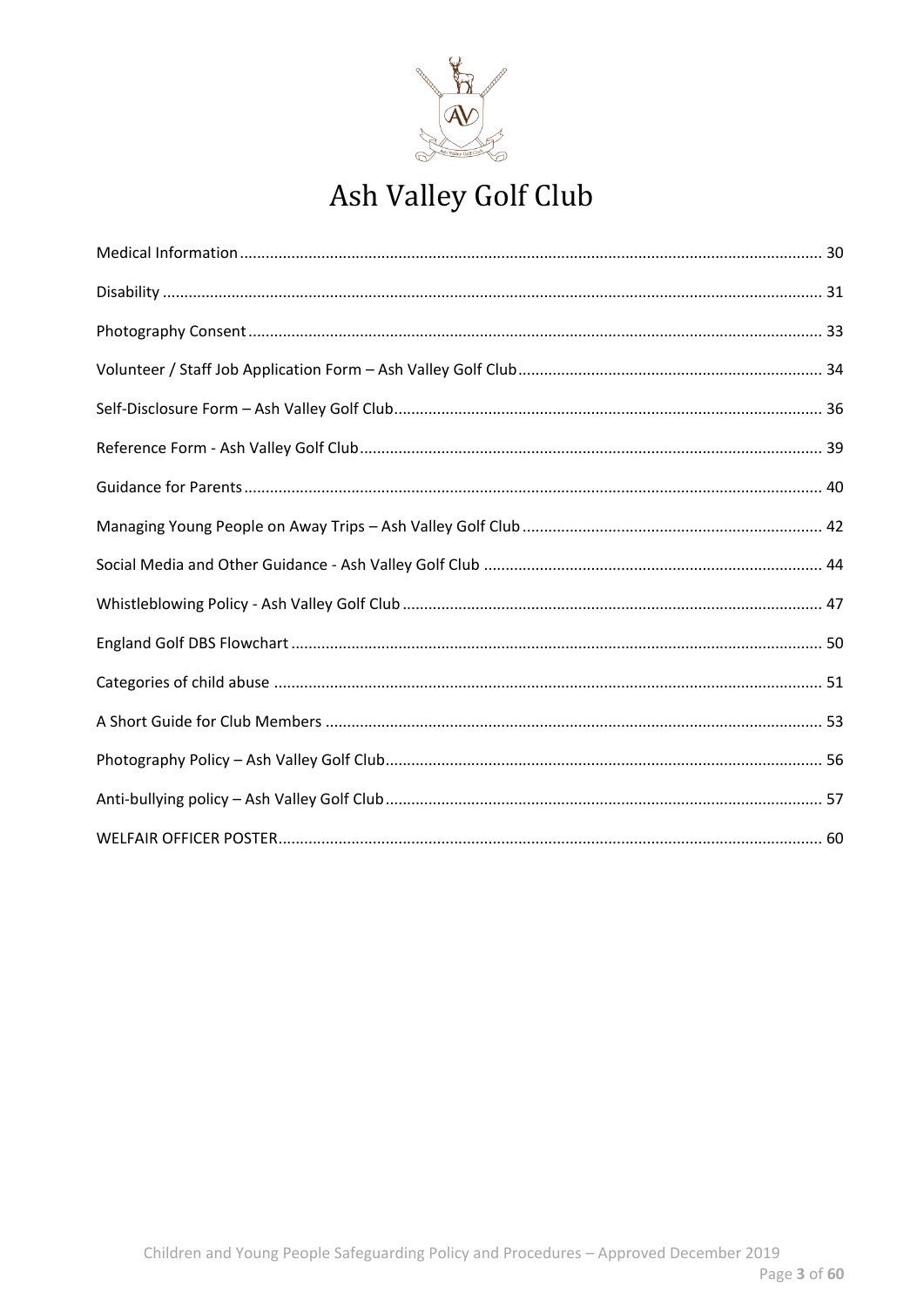# Ash Valley Golf Club

Medical Information ..... 30

Disability ..... 31

Photography Consent ..... 33

Volunteer / Staff Job Application Form – Ash Valley Golf Club ..... 34

Self-Disclosure Form – Ash Valley Golf Club ..... 36

Reference Form - Ash Valley Golf Club ..... 39

Guidance for Parents ..... 40

Managing Young People on Away Trips – Ash Valley Golf Club ..... 42

Social Media and Other Guidance - Ash Valley Golf Club ..... 44

Whistleblowing Policy - Ash Valley Golf Club ..... 47

England Golf DBS Flowchart ..... 50

Categories of child abuse ..... 51

A Short Guide for Club Members ..... 53

Photography Policy – Ash Valley Golf Club ..... 56

Anti-bullying policy – Ash Valley Golf Club ..... 57

WELFAIR OFFICER POSTER ..... 60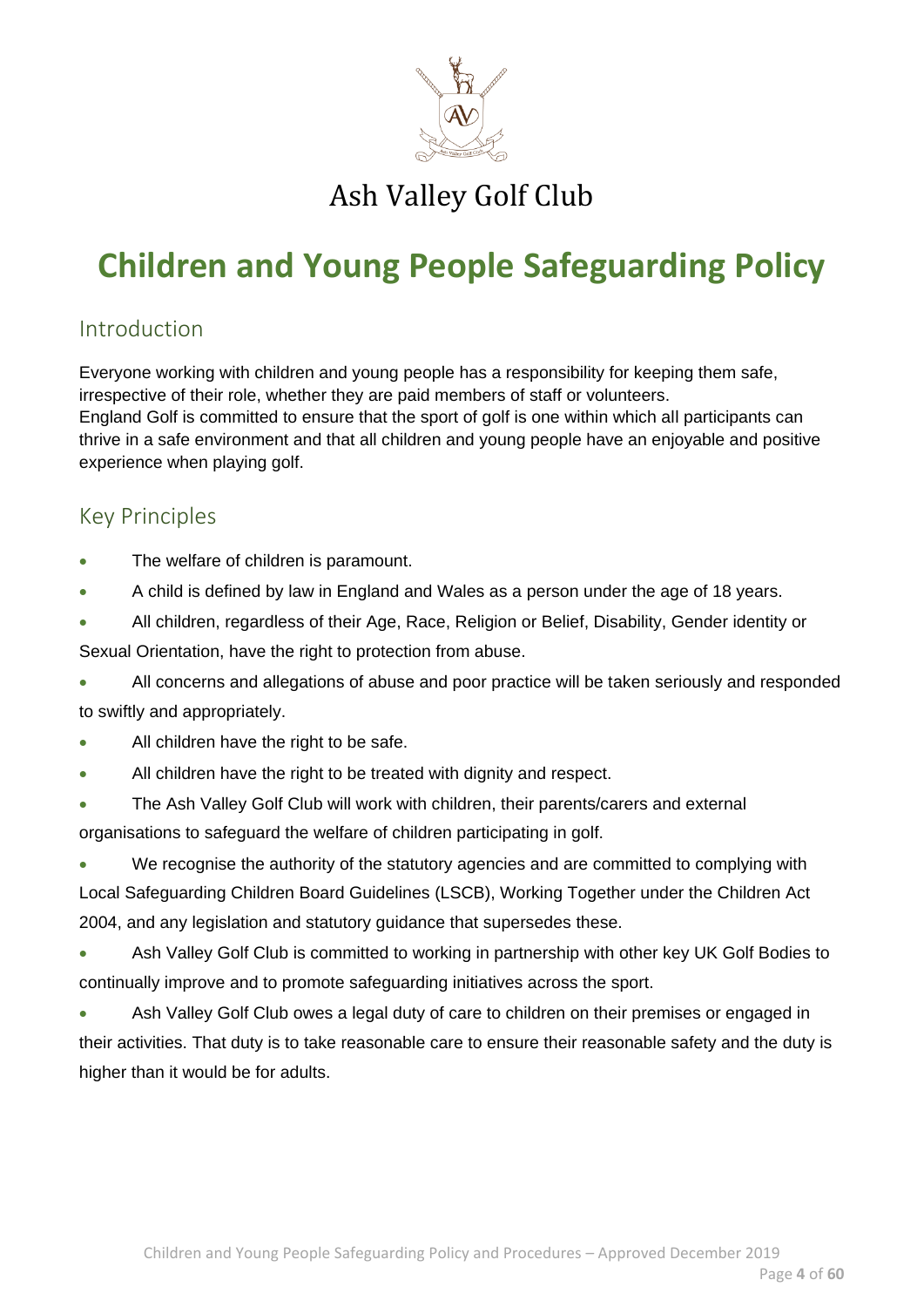Ash Valley Golf Club

# Children and Young People Safeguarding Policy

## Introduction

Everyone working with children and young people has a responsibility for keeping them safe, irrespective of their role, whether they are paid members of staff or volunteers.
England Golf is committed to ensure that the sport of golf is one within which all participants can thrive in a safe environment and that all children and young people have an enjoyable and positive experience when playing golf.

## Key Principles

- The welfare of children is paramount.
- A child is defined by law in England and Wales as a person under the age of 18 years.
- All children, regardless of their Age, Race, Religion or Belief, Disability, Gender identity or Sexual Orientation, have the right to protection from abuse.
- All concerns and allegations of abuse and poor practice will be taken seriously and responded to swiftly and appropriately.
- All children have the right to be safe.
- All children have the right to be treated with dignity and respect.
- The Ash Valley Golf Club will work with children, their parents/carers and external organisations to safeguard the welfare of children participating in golf.
- We recognise the authority of the statutory agencies and are committed to complying with Local Safeguarding Children Board Guidelines (LSCB), Working Together under the Children Act 2004, and any legislation and statutory guidance that supersedes these.
- Ash Valley Golf Club is committed to working in partnership with other key UK Golf Bodies to continually improve and to promote safeguarding initiatives across the sport.
- Ash Valley Golf Club owes a legal duty of care to children on their premises or engaged in their activities. That duty is to take reasonable care to ensure their reasonable safety and the duty is higher than it would be for adults.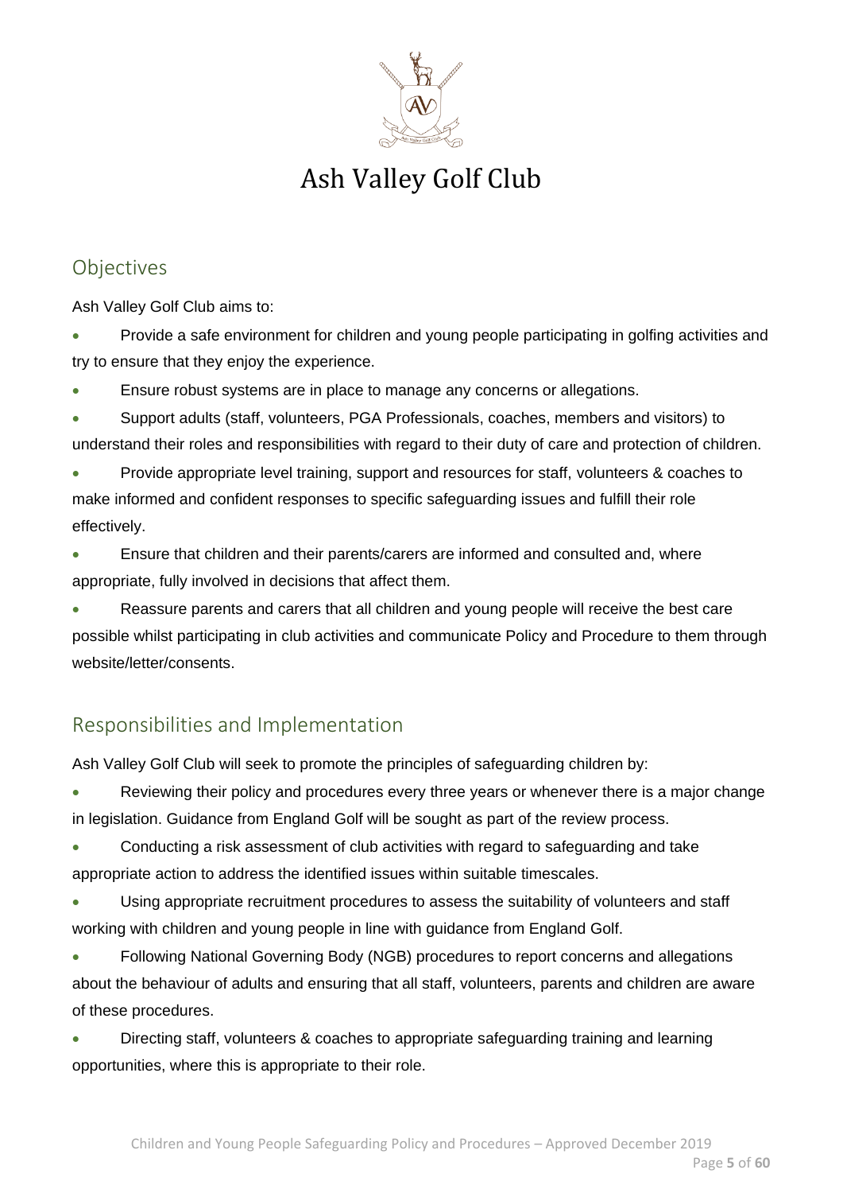# Ash Valley Golf Club

## Objectives

Ash Valley Golf Club aims to:

- Provide a safe environment for children and young people participating in golfing activities and try to ensure that they enjoy the experience.
- Ensure robust systems are in place to manage any concerns or allegations.
- Support adults (staff, volunteers, PGA Professionals, coaches, members and visitors) to understand their roles and responsibilities with regard to their duty of care and protection of children.
- Provide appropriate level training, support and resources for staff, volunteers & coaches to make informed and confident responses to specific safeguarding issues and fulfill their role effectively.
- Ensure that children and their parents/carers are informed and consulted and, where appropriate, fully involved in decisions that affect them.
- Reassure parents and carers that all children and young people will receive the best care possible whilst participating in club activities and communicate Policy and Procedure to them through website/letter/consents.

## Responsibilities and Implementation

Ash Valley Golf Club will seek to promote the principles of safeguarding children by:

- Reviewing their policy and procedures every three years or whenever there is a major change in legislation. Guidance from England Golf will be sought as part of the review process.
- Conducting a risk assessment of club activities with regard to safeguarding and take appropriate action to address the identified issues within suitable timescales.
- Using appropriate recruitment procedures to assess the suitability of volunteers and staff working with children and young people in line with guidance from England Golf.
- Following National Governing Body (NGB) procedures to report concerns and allegations about the behaviour of adults and ensuring that all staff, volunteers, parents and children are aware of these procedures.
- Directing staff, volunteers & coaches to appropriate safeguarding training and learning opportunities, where this is appropriate to their role.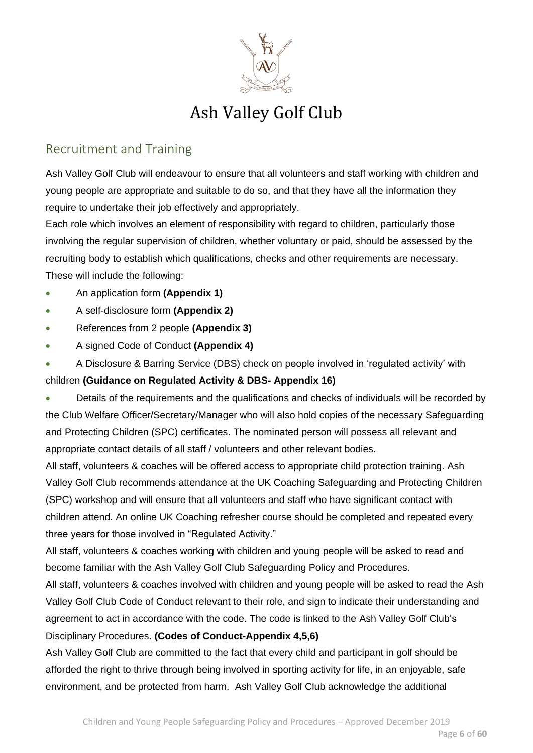# Ash Valley Golf Club

## Recruitment and Training

Ash Valley Golf Club will endeavour to ensure that all volunteers and staff working with children and young people are appropriate and suitable to do so, and that they have all the information they require to undertake their job effectively and appropriately.

Each role which involves an element of responsibility with regard to children, particularly those involving the regular supervision of children, whether voluntary or paid, should be assessed by the recruiting body to establish which qualifications, checks and other requirements are necessary. These will include the following:

- An application form **(Appendix 1)**
- A self-disclosure form **(Appendix 2)**
- References from 2 people **(Appendix 3)**
- A signed Code of Conduct **(Appendix 4)**
- A Disclosure & Barring Service (DBS) check on people involved in 'regulated activity' with children **(Guidance on Regulated Activity & DBS- Appendix 16)**
- Details of the requirements and the qualifications and checks of individuals will be recorded by the Club Welfare Officer/Secretary/Manager who will also hold copies of the necessary Safeguarding and Protecting Children (SPC) certificates. The nominated person will possess all relevant and appropriate contact details of all staff / volunteers and other relevant bodies.

All staff, volunteers & coaches will be offered access to appropriate child protection training. Ash Valley Golf Club recommends attendance at the UK Coaching Safeguarding and Protecting Children (SPC) workshop and will ensure that all volunteers and staff who have significant contact with children attend. An online UK Coaching refresher course should be completed and repeated every three years for those involved in "Regulated Activity."

All staff, volunteers & coaches working with children and young people will be asked to read and become familiar with the Ash Valley Golf Club Safeguarding Policy and Procedures.

All staff, volunteers & coaches involved with children and young people will be asked to read the Ash Valley Golf Club Code of Conduct relevant to their role, and sign to indicate their understanding and agreement to act in accordance with the code. The code is linked to the Ash Valley Golf Club's Disciplinary Procedures. **(Codes of Conduct-Appendix 4,5,6)**

Ash Valley Golf Club are committed to the fact that every child and participant in golf should be afforded the right to thrive through being involved in sporting activity for life, in an enjoyable, safe environment, and be protected from harm. Ash Valley Golf Club acknowledge the additional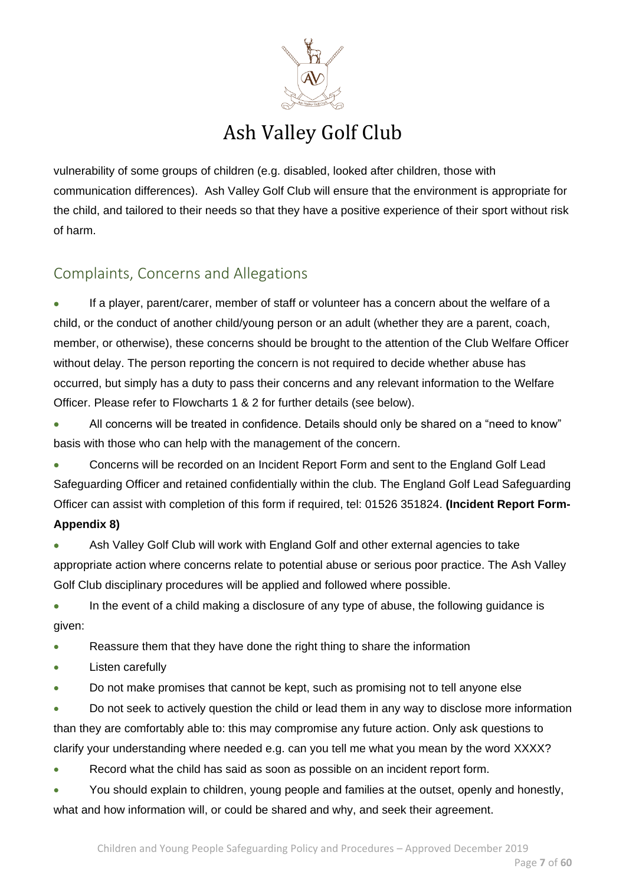vulnerability of some groups of children (e.g. disabled, looked after children, those with communication differences). Ash Valley Golf Club will ensure that the environment is appropriate for the child, and tailored to their needs so that they have a positive experience of their sport without risk of harm.

## Complaints, Concerns and Allegations

- If a player, parent/carer, member of staff or volunteer has a concern about the welfare of a child, or the conduct of another child/young person or an adult (whether they are a parent, coach, member, or otherwise), these concerns should be brought to the attention of the Club Welfare Officer without delay. The person reporting the concern is not required to decide whether abuse has occurred, but simply has a duty to pass their concerns and any relevant information to the Welfare Officer. Please refer to Flowcharts 1 & 2 for further details (see below).
- All concerns will be treated in confidence. Details should only be shared on a "need to know" basis with those who can help with the management of the concern.
- Concerns will be recorded on an Incident Report Form and sent to the England Golf Lead Safeguarding Officer and retained confidentially within the club. The England Golf Lead Safeguarding Officer can assist with completion of this form if required, tel: 01526 351824. **(Incident Report Form- Appendix 8)**
- Ash Valley Golf Club will work with England Golf and other external agencies to take appropriate action where concerns relate to potential abuse or serious poor practice. The Ash Valley Golf Club disciplinary procedures will be applied and followed where possible.
- In the event of a child making a disclosure of any type of abuse, the following guidance is given:
- Reassure them that they have done the right thing to share the information
- Listen carefully
- Do not make promises that cannot be kept, such as promising not to tell anyone else
- Do not seek to actively question the child or lead them in any way to disclose more information than they are comfortably able to: this may compromise any future action. Only ask questions to clarify your understanding where needed e.g. can you tell me what you mean by the word XXXX?
- Record what the child has said as soon as possible on an incident report form.
- You should explain to children, young people and families at the outset, openly and honestly, what and how information will, or could be shared and why, and seek their agreement.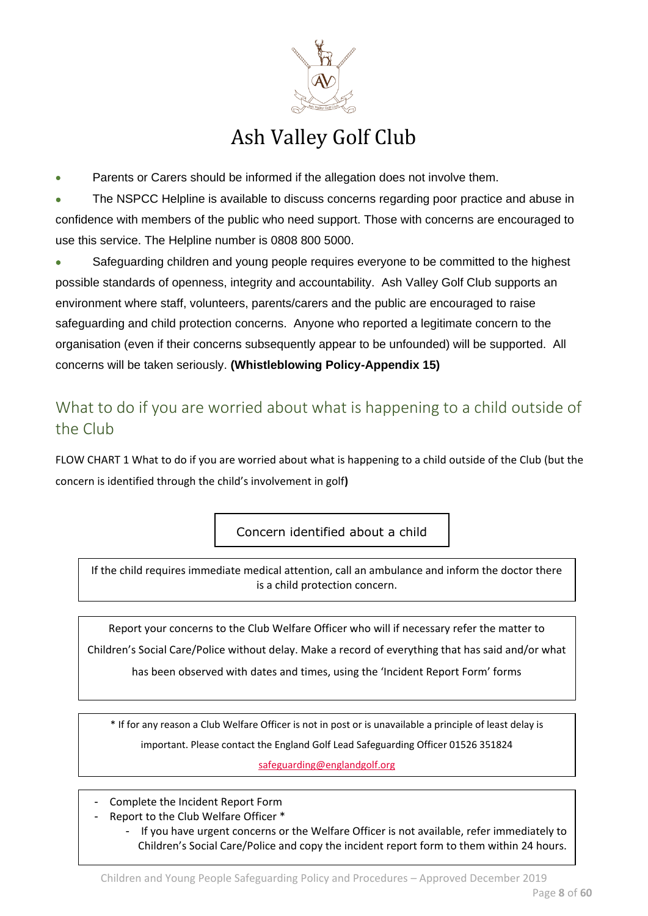# Ash Valley Golf Club

- Parents or Carers should be informed if the allegation does not involve them.
- The NSPCC Helpline is available to discuss concerns regarding poor practice and abuse in confidence with members of the public who need support. Those with concerns are encouraged to use this service. The Helpline number is 0808 800 5000.
- Safeguarding children and young people requires everyone to be committed to the highest possible standards of openness, integrity and accountability. Ash Valley Golf Club supports an environment where staff, volunteers, parents/carers and the public are encouraged to raise safeguarding and child protection concerns. Anyone who reported a legitimate concern to the organisation (even if their concerns subsequently appear to be unfounded) will be supported. All concerns will be taken seriously. **(Whistleblowing Policy-Appendix 15)**

## What to do if you are worried about what is happening to a child outside of the Club

FLOW CHART 1 What to do if you are worried about what is happening to a child outside of the Club (but the concern is identified through the child's involvement in golf**)**

Concern identified about a child

If the child requires immediate medical attention, call an ambulance and inform the doctor there is a child protection concern.

Report your concerns to the Club Welfare Officer who will if necessary refer the matter to Children's Social Care/Police without delay. Make a record of everything that has said and/or what has been observed with dates and times, using the 'Incident Report Form' forms

* If for any reason a Club Welfare Officer is not in post or is unavailable a principle of least delay is important. Please contact the England Golf Lead Safeguarding Officer 01526 351824 safeguarding@englandgolf.org

- Complete the Incident Report Form
- Report to the Club Welfare Officer *
  - If you have urgent concerns or the Welfare Officer is not available, refer immediately to Children's Social Care/Police and copy the incident report form to them within 24 hours.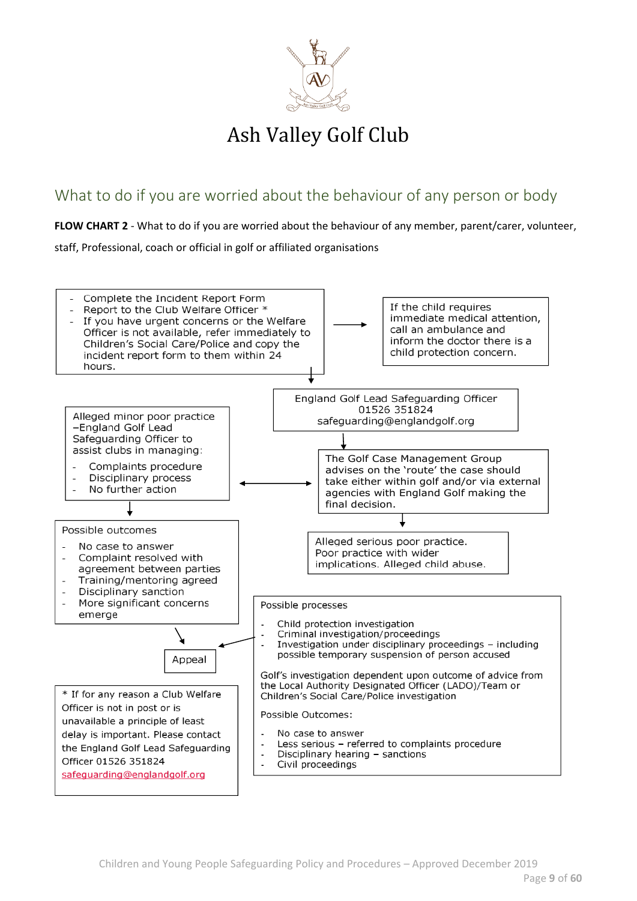# Ash Valley Golf Club

## What to do if you are worried about the behaviour of any person or body

**FLOW CHART 2** - What to do if you are worried about the behaviour of any member, parent/carer, volunteer, staff, Professional, coach or official in golf or affiliated organisations

- Complete the Incident Report Form
- Report to the Club Welfare Officer *
- If you have urgent concerns or the Welfare Officer is not available, refer immediately to Children's Social Care/Police and copy the incident report form to them within 24 hours.

If the child requires immediate medical attention, call an ambulance and inform the doctor there is a child protection concern.

England Golf Lead Safeguarding Officer
01526 351824
safeguarding@englandgolf.org

The Golf Case Management Group advises on the 'route' the case should take either within golf and/or via external agencies with England Golf making the final decision.

Alleged minor poor practice –England Golf Lead Safeguarding Officer to assist clubs in managing:

- Complaints procedure
- Disciplinary process
- No further action

Possible outcomes

- No case to answer
- Complaint resolved with agreement between parties
- Training/mentoring agreed
- Disciplinary sanction
- More significant concerns emerge

Alleged serious poor practice. Poor practice with wider implications. Alleged child abuse.

Possible processes

- Child protection investigation
- Criminal investigation/proceedings
- Investigation under disciplinary proceedings – including possible temporary suspension of person accused

Golf's investigation dependent upon outcome of advice from the Local Authority Designated Officer (LADO)/Team or Children's Social Care/Police investigation

Possible Outcomes:

- No case to answer
- Less serious – referred to complaints procedure
- Disciplinary hearing – sanctions
- Civil proceedings

Appeal

* If for any reason a Club Welfare Officer is not in post or is unavailable a principle of least delay is important. Please contact the England Golf Lead Safeguarding Officer 01526 351824 safeguarding@englandgolf.org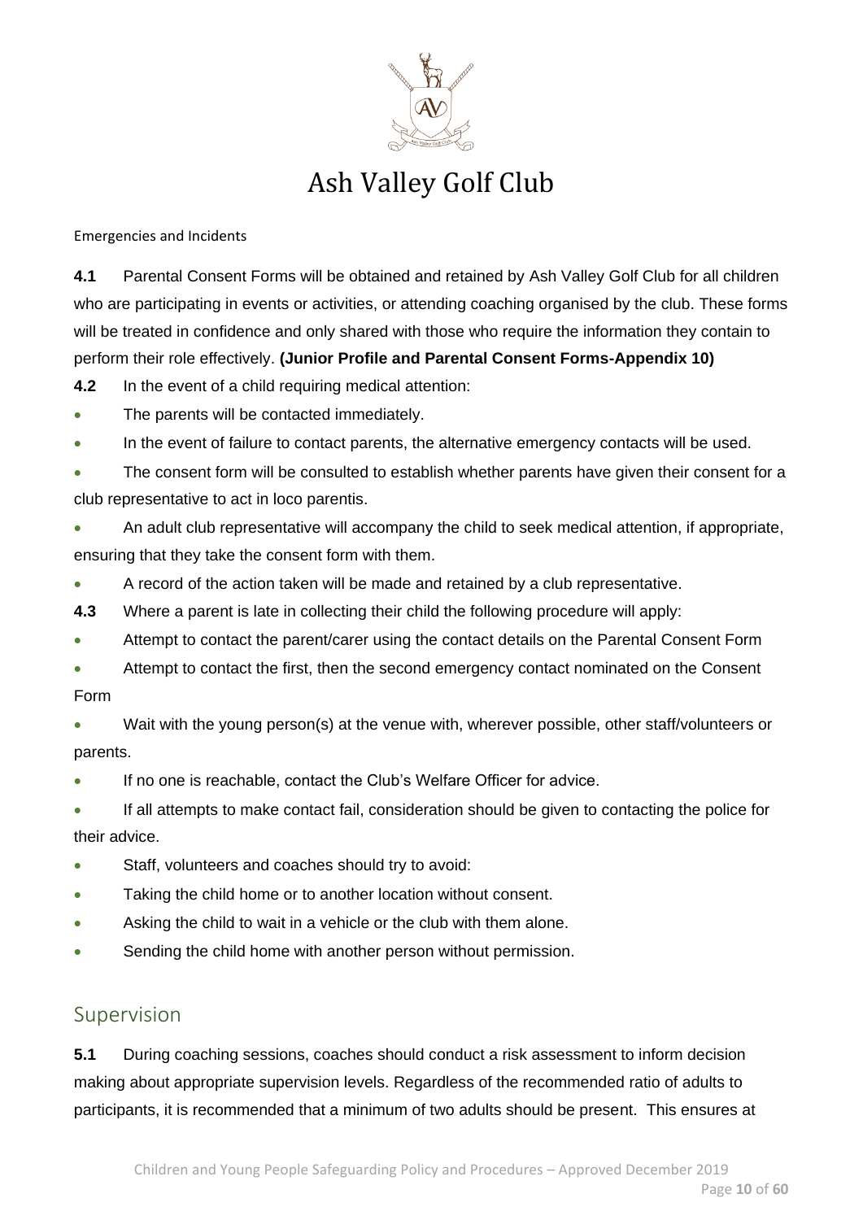Emergencies and Incidents

**4.1** Parental Consent Forms will be obtained and retained by Ash Valley Golf Club for all children who are participating in events or activities, or attending coaching organised by the club. These forms will be treated in confidence and only shared with those who require the information they contain to perform their role effectively. **(Junior Profile and Parental Consent Forms-Appendix 10)**

**4.2** In the event of a child requiring medical attention:

- The parents will be contacted immediately.
- In the event of failure to contact parents, the alternative emergency contacts will be used.
- The consent form will be consulted to establish whether parents have given their consent for a club representative to act in loco parentis.
- An adult club representative will accompany the child to seek medical attention, if appropriate, ensuring that they take the consent form with them.
- A record of the action taken will be made and retained by a club representative.

**4.3** Where a parent is late in collecting their child the following procedure will apply:

- Attempt to contact the parent/carer using the contact details on the Parental Consent Form
- Attempt to contact the first, then the second emergency contact nominated on the Consent Form
- Wait with the young person(s) at the venue with, wherever possible, other staff/volunteers or parents.
- If no one is reachable, contact the Club's Welfare Officer for advice.
- If all attempts to make contact fail, consideration should be given to contacting the police for their advice.
- Staff, volunteers and coaches should try to avoid:
- Taking the child home or to another location without consent.
- Asking the child to wait in a vehicle or the club with them alone.
- Sending the child home with another person without permission.

## Supervision

**5.1** During coaching sessions, coaches should conduct a risk assessment to inform decision making about appropriate supervision levels. Regardless of the recommended ratio of adults to participants, it is recommended that a minimum of two adults should be present. This ensures at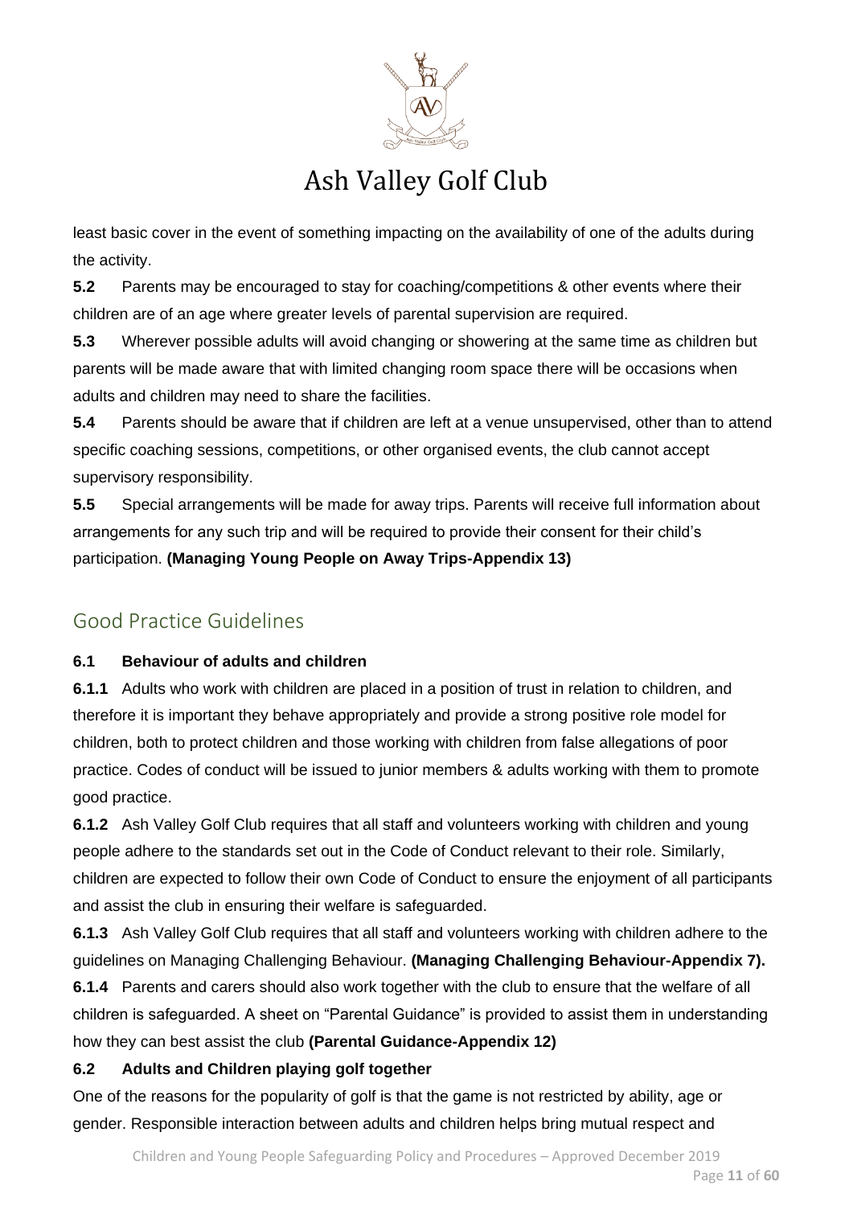least basic cover in the event of something impacting on the availability of one of the adults during the activity.

**5.2** Parents may be encouraged to stay for coaching/competitions & other events where their children are of an age where greater levels of parental supervision are required.

**5.3** Wherever possible adults will avoid changing or showering at the same time as children but parents will be made aware that with limited changing room space there will be occasions when adults and children may need to share the facilities.

**5.4** Parents should be aware that if children are left at a venue unsupervised, other than to attend specific coaching sessions, competitions, or other organised events, the club cannot accept supervisory responsibility.

**5.5** Special arrangements will be made for away trips. Parents will receive full information about arrangements for any such trip and will be required to provide their consent for their child's participation. **(Managing Young People on Away Trips-Appendix 13)**

## Good Practice Guidelines

**6.1 Behaviour of adults and children**

**6.1.1** Adults who work with children are placed in a position of trust in relation to children, and therefore it is important they behave appropriately and provide a strong positive role model for children, both to protect children and those working with children from false allegations of poor practice. Codes of conduct will be issued to junior members & adults working with them to promote good practice.

**6.1.2** Ash Valley Golf Club requires that all staff and volunteers working with children and young people adhere to the standards set out in the Code of Conduct relevant to their role. Similarly, children are expected to follow their own Code of Conduct to ensure the enjoyment of all participants and assist the club in ensuring their welfare is safeguarded.

**6.1.3** Ash Valley Golf Club requires that all staff and volunteers working with children adhere to the guidelines on Managing Challenging Behaviour. **(Managing Challenging Behaviour-Appendix 7).**

**6.1.4** Parents and carers should also work together with the club to ensure that the welfare of all children is safeguarded. A sheet on "Parental Guidance" is provided to assist them in understanding how they can best assist the club **(Parental Guidance-Appendix 12)**

**6.2 Adults and Children playing golf together**

One of the reasons for the popularity of golf is that the game is not restricted by ability, age or gender. Responsible interaction between adults and children helps bring mutual respect and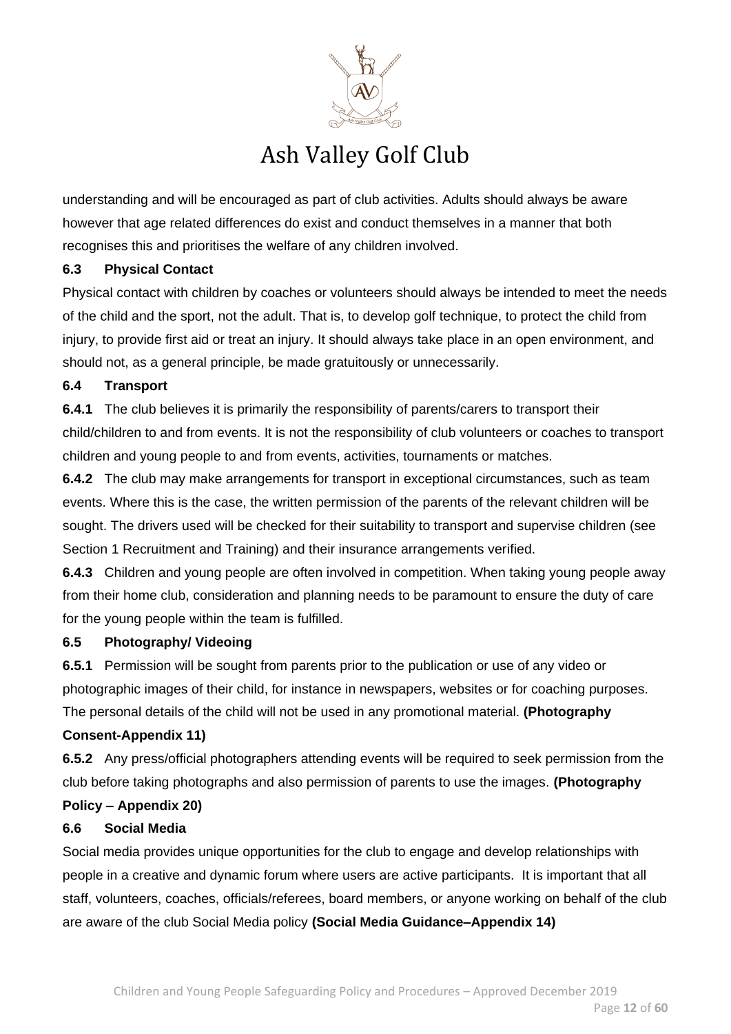understanding and will be encouraged as part of club activities. Adults should always be aware however that age related differences do exist and conduct themselves in a manner that both recognises this and prioritises the welfare of any children involved.

### 6.3 Physical Contact

Physical contact with children by coaches or volunteers should always be intended to meet the needs of the child and the sport, not the adult. That is, to develop golf technique, to protect the child from injury, to provide first aid or treat an injury. It should always take place in an open environment, and should not, as a general principle, be made gratuitously or unnecessarily.

### 6.4 Transport

**6.4.1** The club believes it is primarily the responsibility of parents/carers to transport their child/children to and from events. It is not the responsibility of club volunteers or coaches to transport children and young people to and from events, activities, tournaments or matches.

**6.4.2** The club may make arrangements for transport in exceptional circumstances, such as team events. Where this is the case, the written permission of the parents of the relevant children will be sought. The drivers used will be checked for their suitability to transport and supervise children (see Section 1 Recruitment and Training) and their insurance arrangements verified.

**6.4.3** Children and young people are often involved in competition. When taking young people away from their home club, consideration and planning needs to be paramount to ensure the duty of care for the young people within the team is fulfilled.

### 6.5 Photography/ Videoing

**6.5.1** Permission will be sought from parents prior to the publication or use of any video or photographic images of their child, for instance in newspapers, websites or for coaching purposes. The personal details of the child will not be used in any promotional material. **(Photography Consent-Appendix 11)**

**6.5.2** Any press/official photographers attending events will be required to seek permission from the club before taking photographs and also permission of parents to use the images. **(Photography Policy – Appendix 20)**

### 6.6 Social Media

Social media provides unique opportunities for the club to engage and develop relationships with people in a creative and dynamic forum where users are active participants. It is important that all staff, volunteers, coaches, officials/referees, board members, or anyone working on behalf of the club are aware of the club Social Media policy **(Social Media Guidance–Appendix 14)**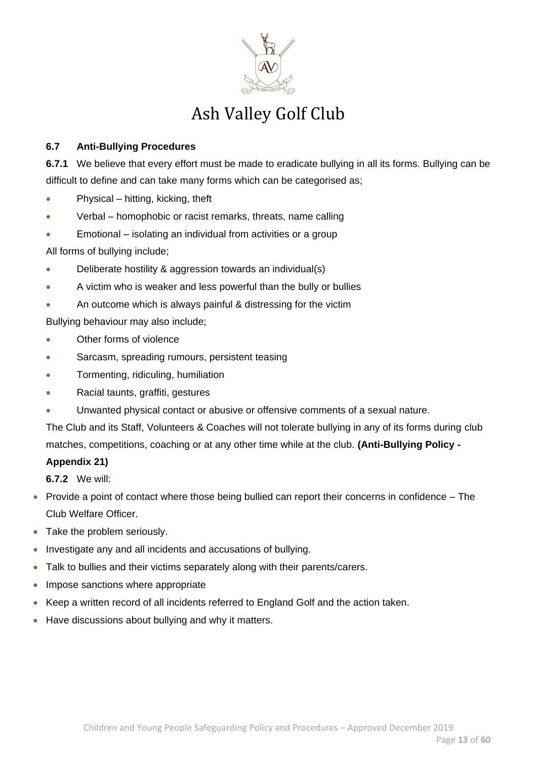### 6.7 Anti-Bullying Procedures

**6.7.1** We believe that every effort must be made to eradicate bullying in all its forms. Bullying can be difficult to define and can take many forms which can be categorised as;

- Physical – hitting, kicking, theft
- Verbal – homophobic or racist remarks, threats, name calling
- Emotional – isolating an individual from activities or a group

All forms of bullying include;

- Deliberate hostility & aggression towards an individual(s)
- A victim who is weaker and less powerful than the bully or bullies
- An outcome which is always painful & distressing for the victim

Bullying behaviour may also include;

- Other forms of violence
- Sarcasm, spreading rumours, persistent teasing
- Tormenting, ridiculing, humiliation
- Racial taunts, graffiti, gestures
- Unwanted physical contact or abusive or offensive comments of a sexual nature.

The Club and its Staff, Volunteers & Coaches will not tolerate bullying in any of its forms during club matches, competitions, coaching or at any other time while at the club. **(Anti-Bullying Policy - Appendix 21)**

**6.7.2** We will:

- Provide a point of contact where those being bullied can report their concerns in confidence – The Club Welfare Officer.
- Take the problem seriously.
- Investigate any and all incidents and accusations of bullying.
- Talk to bullies and their victims separately along with their parents/carers.
- Impose sanctions where appropriate
- Keep a written record of all incidents referred to England Golf and the action taken.
- Have discussions about bullying and why it matters.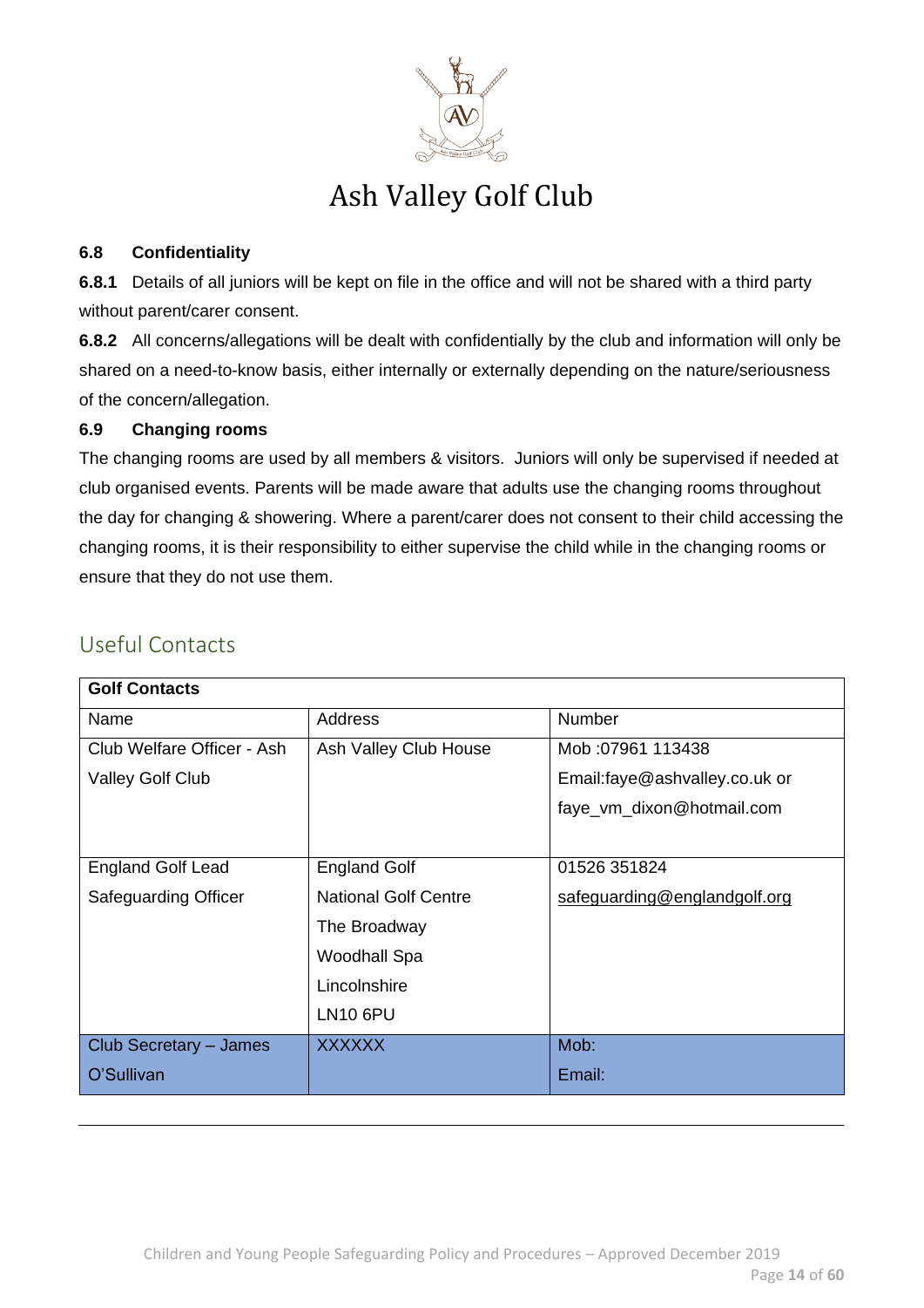# Ash Valley Golf Club

### 6.8 Confidentiality

**6.8.1** Details of all juniors will be kept on file in the office and will not be shared with a third party without parent/carer consent.

**6.8.2** All concerns/allegations will be dealt with confidentially by the club and information will only be shared on a need-to-know basis, either internally or externally depending on the nature/seriousness of the concern/allegation.

### 6.9 Changing rooms

The changing rooms are used by all members & visitors. Juniors will only be supervised if needed at club organised events. Parents will be made aware that adults use the changing rooms throughout the day for changing & showering. Where a parent/carer does not consent to their child accessing the changing rooms, it is their responsibility to either supervise the child while in the changing rooms or ensure that they do not use them.

## Useful Contacts

| **Golf Contacts** | | |
|---|---|---|
| Name | Address | Number |
| Club Welfare Officer - Ash Valley Golf Club | Ash Valley Club House | Mob :07961 113438<br>Email:faye@ashvalley.co.uk or faye_vm_dixon@hotmail.com |
| England Golf Lead Safeguarding Officer | England Golf<br>National Golf Centre<br>The Broadway<br>Woodhall Spa<br>Lincolnshire<br>LN10 6PU | 01526 351824<br>safeguarding@englandgolf.org |
| Club Secretary – James O'Sullivan | XXXXXX | Mob:<br>Email: |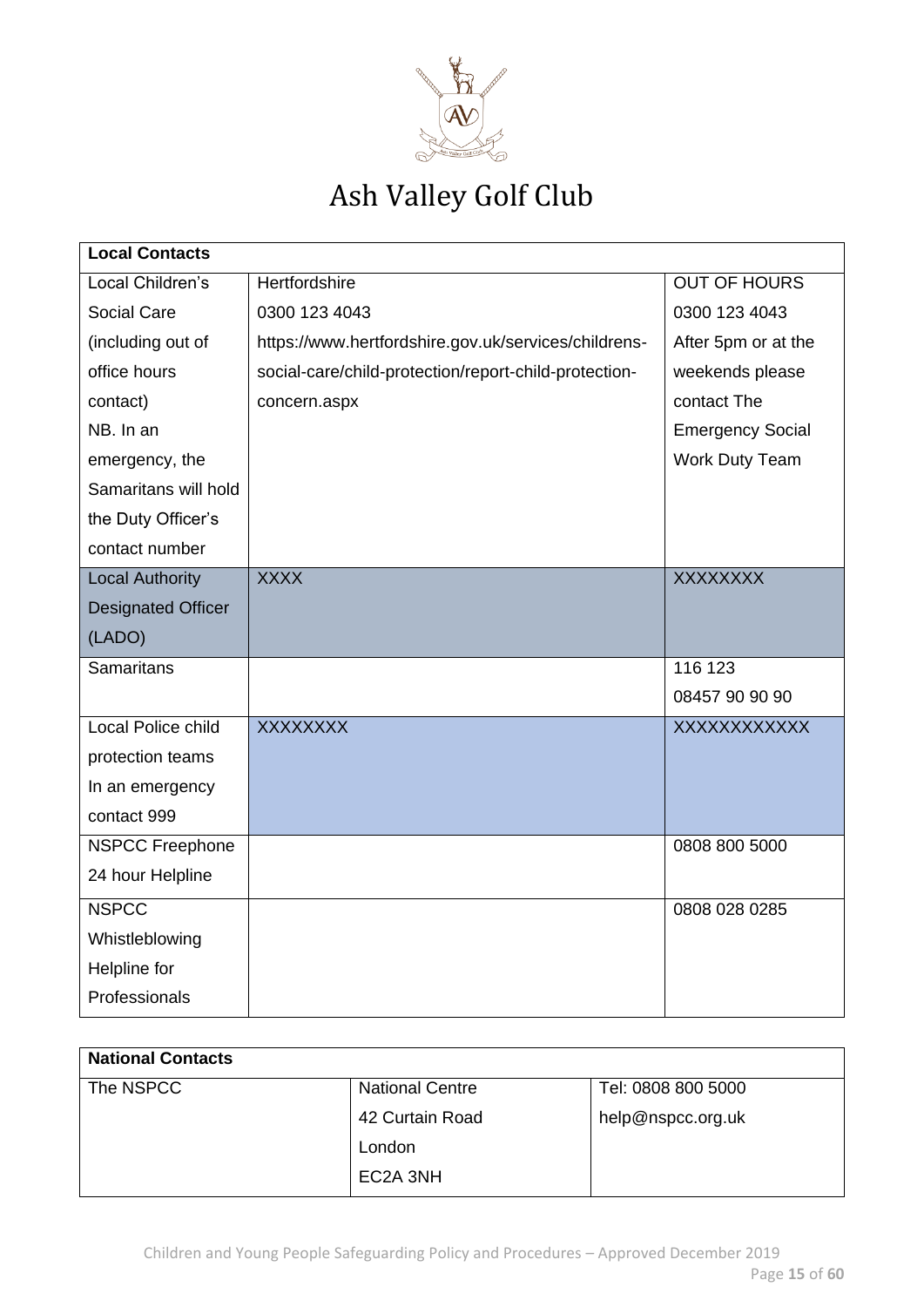# Ash Valley Golf Club

| Local Contacts | | |
|---|---|---|
| Local Children's Social Care (including out of office hours contact) NB. In an emergency, the Samaritans will hold the Duty Officer's contact number | Hertfordshire 0300 123 4043 https://www.hertfordshire.gov.uk/services/childrens-social-care/child-protection/report-child-protection-concern.aspx | OUT OF HOURS 0300 123 4043 After 5pm or at the weekends please contact The Emergency Social Work Duty Team |
| Local Authority Designated Officer (LADO) | XXXX | XXXXXXXX |
| Samaritans | | 116 123 08457 90 90 90 |
| Local Police child protection teams In an emergency contact 999 | XXXXXXXX | XXXXXXXXXXXX |
| NSPCC Freephone 24 hour Helpline | | 0808 800 5000 |
| NSPCC Whistleblowing Helpline for Professionals | | 0808 028 0285 |

| National Contacts | | |
|---|---|---|
| The NSPCC | National Centre 42 Curtain Road London EC2A 3NH | Tel: 0808 800 5000 help@nspcc.org.uk |

Children and Young People Safeguarding Policy and Procedures – Approved December 2019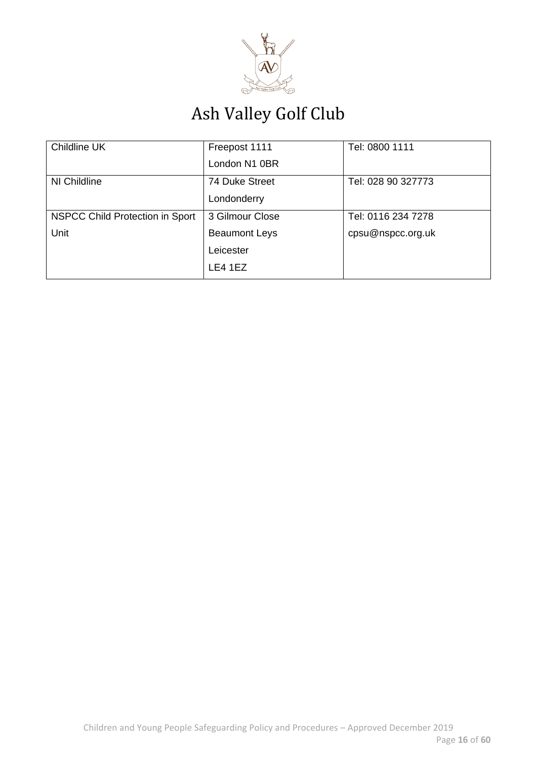| Childline UK | Freepost 1111<br>London N1 0BR | Tel: 0800 1111 |
|---|---|---|
| NI Childline | 74 Duke Street<br>Londonderry | Tel: 028 90 327773 |
| NSPCC Child Protection in Sport Unit | 3 Gilmour Close<br>Beaumont Leys<br>Leicester<br>LE4 1EZ | Tel: 0116 234 7278<br>cpsu@nspcc.org.uk |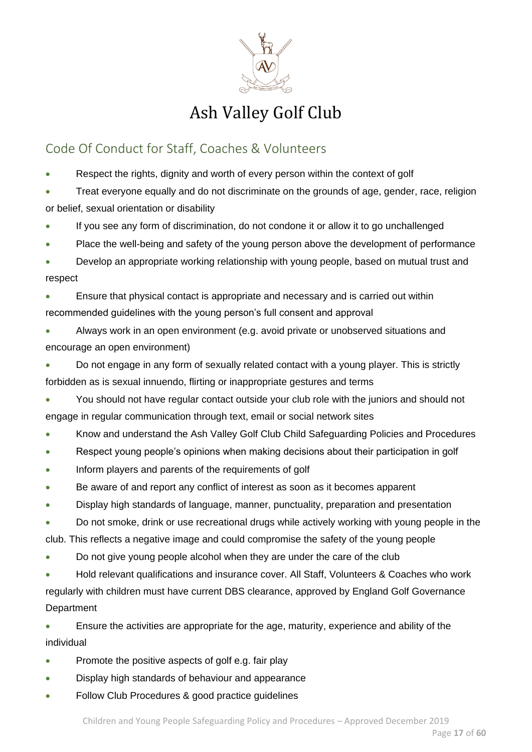# Ash Valley Golf Club

## Code Of Conduct for Staff, Coaches & Volunteers

- Respect the rights, dignity and worth of every person within the context of golf
- Treat everyone equally and do not discriminate on the grounds of age, gender, race, religion or belief, sexual orientation or disability
- If you see any form of discrimination, do not condone it or allow it to go unchallenged
- Place the well-being and safety of the young person above the development of performance
- Develop an appropriate working relationship with young people, based on mutual trust and respect
- Ensure that physical contact is appropriate and necessary and is carried out within recommended guidelines with the young person's full consent and approval
- Always work in an open environment (e.g. avoid private or unobserved situations and encourage an open environment)
- Do not engage in any form of sexually related contact with a young player. This is strictly forbidden as is sexual innuendo, flirting or inappropriate gestures and terms
- You should not have regular contact outside your club role with the juniors and should not engage in regular communication through text, email or social network sites
- Know and understand the Ash Valley Golf Club Child Safeguarding Policies and Procedures
- Respect young people's opinions when making decisions about their participation in golf
- Inform players and parents of the requirements of golf
- Be aware of and report any conflict of interest as soon as it becomes apparent
- Display high standards of language, manner, punctuality, preparation and presentation
- Do not smoke, drink or use recreational drugs while actively working with young people in the club. This reflects a negative image and could compromise the safety of the young people
- Do not give young people alcohol when they are under the care of the club
- Hold relevant qualifications and insurance cover. All Staff, Volunteers & Coaches who work regularly with children must have current DBS clearance, approved by England Golf Governance Department
- Ensure the activities are appropriate for the age, maturity, experience and ability of the individual
- Promote the positive aspects of golf e.g. fair play
- Display high standards of behaviour and appearance
- Follow Club Procedures & good practice guidelines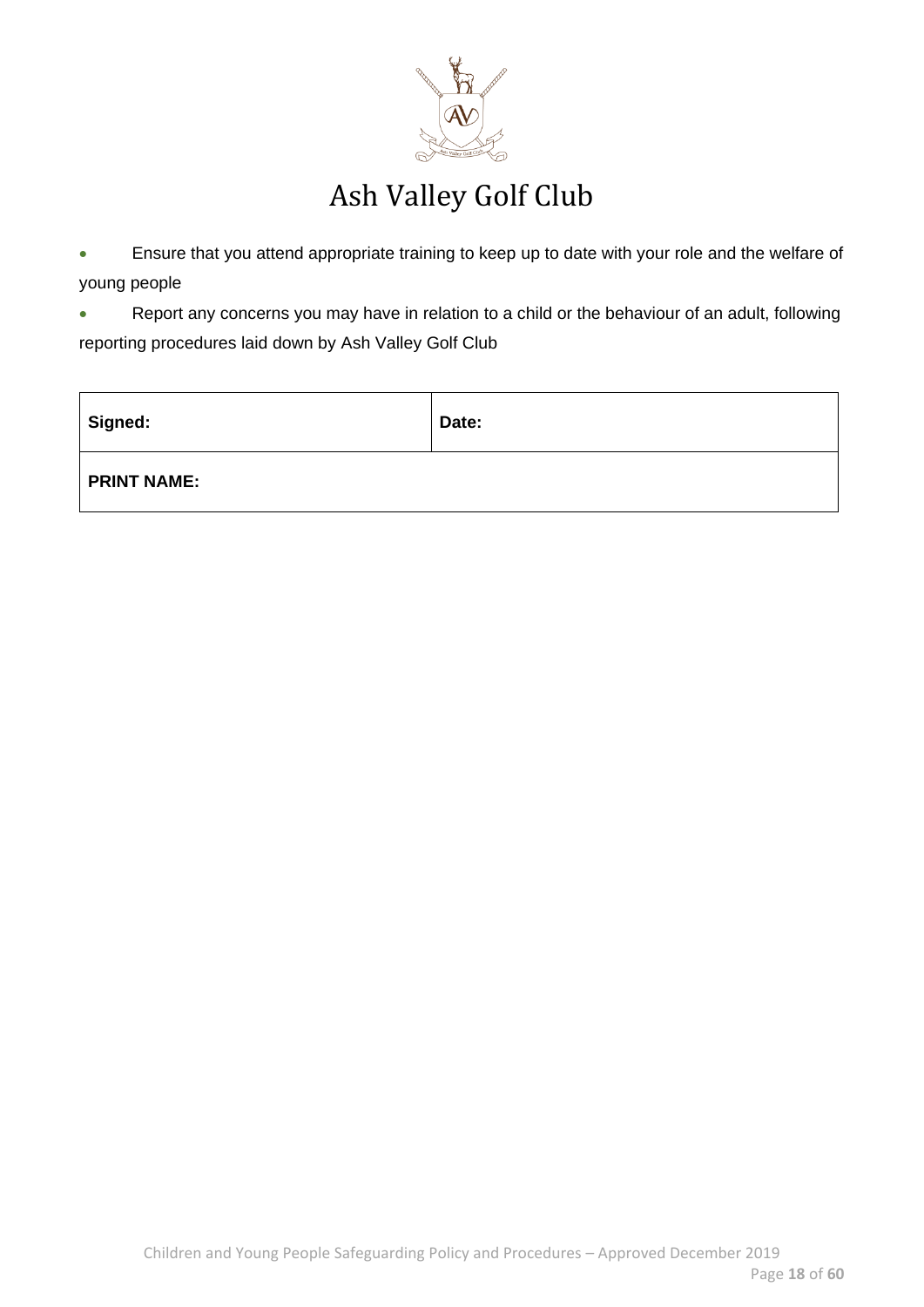# Ash Valley Golf Club

- Ensure that you attend appropriate training to keep up to date with your role and the welfare of young people
- Report any concerns you may have in relation to a child or the behaviour of an adult, following reporting procedures laid down by Ash Valley Golf Club

| **Signed:** | **Date:** |
| --- | --- |
| **PRINT NAME:** | |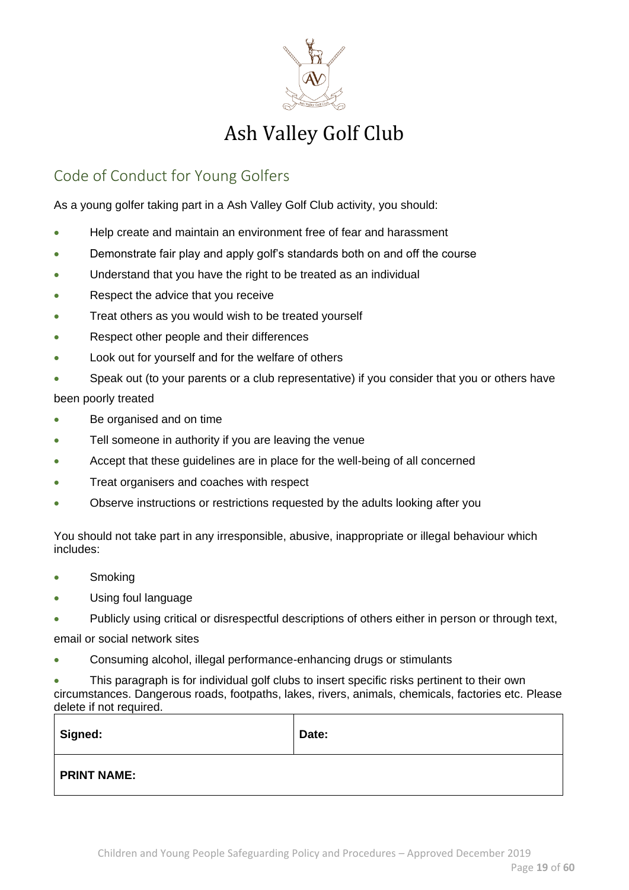# Ash Valley Golf Club

## Code of Conduct for Young Golfers

As a young golfer taking part in a Ash Valley Golf Club activity, you should:

- Help create and maintain an environment free of fear and harassment
- Demonstrate fair play and apply golf's standards both on and off the course
- Understand that you have the right to be treated as an individual
- Respect the advice that you receive
- Treat others as you would wish to be treated yourself
- Respect other people and their differences
- Look out for yourself and for the welfare of others
- Speak out (to your parents or a club representative) if you consider that you or others have been poorly treated
- Be organised and on time
- Tell someone in authority if you are leaving the venue
- Accept that these guidelines are in place for the well-being of all concerned
- Treat organisers and coaches with respect
- Observe instructions or restrictions requested by the adults looking after you

You should not take part in any irresponsible, abusive, inappropriate or illegal behaviour which includes:

- Smoking
- Using foul language
- Publicly using critical or disrespectful descriptions of others either in person or through text, email or social network sites
- Consuming alcohol, illegal performance-enhancing drugs or stimulants
- This paragraph is for individual golf clubs to insert specific risks pertinent to their own circumstances. Dangerous roads, footpaths, lakes, rivers, animals, chemicals, factories etc. Please delete if not required.

| **Signed:** | **Date:** |
|---|---|
| **PRINT NAME:** | |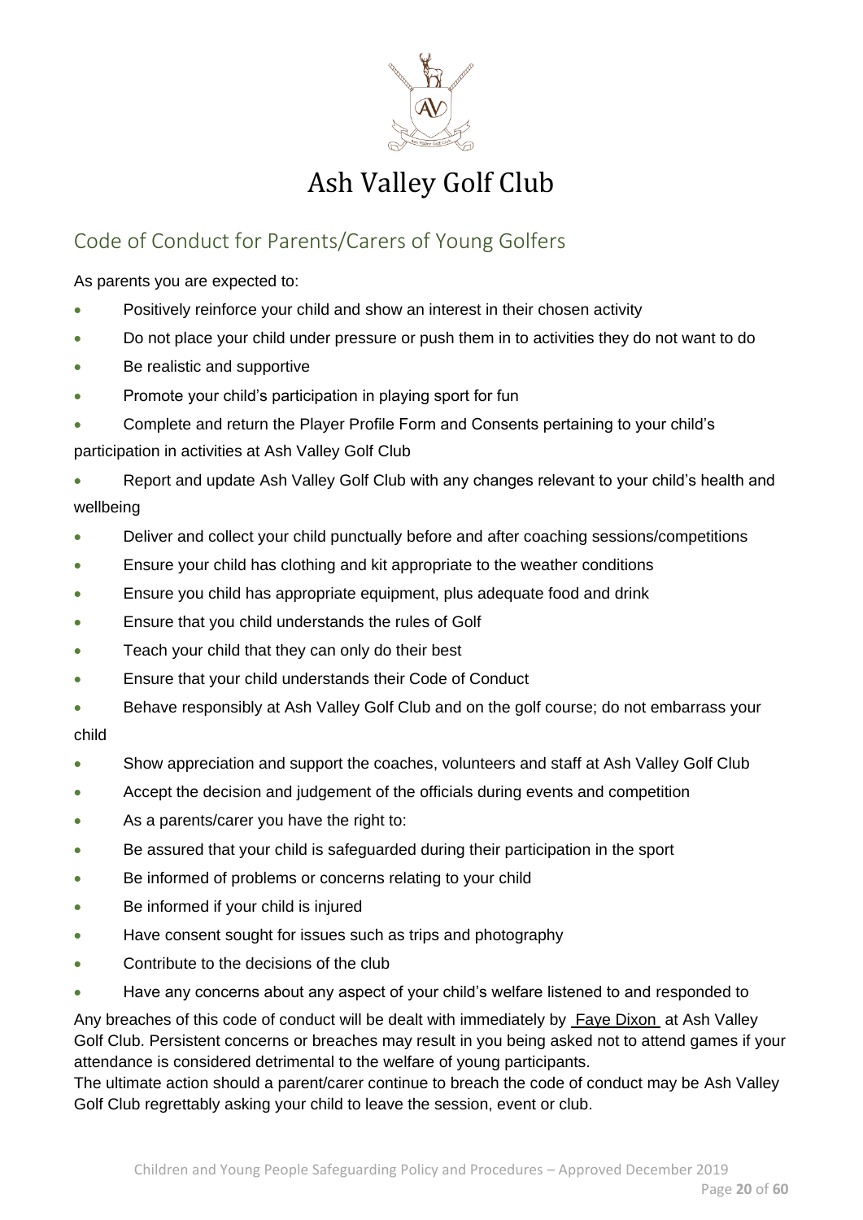# Ash Valley Golf Club

## Code of Conduct for Parents/Carers of Young Golfers

As parents you are expected to:

- Positively reinforce your child and show an interest in their chosen activity
- Do not place your child under pressure or push them in to activities they do not want to do
- Be realistic and supportive
- Promote your child's participation in playing sport for fun
- Complete and return the Player Profile Form and Consents pertaining to your child's participation in activities at Ash Valley Golf Club
- Report and update Ash Valley Golf Club with any changes relevant to your child's health and wellbeing
- Deliver and collect your child punctually before and after coaching sessions/competitions
- Ensure your child has clothing and kit appropriate to the weather conditions
- Ensure you child has appropriate equipment, plus adequate food and drink
- Ensure that you child understands the rules of Golf
- Teach your child that they can only do their best
- Ensure that your child understands their Code of Conduct
- Behave responsibly at Ash Valley Golf Club and on the golf course; do not embarrass your child
- Show appreciation and support the coaches, volunteers and staff at Ash Valley Golf Club
- Accept the decision and judgement of the officials during events and competition
- As a parents/carer you have the right to:
- Be assured that your child is safeguarded during their participation in the sport
- Be informed of problems or concerns relating to your child
- Be informed if your child is injured
- Have consent sought for issues such as trips and photography
- Contribute to the decisions of the club
- Have any concerns about any aspect of your child's welfare listened to and responded to

Any breaches of this code of conduct will be dealt with immediately by Faye Dixon at Ash Valley Golf Club. Persistent concerns or breaches may result in you being asked not to attend games if your attendance is considered detrimental to the welfare of young participants.
The ultimate action should a parent/carer continue to breach the code of conduct may be Ash Valley Golf Club regrettably asking your child to leave the session, event or club.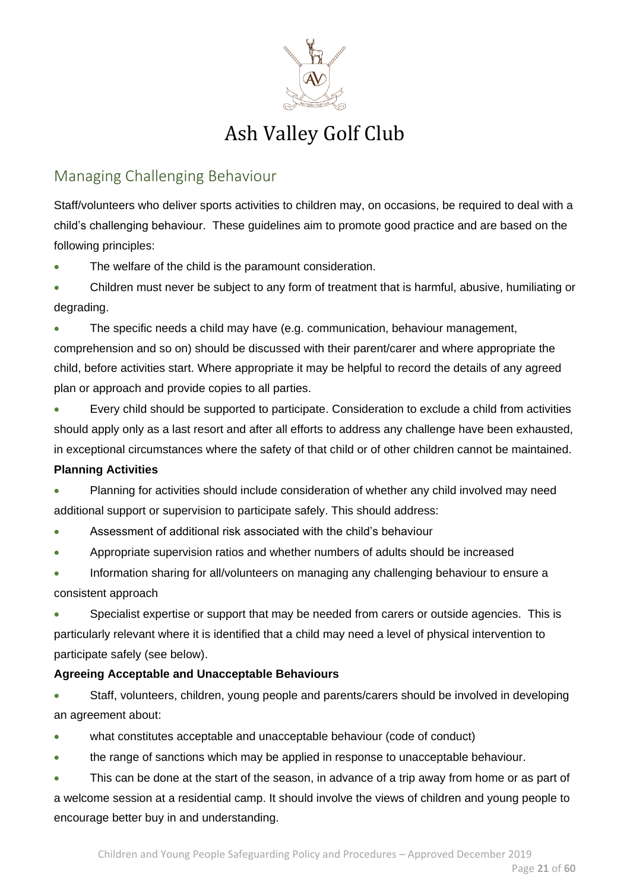# Ash Valley Golf Club

## Managing Challenging Behaviour

Staff/volunteers who deliver sports activities to children may, on occasions, be required to deal with a child's challenging behaviour. These guidelines aim to promote good practice and are based on the following principles:

- The welfare of the child is the paramount consideration.
- Children must never be subject to any form of treatment that is harmful, abusive, humiliating or degrading.
- The specific needs a child may have (e.g. communication, behaviour management, comprehension and so on) should be discussed with their parent/carer and where appropriate the child, before activities start. Where appropriate it may be helpful to record the details of any agreed plan or approach and provide copies to all parties.
- Every child should be supported to participate. Consideration to exclude a child from activities should apply only as a last resort and after all efforts to address any challenge have been exhausted, in exceptional circumstances where the safety of that child or of other children cannot be maintained.

**Planning Activities**

- Planning for activities should include consideration of whether any child involved may need additional support or supervision to participate safely. This should address:
- Assessment of additional risk associated with the child's behaviour
- Appropriate supervision ratios and whether numbers of adults should be increased
- Information sharing for all/volunteers on managing any challenging behaviour to ensure a consistent approach
- Specialist expertise or support that may be needed from carers or outside agencies. This is particularly relevant where it is identified that a child may need a level of physical intervention to participate safely (see below).

**Agreeing Acceptable and Unacceptable Behaviours**

- Staff, volunteers, children, young people and parents/carers should be involved in developing an agreement about:
- what constitutes acceptable and unacceptable behaviour (code of conduct)
- the range of sanctions which may be applied in response to unacceptable behaviour.
- This can be done at the start of the season, in advance of a trip away from home or as part of a welcome session at a residential camp. It should involve the views of children and young people to encourage better buy in and understanding.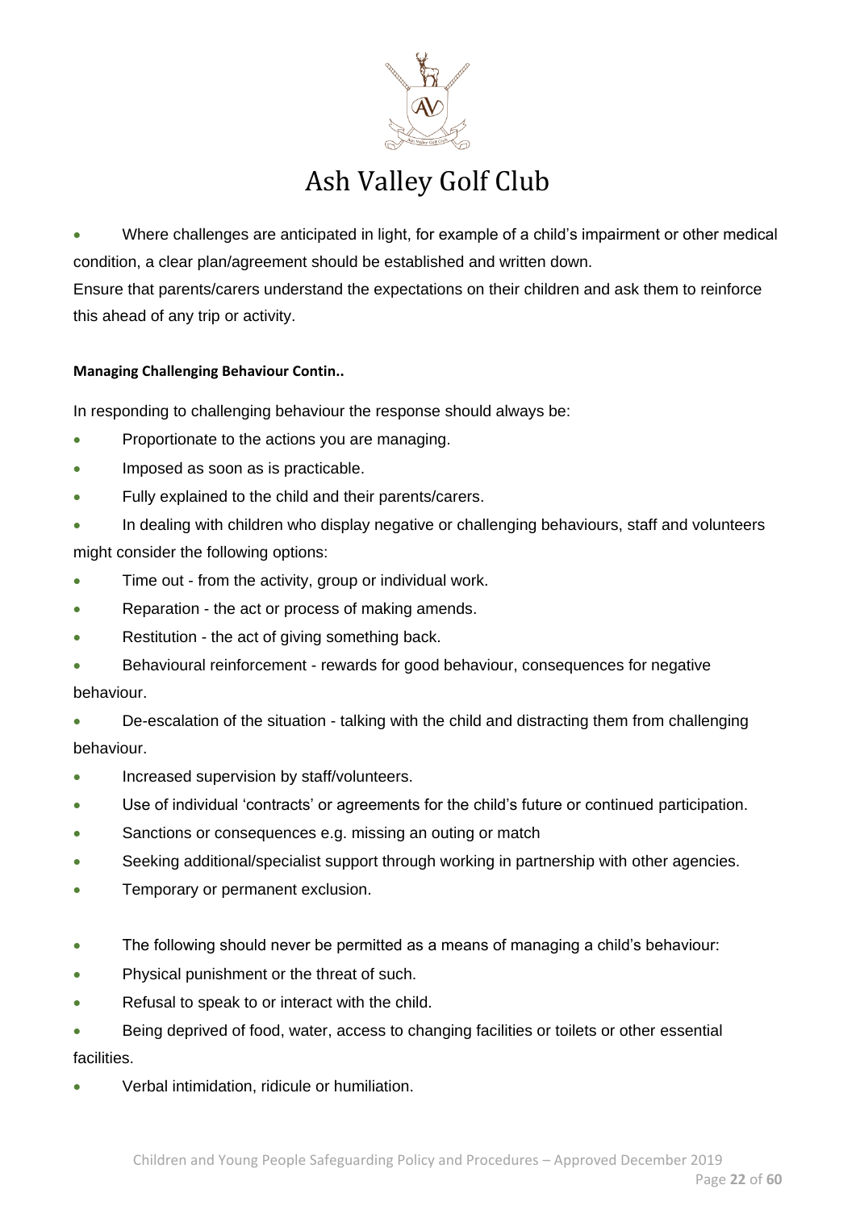- Where challenges are anticipated in light, for example of a child's impairment or other medical condition, a clear plan/agreement should be established and written down.

Ensure that parents/carers understand the expectations on their children and ask them to reinforce this ahead of any trip or activity.

**Managing Challenging Behaviour Contin..**

In responding to challenging behaviour the response should always be:

- Proportionate to the actions you are managing.
- Imposed as soon as is practicable.
- Fully explained to the child and their parents/carers.
- In dealing with children who display negative or challenging behaviours, staff and volunteers might consider the following options:
- Time out - from the activity, group or individual work.
- Reparation - the act or process of making amends.
- Restitution - the act of giving something back.
- Behavioural reinforcement - rewards for good behaviour, consequences for negative behaviour.
- De-escalation of the situation - talking with the child and distracting them from challenging behaviour.
- Increased supervision by staff/volunteers.
- Use of individual 'contracts' or agreements for the child's future or continued participation.
- Sanctions or consequences e.g. missing an outing or match
- Seeking additional/specialist support through working in partnership with other agencies.
- Temporary or permanent exclusion.

- The following should never be permitted as a means of managing a child's behaviour:
- Physical punishment or the threat of such.
- Refusal to speak to or interact with the child.
- Being deprived of food, water, access to changing facilities or toilets or other essential facilities.
- Verbal intimidation, ridicule or humiliation.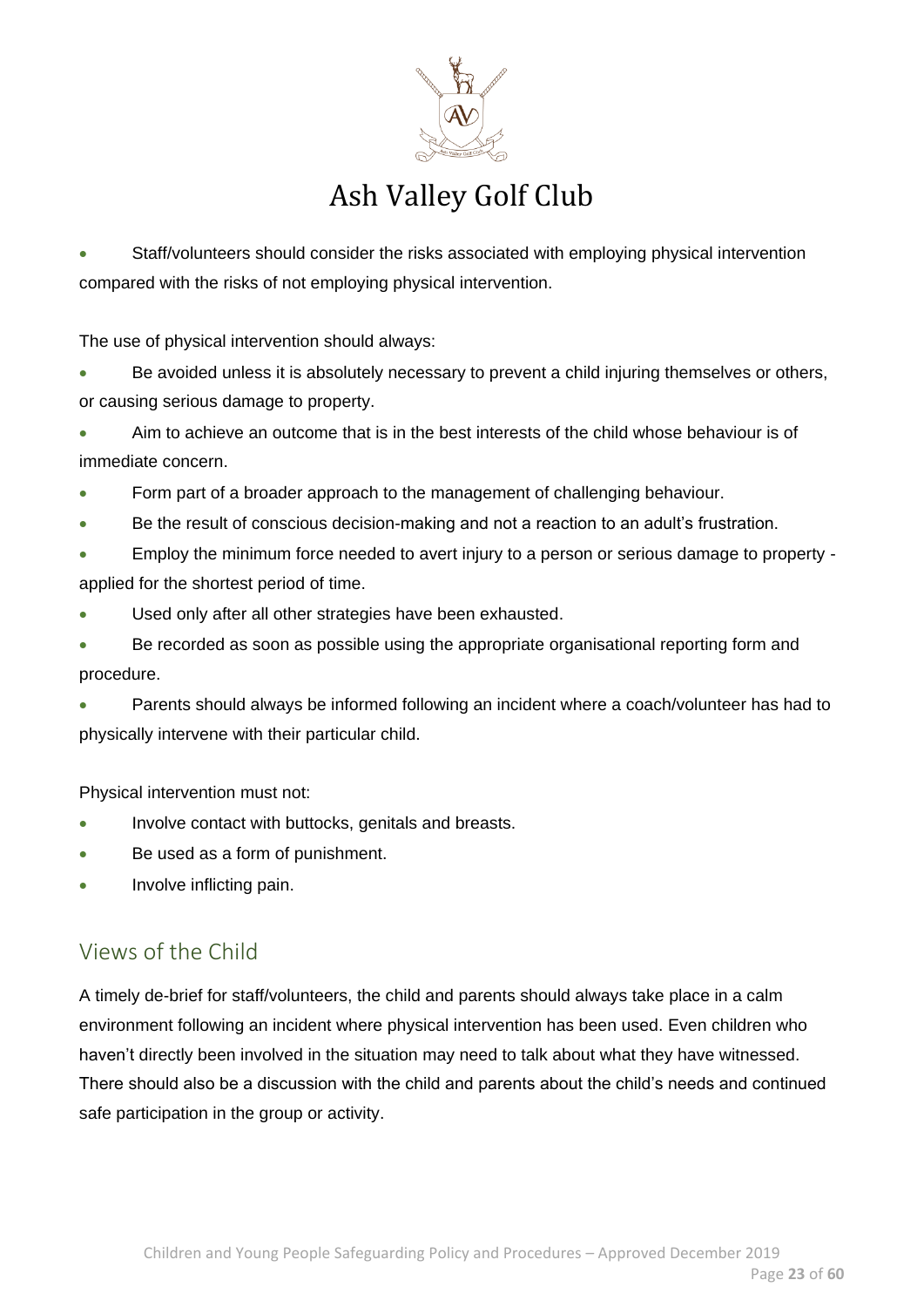- Staff/volunteers should consider the risks associated with employing physical intervention compared with the risks of not employing physical intervention.

The use of physical intervention should always:

- Be avoided unless it is absolutely necessary to prevent a child injuring themselves or others, or causing serious damage to property.
- Aim to achieve an outcome that is in the best interests of the child whose behaviour is of immediate concern.
- Form part of a broader approach to the management of challenging behaviour.
- Be the result of conscious decision-making and not a reaction to an adult's frustration.
- Employ the minimum force needed to avert injury to a person or serious damage to property - applied for the shortest period of time.
- Used only after all other strategies have been exhausted.
- Be recorded as soon as possible using the appropriate organisational reporting form and procedure.
- Parents should always be informed following an incident where a coach/volunteer has had to physically intervene with their particular child.

Physical intervention must not:

- Involve contact with buttocks, genitals and breasts.
- Be used as a form of punishment.
- Involve inflicting pain.

## Views of the Child

A timely de-brief for staff/volunteers, the child and parents should always take place in a calm environment following an incident where physical intervention has been used. Even children who haven't directly been involved in the situation may need to talk about what they have witnessed. There should also be a discussion with the child and parents about the child's needs and continued safe participation in the group or activity.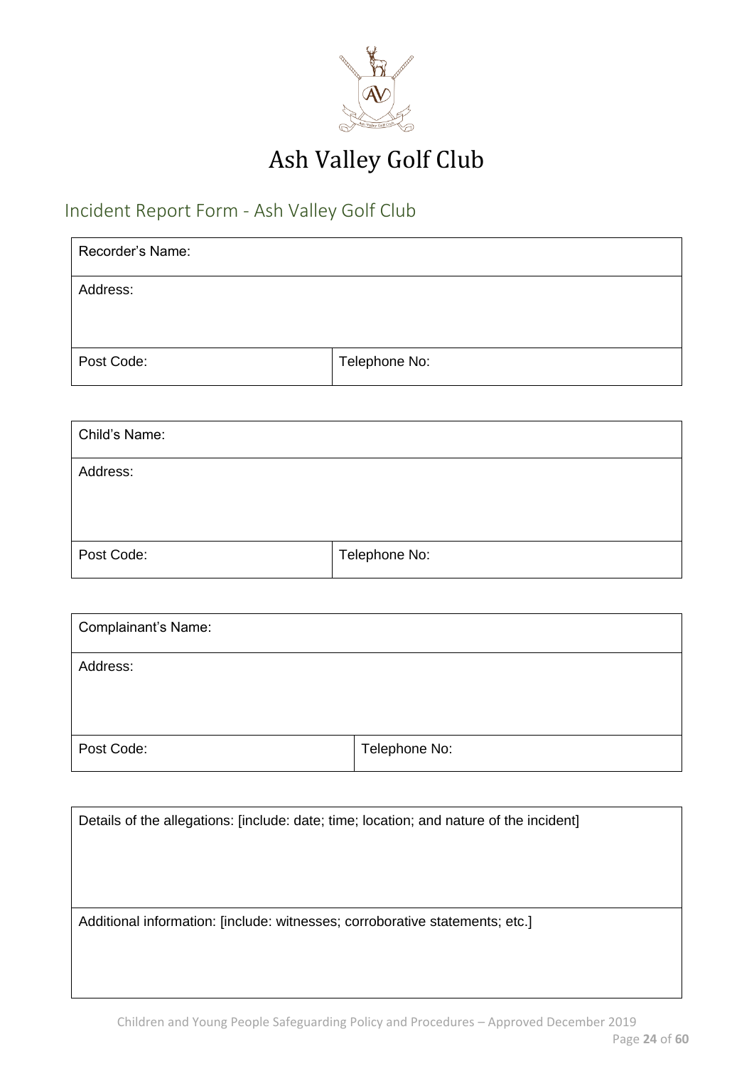# Ash Valley Golf Club

## Incident Report Form - Ash Valley Golf Club

| Recorder's Name: | |
|---|---|
| Address: | |
| Post Code: | Telephone No: |

| Child's Name: | |
|---|---|
| Address: | |
| Post Code: | Telephone No: |

| Complainant's Name: | |
|---|---|
| Address: | |
| Post Code: | Telephone No: |

| Details of the allegations: [include: date; time; location; and nature of the incident] |
|---|
| Additional information: [include: witnesses; corroborative statements; etc.] |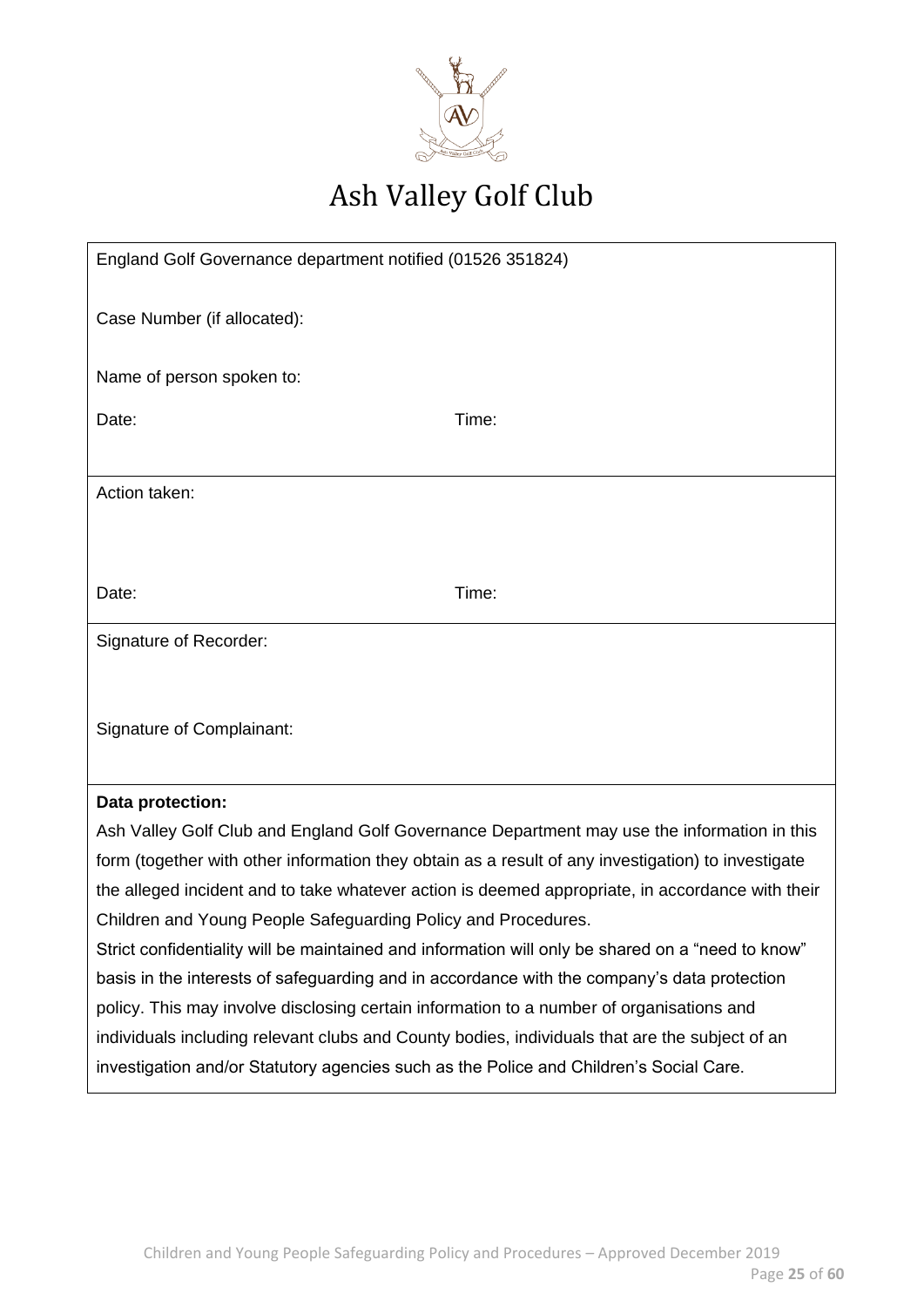# Ash Valley Golf Club

England Golf Governance department notified (01526 351824)

Case Number (if allocated):

Name of person spoken to:

Date: Time:

Action taken:

Date: Time:

Signature of Recorder:

Signature of Complainant:

**Data protection:**

Ash Valley Golf Club and England Golf Governance Department may use the information in this form (together with other information they obtain as a result of any investigation) to investigate the alleged incident and to take whatever action is deemed appropriate, in accordance with their Children and Young People Safeguarding Policy and Procedures.

Strict confidentiality will be maintained and information will only be shared on a "need to know" basis in the interests of safeguarding and in accordance with the company's data protection policy. This may involve disclosing certain information to a number of organisations and individuals including relevant clubs and County bodies, individuals that are the subject of an investigation and/or Statutory agencies such as the Police and Children's Social Care.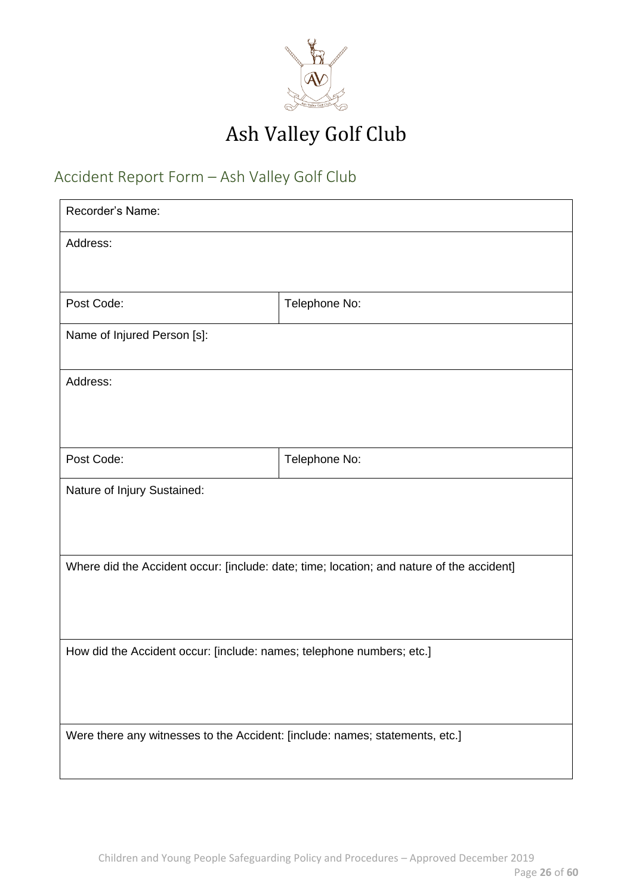# Ash Valley Golf Club

## Accident Report Form – Ash Valley Golf Club

| Recorder's Name: | |
|---|---|
| Address: | |
| Post Code: | Telephone No: |
| Name of Injured Person [s]: | |
| Address: | |
| Post Code: | Telephone No: |
| Nature of Injury Sustained: | |
| Where did the Accident occur: [include: date; time; location; and nature of the accident] | |
| How did the Accident occur: [include: names; telephone numbers; etc.] | |
| Were there any witnesses to the Accident: [include: names; statements, etc.] | |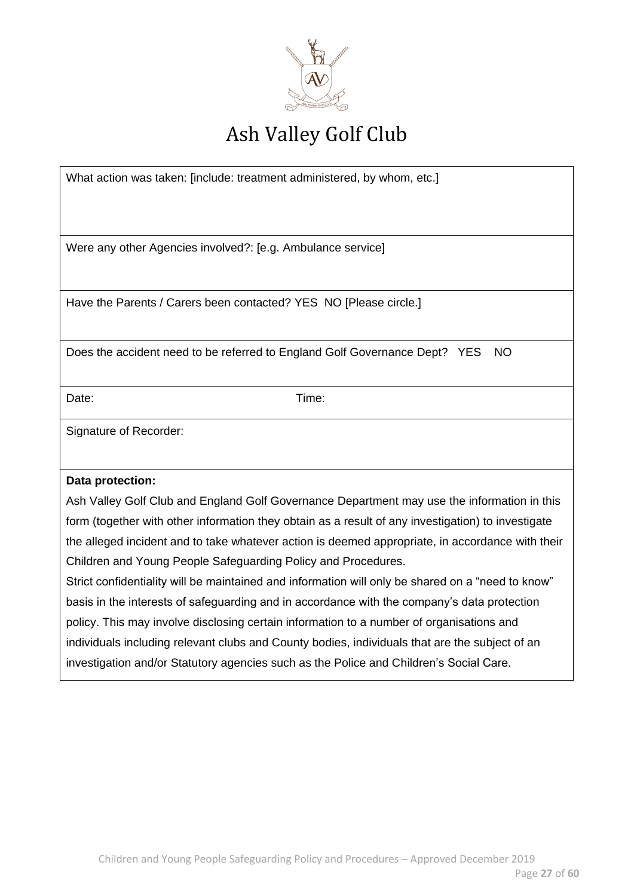# Ash Valley Golf Club

| What action was taken: [include: treatment administered, by whom, etc.] | |
|---|---|
| Were any other Agencies involved?: [e.g. Ambulance service] | |
| Have the Parents / Carers been contacted? YES NO [Please circle.] | |
| Does the accident need to be referred to England Golf Governance Dept? YES NO | |
| Date: | Time: |
| Signature of Recorder: | |

**Data protection:**

Ash Valley Golf Club and England Golf Governance Department may use the information in this form (together with other information they obtain as a result of any investigation) to investigate the alleged incident and to take whatever action is deemed appropriate, in accordance with their Children and Young People Safeguarding Policy and Procedures.

Strict confidentiality will be maintained and information will only be shared on a "need to know" basis in the interests of safeguarding and in accordance with the company's data protection policy. This may involve disclosing certain information to a number of organisations and individuals including relevant clubs and County bodies, individuals that are the subject of an investigation and/or Statutory agencies such as the Police and Children's Social Care.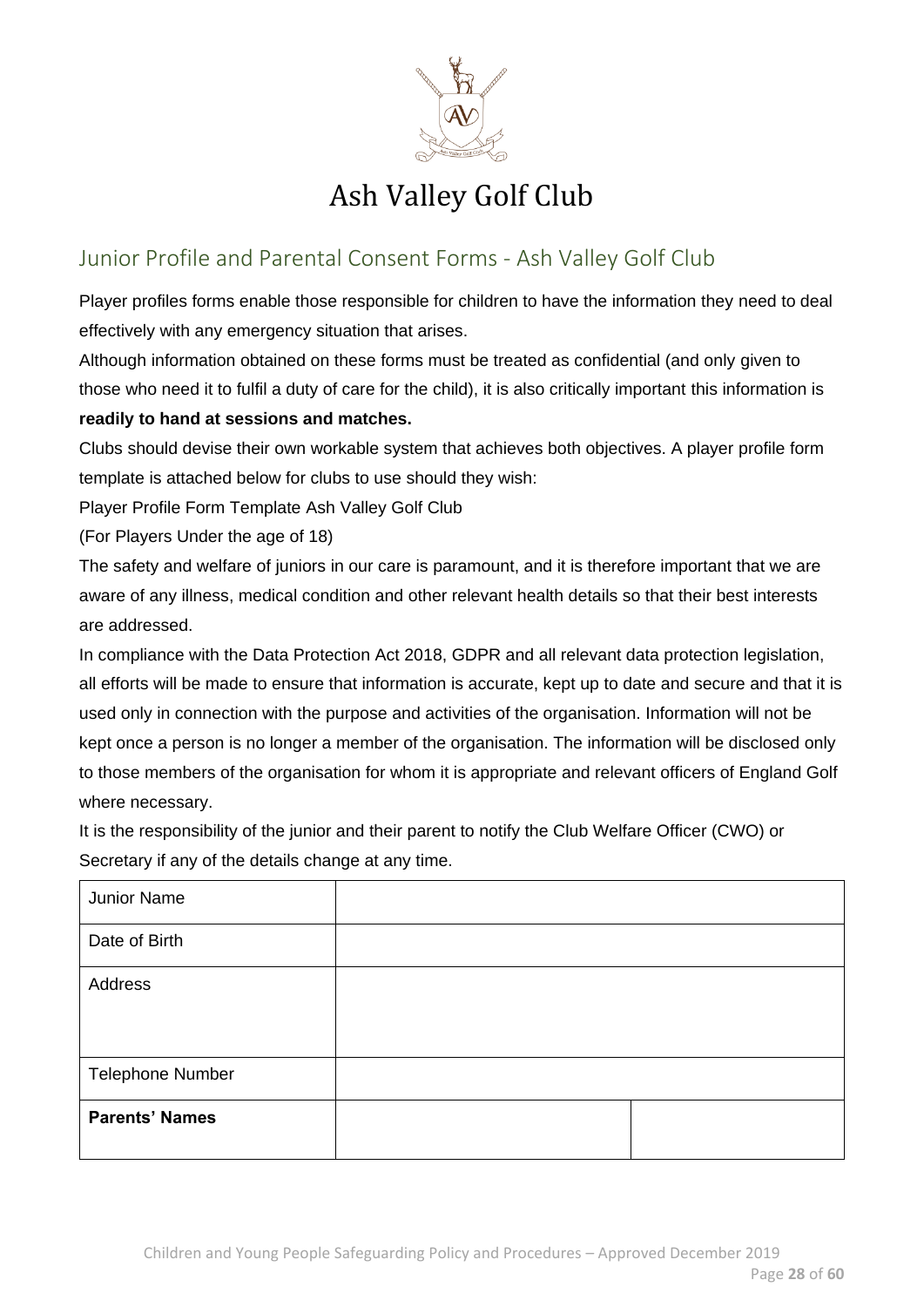# Ash Valley Golf Club

## Junior Profile and Parental Consent Forms - Ash Valley Golf Club

Player profiles forms enable those responsible for children to have the information they need to deal effectively with any emergency situation that arises.

Although information obtained on these forms must be treated as confidential (and only given to those who need it to fulfil a duty of care for the child), it is also critically important this information is **readily to hand at sessions and matches.**

Clubs should devise their own workable system that achieves both objectives. A player profile form template is attached below for clubs to use should they wish:

Player Profile Form Template Ash Valley Golf Club

(For Players Under the age of 18)

The safety and welfare of juniors in our care is paramount, and it is therefore important that we are aware of any illness, medical condition and other relevant health details so that their best interests are addressed.

In compliance with the Data Protection Act 2018, GDPR and all relevant data protection legislation, all efforts will be made to ensure that information is accurate, kept up to date and secure and that it is used only in connection with the purpose and activities of the organisation. Information will not be kept once a person is no longer a member of the organisation. The information will be disclosed only to those members of the organisation for whom it is appropriate and relevant officers of England Golf where necessary.

It is the responsibility of the junior and their parent to notify the Club Welfare Officer (CWO) or Secretary if any of the details change at any time.

| | | |
|---|---|---|
| Junior Name | | |
| Date of Birth | | |
| Address | | |
| Telephone Number | | |
| **Parents' Names** | | |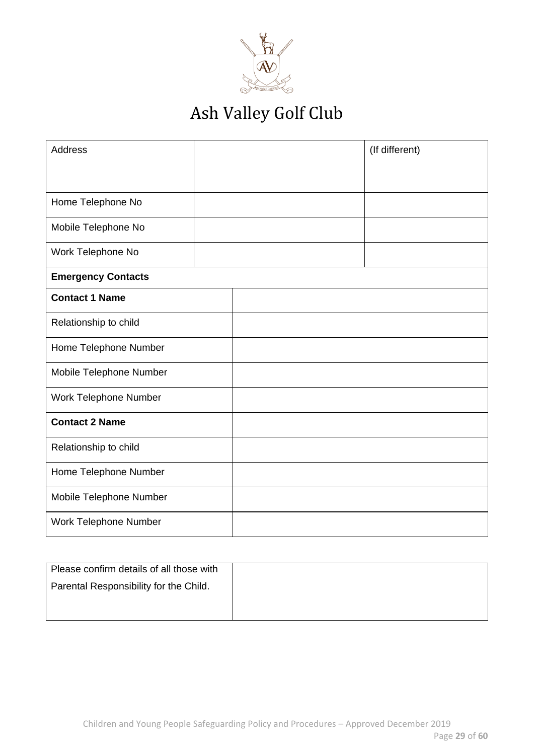# Ash Valley Golf Club

| Address | | (If different) |
|---|---|---|
| Home Telephone No | | |
| Mobile Telephone No | | |
| Work Telephone No | | |

| **Emergency Contacts** | |
|---|---|
| **Contact 1 Name** | |
| Relationship to child | |
| Home Telephone Number | |
| Mobile Telephone Number | |
| Work Telephone Number | |
| **Contact 2 Name** | |
| Relationship to child | |
| Home Telephone Number | |
| Mobile Telephone Number | |
| Work Telephone Number | |

| Please confirm details of all those with Parental Responsibility for the Child. | |
|---|---|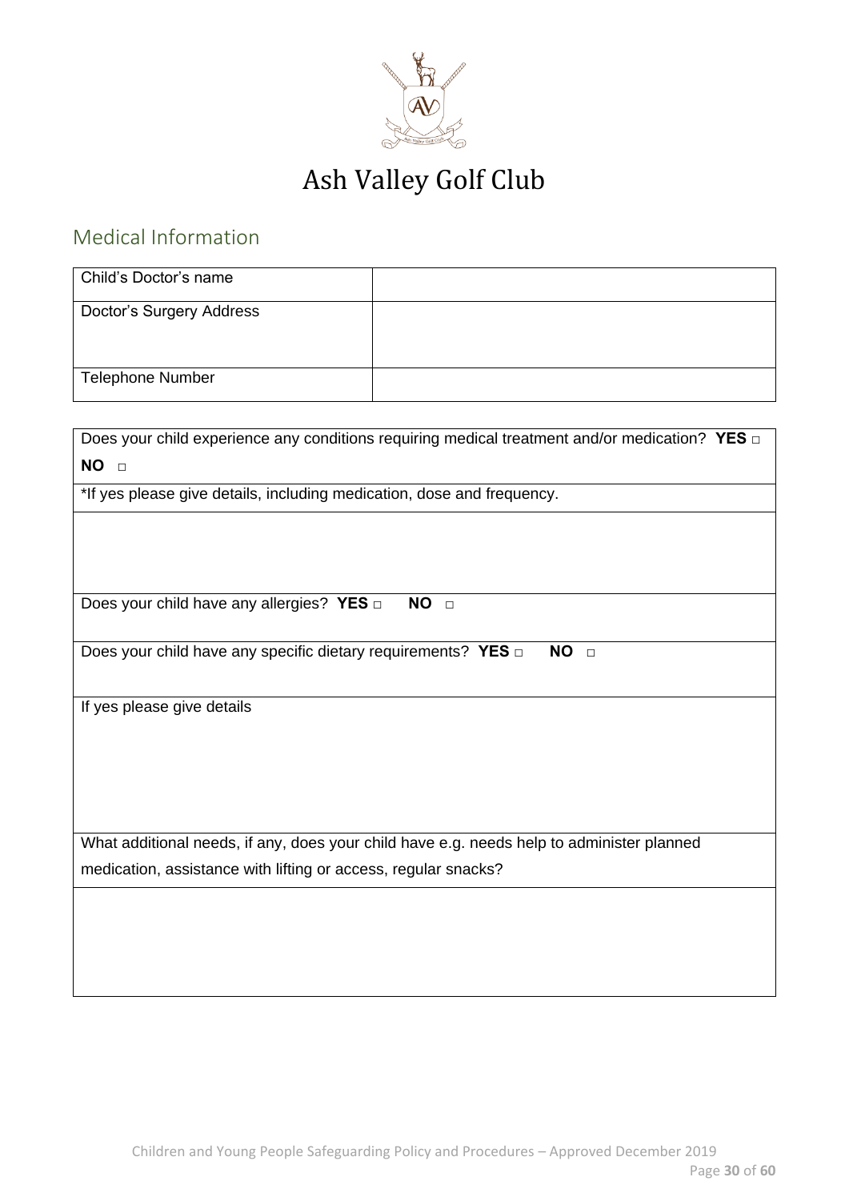# Ash Valley Golf Club

## Medical Information

| Child's Doctor's name | |
|---|---|
| Doctor's Surgery Address | |
| Telephone Number | |

| |
|---|
| Does your child experience any conditions requiring medical treatment and/or medication? **YES** □ **NO** □ |
| *If yes please give details, including medication, dose and frequency. |
| |
| Does your child have any allergies? **YES** □ **NO** □ |
| Does your child have any specific dietary requirements? **YES** □ **NO** □ |
| If yes please give details |
| What additional needs, if any, does your child have e.g. needs help to administer planned medication, assistance with lifting or access, regular snacks? |
| |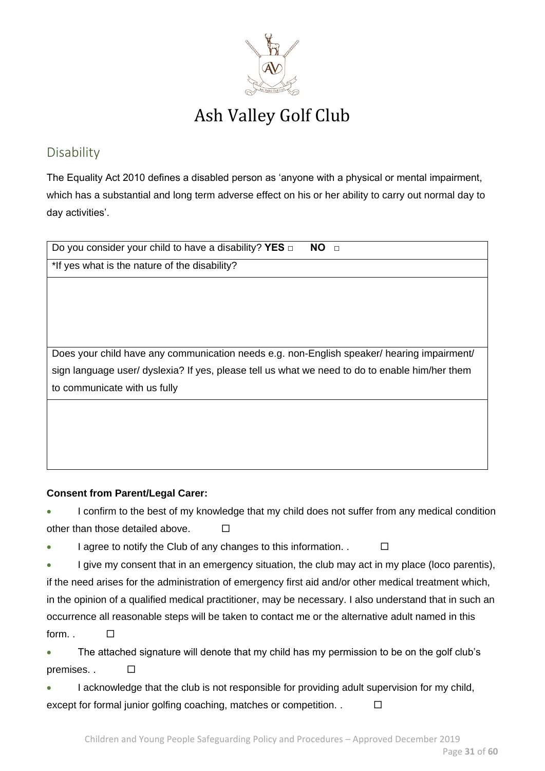# Ash Valley Golf Club

## Disability

The Equality Act 2010 defines a disabled person as 'anyone with a physical or mental impairment, which has a substantial and long term adverse effect on his or her ability to carry out normal day to day activities'.

| Do you consider your child to have a disability? **YES** ☐ **NO** ☐ |
| --- |
| *If yes what is the nature of the disability? |
| |
| Does your child have any communication needs e.g. non-English speaker/ hearing impairment/ sign language user/ dyslexia? If yes, please tell us what we need to do to enable him/her them to communicate with us fully |
| |

**Consent from Parent/Legal Carer:**

- I confirm to the best of my knowledge that my child does not suffer from any medical condition other than those detailed above. ☐
- I agree to notify the Club of any changes to this information. . ☐
- I give my consent that in an emergency situation, the club may act in my place (loco parentis), if the need arises for the administration of emergency first aid and/or other medical treatment which, in the opinion of a qualified medical practitioner, may be necessary. I also understand that in such an occurrence all reasonable steps will be taken to contact me or the alternative adult named in this form. . ☐
- The attached signature will denote that my child has my permission to be on the golf club's premises. . ☐
- I acknowledge that the club is not responsible for providing adult supervision for my child, except for formal junior golfing coaching, matches or competition. . ☐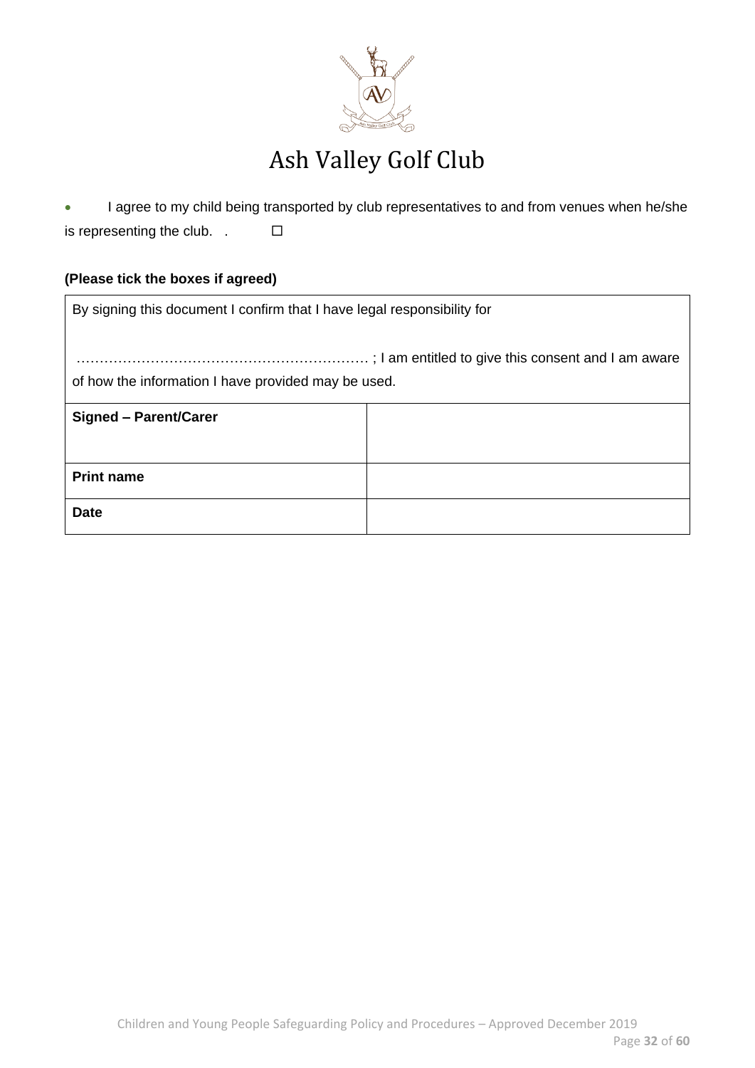# Ash Valley Golf Club

- I agree to my child being transported by club representatives to and from venues when he/she is representing the club. . ☐

**(Please tick the boxes if agreed)**

| By signing this document I confirm that I have legal responsibility for<br><br>……………………………………………………… ; I am entitled to give this consent and I am aware of how the information I have provided may be used. | |
|---|---|
| **Signed – Parent/Carer** | |
| **Print name** | |
| **Date** | |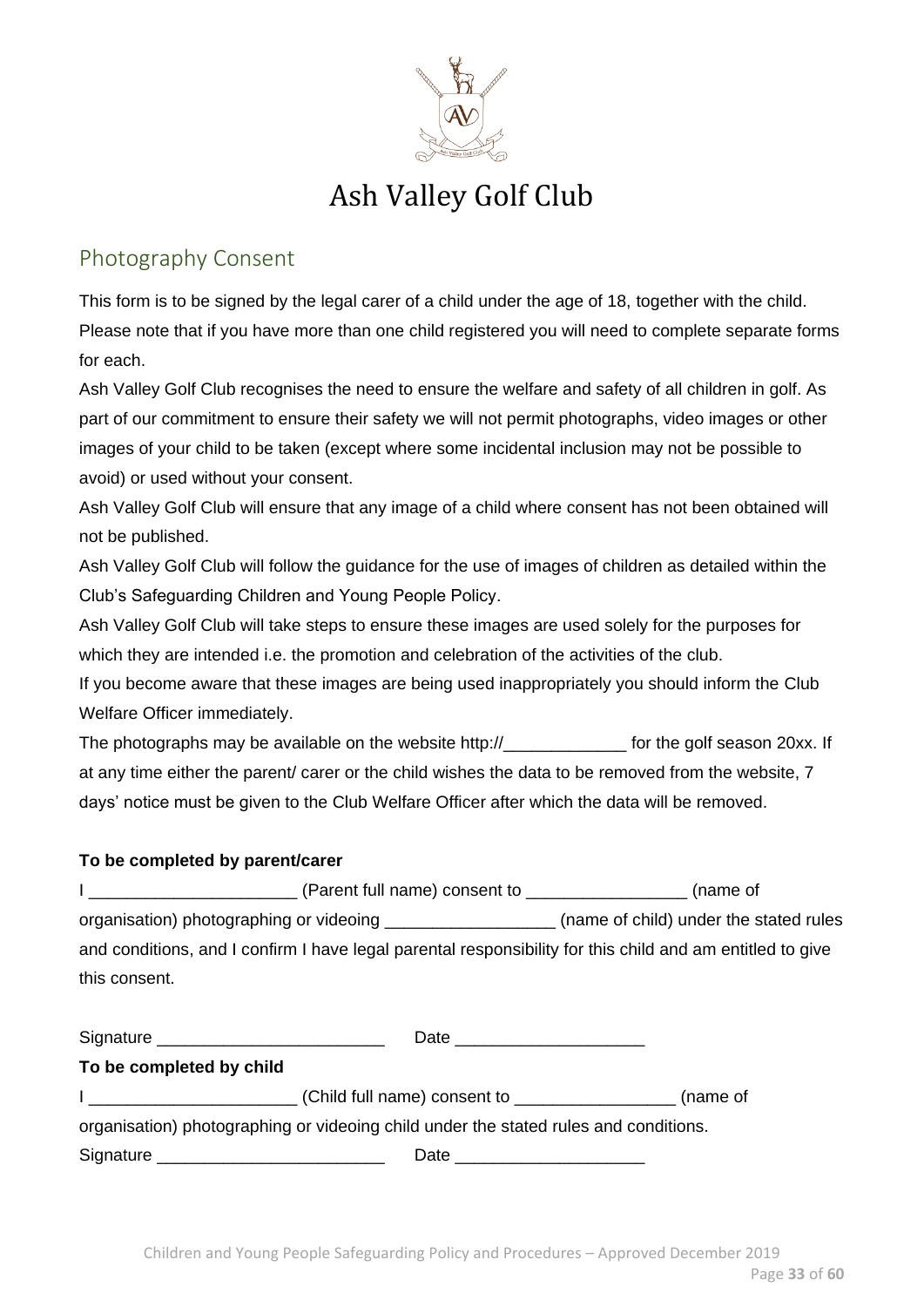# Ash Valley Golf Club

## Photography Consent

This form is to be signed by the legal carer of a child under the age of 18, together with the child. Please note that if you have more than one child registered you will need to complete separate forms for each.

Ash Valley Golf Club recognises the need to ensure the welfare and safety of all children in golf. As part of our commitment to ensure their safety we will not permit photographs, video images or other images of your child to be taken (except where some incidental inclusion may not be possible to avoid) or used without your consent.

Ash Valley Golf Club will ensure that any image of a child where consent has not been obtained will not be published.

Ash Valley Golf Club will follow the guidance for the use of images of children as detailed within the Club's Safeguarding Children and Young People Policy.

Ash Valley Golf Club will take steps to ensure these images are used solely for the purposes for which they are intended i.e. the promotion and celebration of the activities of the club.

If you become aware that these images are being used inappropriately you should inform the Club Welfare Officer immediately.

The photographs may be available on the website http://_____________ for the golf season 20xx. If at any time either the parent/ carer or the child wishes the data to be removed from the website, 7 days' notice must be given to the Club Welfare Officer after which the data will be removed.

**To be completed by parent/carer**

I ______________________ (Parent full name) consent to _________________ (name of organisation) photographing or videoing __________________ (name of child) under the stated rules and conditions, and I confirm I have legal parental responsibility for this child and am entitled to give this consent.

Signature ________________________ Date ____________________

**To be completed by child**

I ______________________ (Child full name) consent to _________________ (name of organisation) photographing or videoing child under the stated rules and conditions.

Signature ________________________ Date ____________________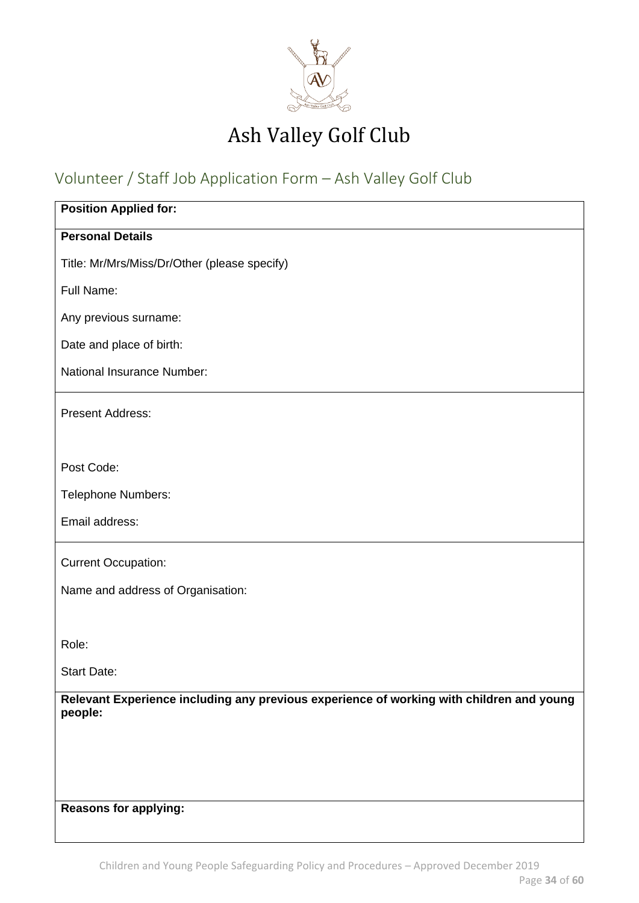# Ash Valley Golf Club

## Volunteer / Staff Job Application Form – Ash Valley Golf Club

**Position Applied for:**

**Personal Details**

Title: Mr/Mrs/Miss/Dr/Other (please specify)

Full Name:

Any previous surname:

Date and place of birth:

National Insurance Number:

Present Address:

Post Code:

Telephone Numbers:

Email address:

Current Occupation:

Name and address of Organisation:

Role:

Start Date:

**Relevant Experience including any previous experience of working with children and young people:**

**Reasons for applying:**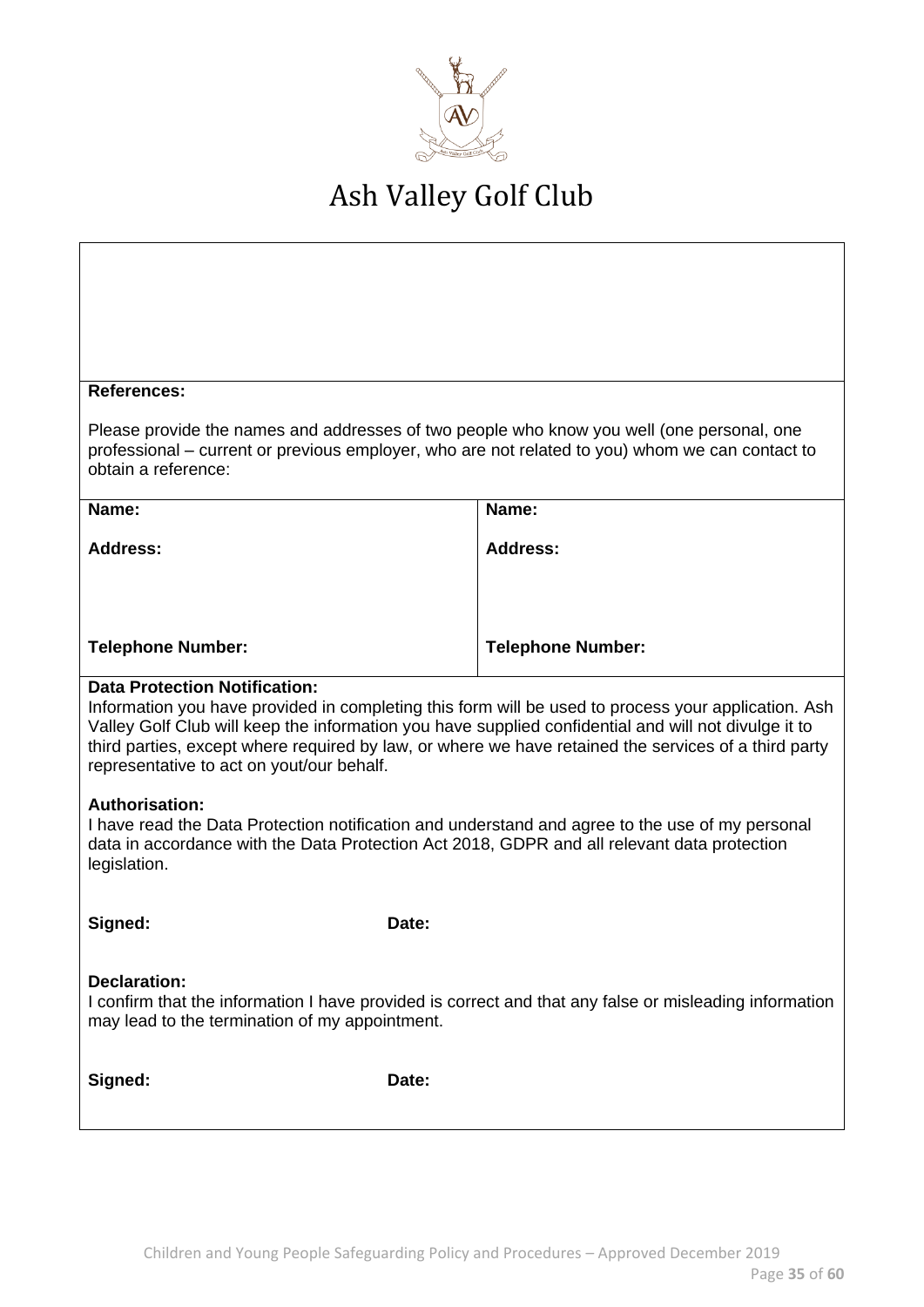# Ash Valley Golf Club

**References:**

Please provide the names and addresses of two people who know you well (one personal, one professional – current or previous employer, who are not related to you) whom we can contact to obtain a reference:

| **Name:** | **Name:** |
|---|---|
| **Address:** | **Address:** |
| **Telephone Number:** | **Telephone Number:** |

**Data Protection Notification:**
Information you have provided in completing this form will be used to process your application. Ash Valley Golf Club will keep the information you have supplied confidential and will not divulge it to third parties, except where required by law, or where we have retained the services of a third party representative to act on yout/our behalf.

**Authorisation:**
I have read the Data Protection notification and understand and agree to the use of my personal data in accordance with the Data Protection Act 2018, GDPR and all relevant data protection legislation.

**Signed:** **Date:**

**Declaration:**
I confirm that the information I have provided is correct and that any false or misleading information may lead to the termination of my appointment.

**Signed:** **Date:**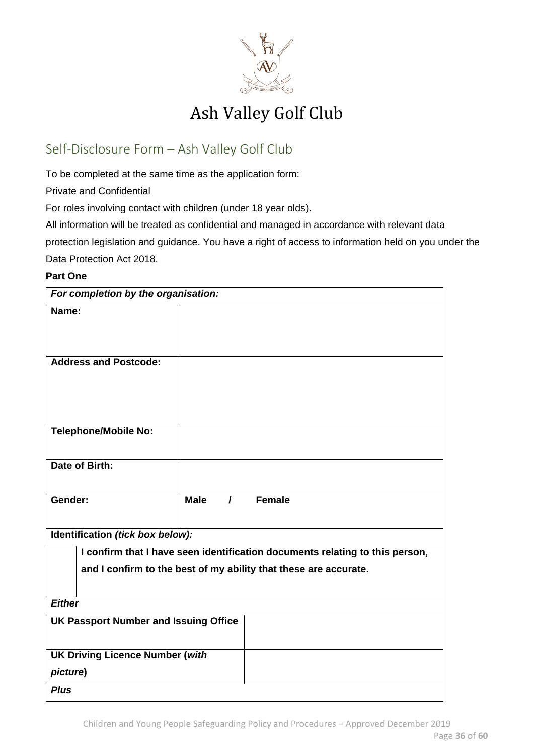# Ash Valley Golf Club

## Self-Disclosure Form – Ash Valley Golf Club

To be completed at the same time as the application form:

Private and Confidential

For roles involving contact with children (under 18 year olds).

All information will be treated as confidential and managed in accordance with relevant data protection legislation and guidance. You have a right of access to information held on you under the Data Protection Act 2018.

**Part One**

| ***For completion by the organisation:*** | | |
|---|---|---|
| **Name:** | | |
| **Address and Postcode:** | | |
| **Telephone/Mobile No:** | | |
| **Date of Birth:** | | |
| **Gender:** | **Male / Female** | |
| **Identification *(tick box below):*** | | |
| ☐ | **I confirm that I have seen identification documents relating to this person, and I confirm to the best of my ability that these are accurate.** | |
| ***Either*** | | |
| **UK Passport Number and Issuing Office** | | |
| **UK Driving Licence Number (*with picture*)** | | |
| ***Plus*** | | |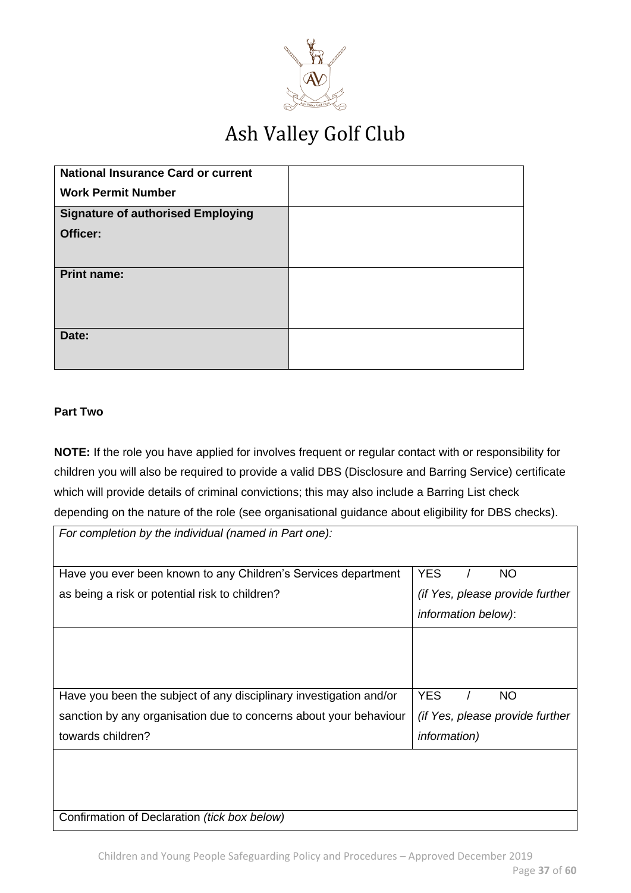# Ash Valley Golf Club

| **National Insurance Card or current Work Permit Number** | |
|---|---|
| **Signature of authorised Employing Officer:** | |
| **Print name:** | |
| **Date:** | |

**Part Two**

**NOTE:** If the role you have applied for involves frequent or regular contact with or responsibility for children you will also be required to provide a valid DBS (Disclosure and Barring Service) certificate which will provide details of criminal convictions; this may also include a Barring List check depending on the nature of the role (see organisational guidance about eligibility for DBS checks).

| *For completion by the individual (named in Part one):* | |
|---|---|
| Have you ever been known to any Children's Services department as being a risk or potential risk to children? | YES / NO *(if Yes, please provide further information below)*: |
| | |
| Have you been the subject of any disciplinary investigation and/or sanction by any organisation due to concerns about your behaviour towards children? | YES / NO *(if Yes, please provide further information)* |
| | |
| Confirmation of Declaration *(tick box below)* | |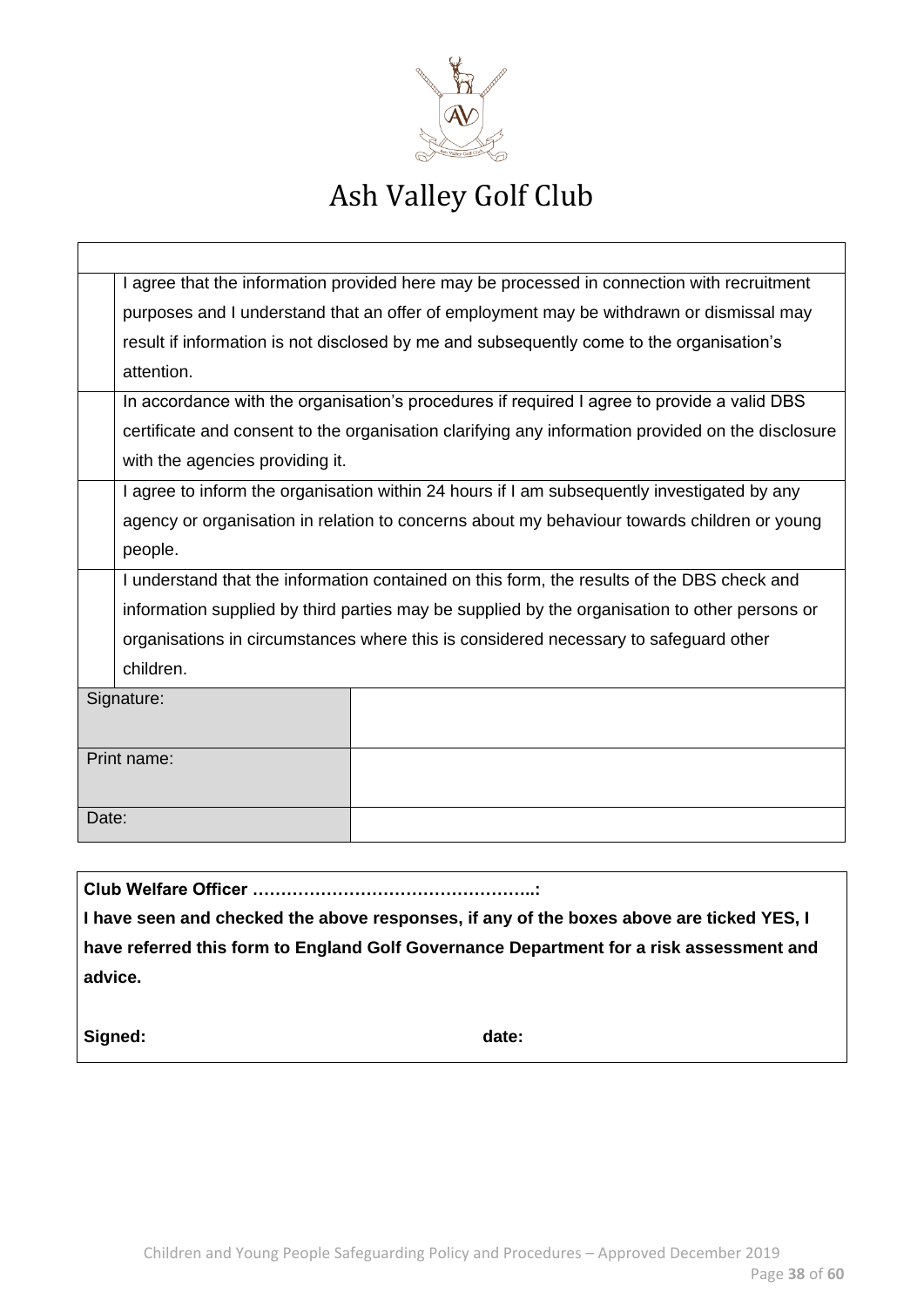# Ash Valley Golf Club

| | |
|---|---|
| | |
| | I agree that the information provided here may be processed in connection with recruitment purposes and I understand that an offer of employment may be withdrawn or dismissal may result if information is not disclosed by me and subsequently come to the organisation's attention. |
| | In accordance with the organisation's procedures if required I agree to provide a valid DBS certificate and consent to the organisation clarifying any information provided on the disclosure with the agencies providing it. |
| | I agree to inform the organisation within 24 hours if I am subsequently investigated by any agency or organisation in relation to concerns about my behaviour towards children or young people. |
| | I understand that the information contained on this form, the results of the DBS check and information supplied by third parties may be supplied by the organisation to other persons or organisations in circumstances where this is considered necessary to safeguard other children. |

| | |
|---|---|
| Signature: | |
| Print name: | |
| Date: | |

**Club Welfare Officer …………………………………………..:**

**I have seen and checked the above responses, if any of the boxes above are ticked YES, I have referred this form to England Golf Governance Department for a risk assessment and advice.**

**Signed:** **date:**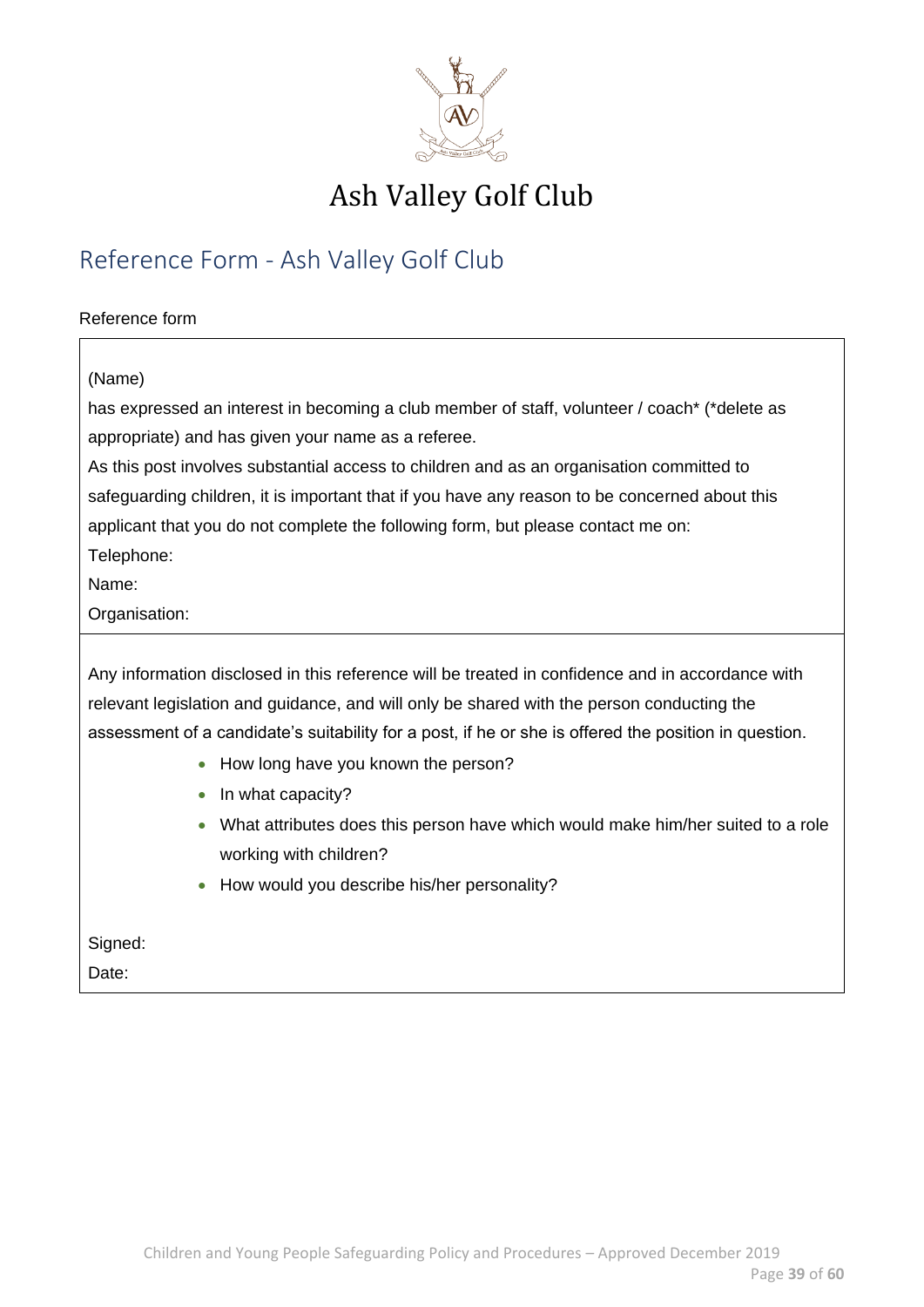# Ash Valley Golf Club

## Reference Form - Ash Valley Golf Club

Reference form

(Name)

has expressed an interest in becoming a club member of staff, volunteer / coach* (*delete as appropriate) and has given your name as a referee.

As this post involves substantial access to children and as an organisation committed to safeguarding children, it is important that if you have any reason to be concerned about this applicant that you do not complete the following form, but please contact me on:

Telephone:

Name:

Organisation:

Any information disclosed in this reference will be treated in confidence and in accordance with relevant legislation and guidance, and will only be shared with the person conducting the assessment of a candidate's suitability for a post, if he or she is offered the position in question.

- How long have you known the person?
- In what capacity?
- What attributes does this person have which would make him/her suited to a role working with children?
- How would you describe his/her personality?

Signed:

Date: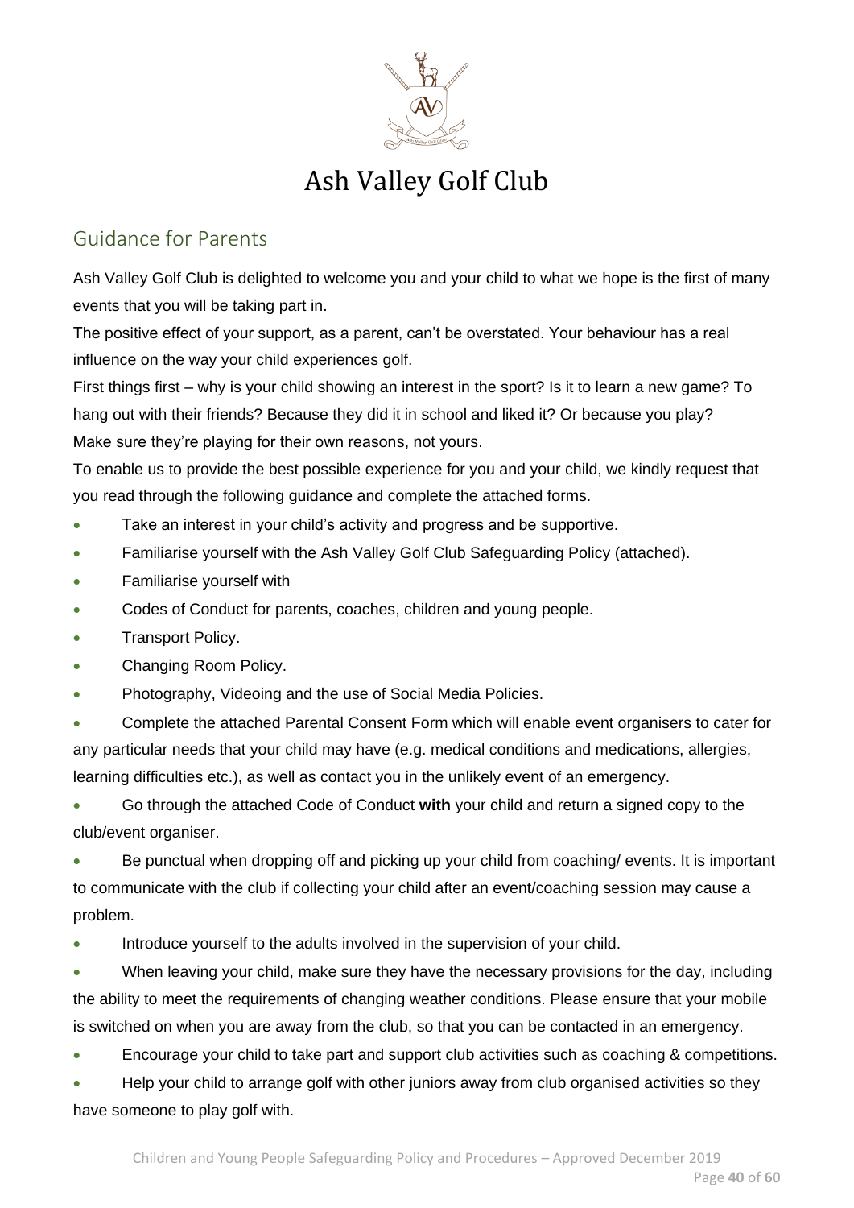# Ash Valley Golf Club

## Guidance for Parents

Ash Valley Golf Club is delighted to welcome you and your child to what we hope is the first of many events that you will be taking part in.

The positive effect of your support, as a parent, can't be overstated. Your behaviour has a real influence on the way your child experiences golf.

First things first – why is your child showing an interest in the sport? Is it to learn a new game? To hang out with their friends? Because they did it in school and liked it? Or because you play? Make sure they're playing for their own reasons, not yours.

To enable us to provide the best possible experience for you and your child, we kindly request that you read through the following guidance and complete the attached forms.

- Take an interest in your child's activity and progress and be supportive.
- Familiarise yourself with the Ash Valley Golf Club Safeguarding Policy (attached).
- Familiarise yourself with
- Codes of Conduct for parents, coaches, children and young people.
- Transport Policy.
- Changing Room Policy.
- Photography, Videoing and the use of Social Media Policies.
- Complete the attached Parental Consent Form which will enable event organisers to cater for any particular needs that your child may have (e.g. medical conditions and medications, allergies, learning difficulties etc.), as well as contact you in the unlikely event of an emergency.
- Go through the attached Code of Conduct **with** your child and return a signed copy to the club/event organiser.
- Be punctual when dropping off and picking up your child from coaching/ events. It is important to communicate with the club if collecting your child after an event/coaching session may cause a problem.
- Introduce yourself to the adults involved in the supervision of your child.
- When leaving your child, make sure they have the necessary provisions for the day, including the ability to meet the requirements of changing weather conditions. Please ensure that your mobile is switched on when you are away from the club, so that you can be contacted in an emergency.
- Encourage your child to take part and support club activities such as coaching & competitions.
- Help your child to arrange golf with other juniors away from club organised activities so they have someone to play golf with.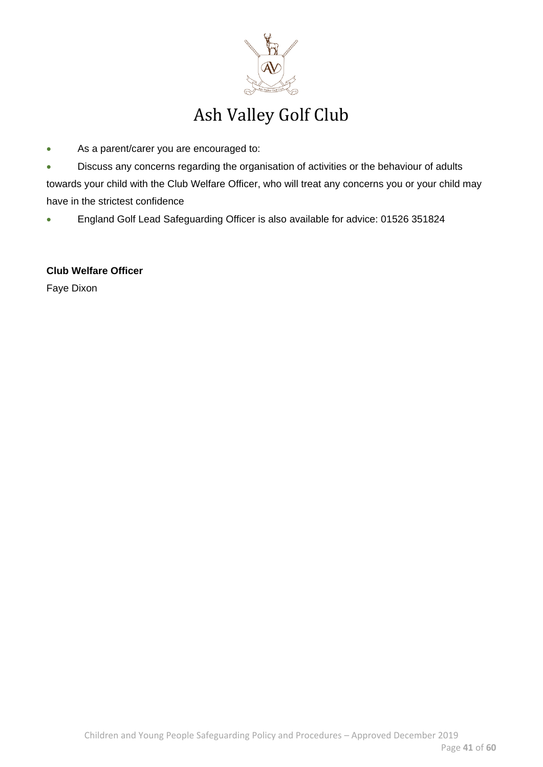- As a parent/carer you are encouraged to:
- Discuss any concerns regarding the organisation of activities or the behaviour of adults towards your child with the Club Welfare Officer, who will treat any concerns you or your child may have in the strictest confidence
- England Golf Lead Safeguarding Officer is also available for advice: 01526 351824

**Club Welfare Officer**

Faye Dixon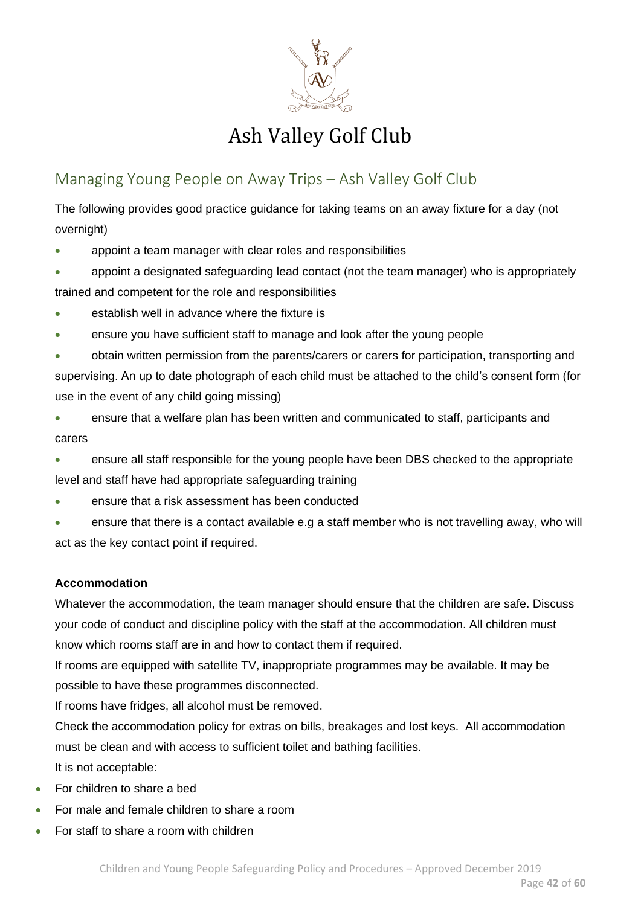# Ash Valley Golf Club

## Managing Young People on Away Trips – Ash Valley Golf Club

The following provides good practice guidance for taking teams on an away fixture for a day (not overnight)

- appoint a team manager with clear roles and responsibilities
- appoint a designated safeguarding lead contact (not the team manager) who is appropriately trained and competent for the role and responsibilities
- establish well in advance where the fixture is
- ensure you have sufficient staff to manage and look after the young people
- obtain written permission from the parents/carers or carers for participation, transporting and supervising. An up to date photograph of each child must be attached to the child's consent form (for use in the event of any child going missing)
- ensure that a welfare plan has been written and communicated to staff, participants and carers
- ensure all staff responsible for the young people have been DBS checked to the appropriate level and staff have had appropriate safeguarding training
- ensure that a risk assessment has been conducted
- ensure that there is a contact available e.g a staff member who is not travelling away, who will act as the key contact point if required.

**Accommodation**

Whatever the accommodation, the team manager should ensure that the children are safe. Discuss your code of conduct and discipline policy with the staff at the accommodation. All children must know which rooms staff are in and how to contact them if required.

If rooms are equipped with satellite TV, inappropriate programmes may be available. It may be possible to have these programmes disconnected.

If rooms have fridges, all alcohol must be removed.

Check the accommodation policy for extras on bills, breakages and lost keys. All accommodation must be clean and with access to sufficient toilet and bathing facilities.

It is not acceptable:

- For children to share a bed
- For male and female children to share a room
- For staff to share a room with children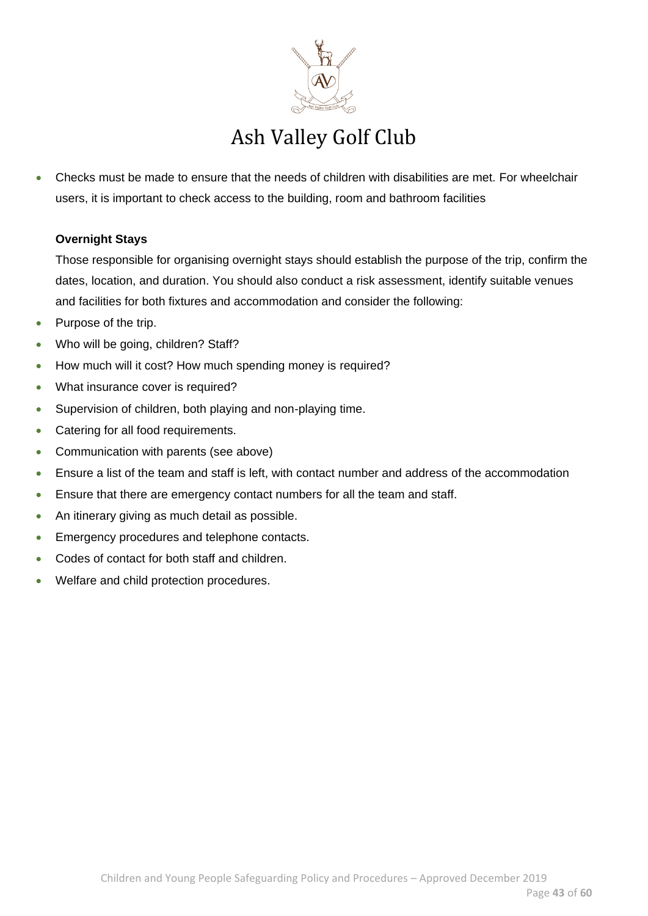- Checks must be made to ensure that the needs of children with disabilities are met. For wheelchair users, it is important to check access to the building, room and bathroom facilities

**Overnight Stays**

Those responsible for organising overnight stays should establish the purpose of the trip, confirm the dates, location, and duration. You should also conduct a risk assessment, identify suitable venues and facilities for both fixtures and accommodation and consider the following:

- Purpose of the trip.
- Who will be going, children? Staff?
- How much will it cost? How much spending money is required?
- What insurance cover is required?
- Supervision of children, both playing and non-playing time.
- Catering for all food requirements.
- Communication with parents (see above)
- Ensure a list of the team and staff is left, with contact number and address of the accommodation
- Ensure that there are emergency contact numbers for all the team and staff.
- An itinerary giving as much detail as possible.
- Emergency procedures and telephone contacts.
- Codes of contact for both staff and children.
- Welfare and child protection procedures.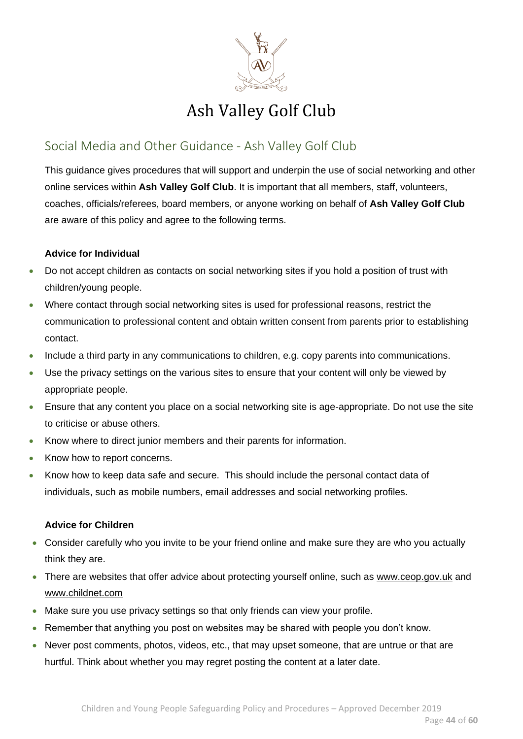# Ash Valley Golf Club

## Social Media and Other Guidance - Ash Valley Golf Club

This guidance gives procedures that will support and underpin the use of social networking and other online services within **Ash Valley Golf Club**. It is important that all members, staff, volunteers, coaches, officials/referees, board members, or anyone working on behalf of **Ash Valley Golf Club** are aware of this policy and agree to the following terms.

**Advice for Individual**

- Do not accept children as contacts on social networking sites if you hold a position of trust with children/young people.
- Where contact through social networking sites is used for professional reasons, restrict the communication to professional content and obtain written consent from parents prior to establishing contact.
- Include a third party in any communications to children, e.g. copy parents into communications.
- Use the privacy settings on the various sites to ensure that your content will only be viewed by appropriate people.
- Ensure that any content you place on a social networking site is age-appropriate. Do not use the site to criticise or abuse others.
- Know where to direct junior members and their parents for information.
- Know how to report concerns.
- Know how to keep data safe and secure. This should include the personal contact data of individuals, such as mobile numbers, email addresses and social networking profiles.

**Advice for Children**

- Consider carefully who you invite to be your friend online and make sure they are who you actually think they are.
- There are websites that offer advice about protecting yourself online, such as www.ceop.gov.uk and www.childnet.com
- Make sure you use privacy settings so that only friends can view your profile.
- Remember that anything you post on websites may be shared with people you don't know.
- Never post comments, photos, videos, etc., that may upset someone, that are untrue or that are hurtful. Think about whether you may regret posting the content at a later date.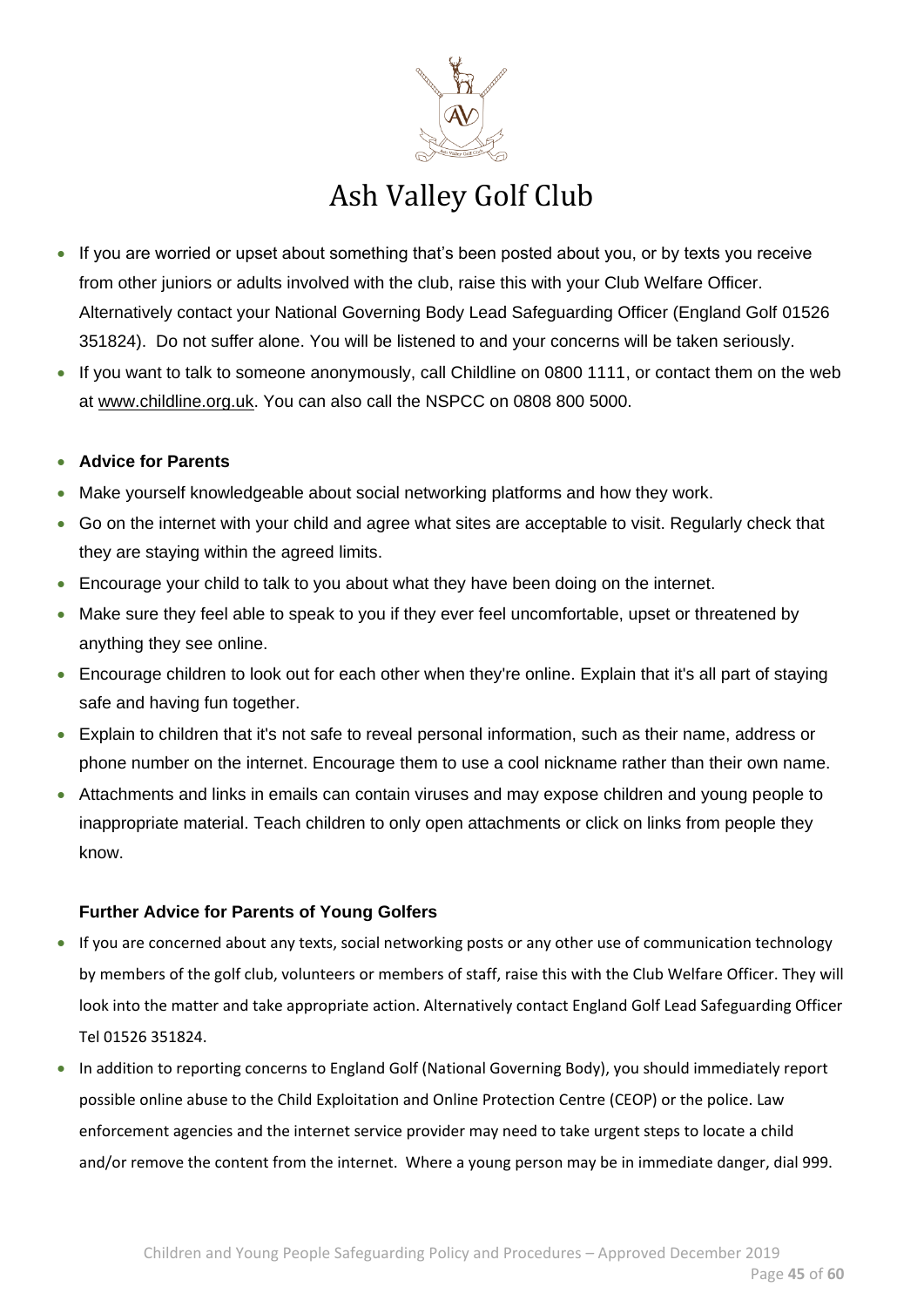- If you are worried or upset about something that's been posted about you, or by texts you receive from other juniors or adults involved with the club, raise this with your Club Welfare Officer. Alternatively contact your National Governing Body Lead Safeguarding Officer (England Golf 01526 351824). Do not suffer alone. You will be listened to and your concerns will be taken seriously.
- If you want to talk to someone anonymously, call Childline on 0800 1111, or contact them on the web at www.childline.org.uk. You can also call the NSPCC on 0808 800 5000.

- **Advice for Parents**
- Make yourself knowledgeable about social networking platforms and how they work.
- Go on the internet with your child and agree what sites are acceptable to visit. Regularly check that they are staying within the agreed limits.
- Encourage your child to talk to you about what they have been doing on the internet.
- Make sure they feel able to speak to you if they ever feel uncomfortable, upset or threatened by anything they see online.
- Encourage children to look out for each other when they're online. Explain that it's all part of staying safe and having fun together.
- Explain to children that it's not safe to reveal personal information, such as their name, address or phone number on the internet. Encourage them to use a cool nickname rather than their own name.
- Attachments and links in emails can contain viruses and may expose children and young people to inappropriate material. Teach children to only open attachments or click on links from people they know.

**Further Advice for Parents of Young Golfers**

- If you are concerned about any texts, social networking posts or any other use of communication technology by members of the golf club, volunteers or members of staff, raise this with the Club Welfare Officer. They will look into the matter and take appropriate action. Alternatively contact England Golf Lead Safeguarding Officer Tel 01526 351824.
- In addition to reporting concerns to England Golf (National Governing Body), you should immediately report possible online abuse to the Child Exploitation and Online Protection Centre (CEOP) or the police. Law enforcement agencies and the internet service provider may need to take urgent steps to locate a child and/or remove the content from the internet. Where a young person may be in immediate danger, dial 999.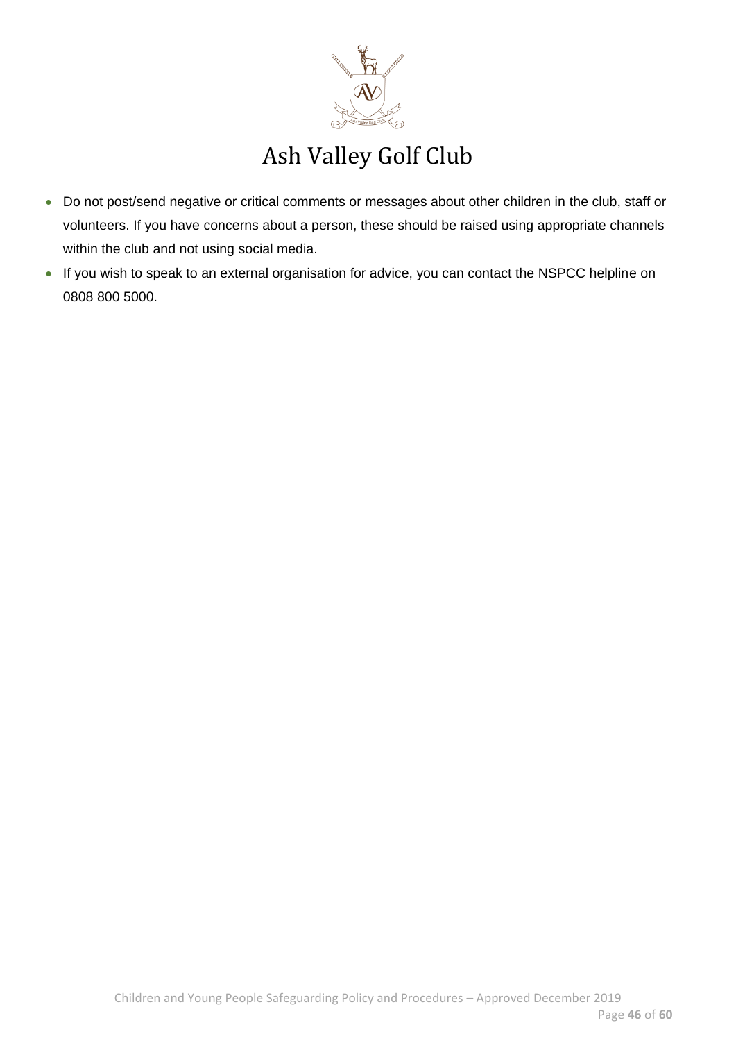- Do not post/send negative or critical comments or messages about other children in the club, staff or volunteers. If you have concerns about a person, these should be raised using appropriate channels within the club and not using social media.
- If you wish to speak to an external organisation for advice, you can contact the NSPCC helpline on 0808 800 5000.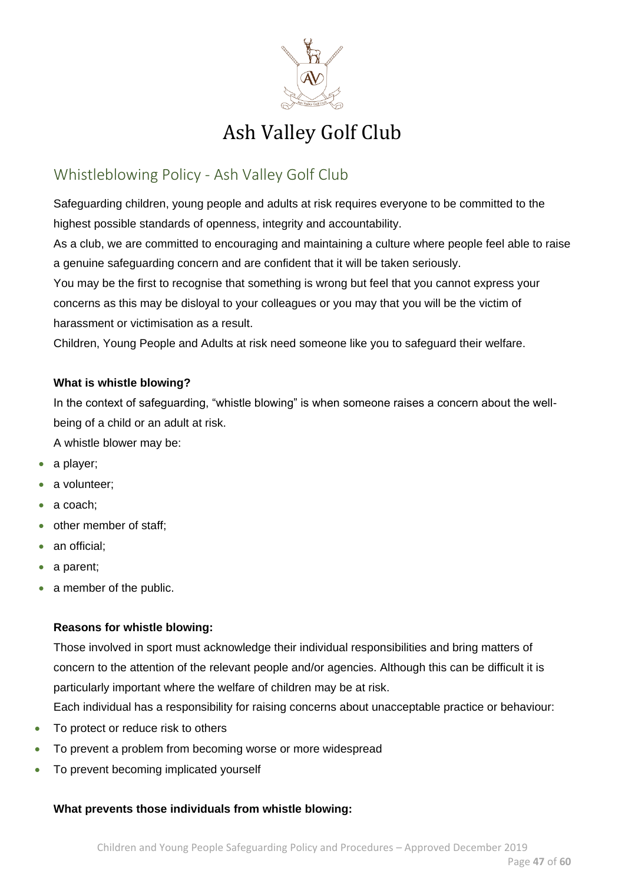# Ash Valley Golf Club

## Whistleblowing Policy - Ash Valley Golf Club

Safeguarding children, young people and adults at risk requires everyone to be committed to the highest possible standards of openness, integrity and accountability.

As a club, we are committed to encouraging and maintaining a culture where people feel able to raise a genuine safeguarding concern and are confident that it will be taken seriously.

You may be the first to recognise that something is wrong but feel that you cannot express your concerns as this may be disloyal to your colleagues or you may that you will be the victim of harassment or victimisation as a result.

Children, Young People and Adults at risk need someone like you to safeguard their welfare.

**What is whistle blowing?**

In the context of safeguarding, "whistle blowing" is when someone raises a concern about the well-being of a child or an adult at risk.

A whistle blower may be:

- a player;
- a volunteer;
- a coach;
- other member of staff;
- an official;
- a parent;
- a member of the public.

**Reasons for whistle blowing:**

Those involved in sport must acknowledge their individual responsibilities and bring matters of concern to the attention of the relevant people and/or agencies. Although this can be difficult it is particularly important where the welfare of children may be at risk.

Each individual has a responsibility for raising concerns about unacceptable practice or behaviour:

- To protect or reduce risk to others
- To prevent a problem from becoming worse or more widespread
- To prevent becoming implicated yourself

**What prevents those individuals from whistle blowing:**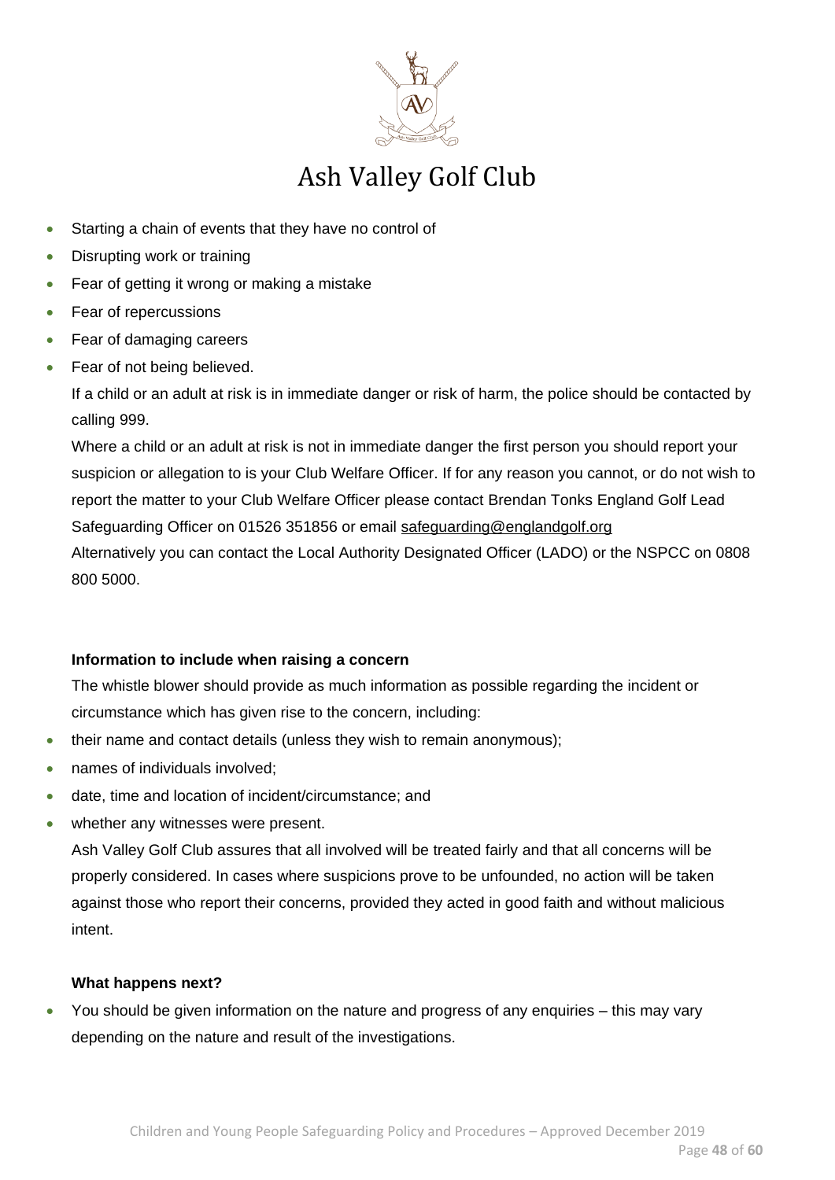- Starting a chain of events that they have no control of
- Disrupting work or training
- Fear of getting it wrong or making a mistake
- Fear of repercussions
- Fear of damaging careers
- Fear of not being believed.

If a child or an adult at risk is in immediate danger or risk of harm, the police should be contacted by calling 999.

Where a child or an adult at risk is not in immediate danger the first person you should report your suspicion or allegation to is your Club Welfare Officer. If for any reason you cannot, or do not wish to report the matter to your Club Welfare Officer please contact Brendan Tonks England Golf Lead Safeguarding Officer on 01526 351856 or email safeguarding@englandgolf.org

Alternatively you can contact the Local Authority Designated Officer (LADO) or the NSPCC on 0808 800 5000.

**Information to include when raising a concern**

The whistle blower should provide as much information as possible regarding the incident or circumstance which has given rise to the concern, including:

- their name and contact details (unless they wish to remain anonymous);
- names of individuals involved;
- date, time and location of incident/circumstance; and
- whether any witnesses were present.

Ash Valley Golf Club assures that all involved will be treated fairly and that all concerns will be properly considered. In cases where suspicions prove to be unfounded, no action will be taken against those who report their concerns, provided they acted in good faith and without malicious intent.

**What happens next?**

- You should be given information on the nature and progress of any enquiries – this may vary depending on the nature and result of the investigations.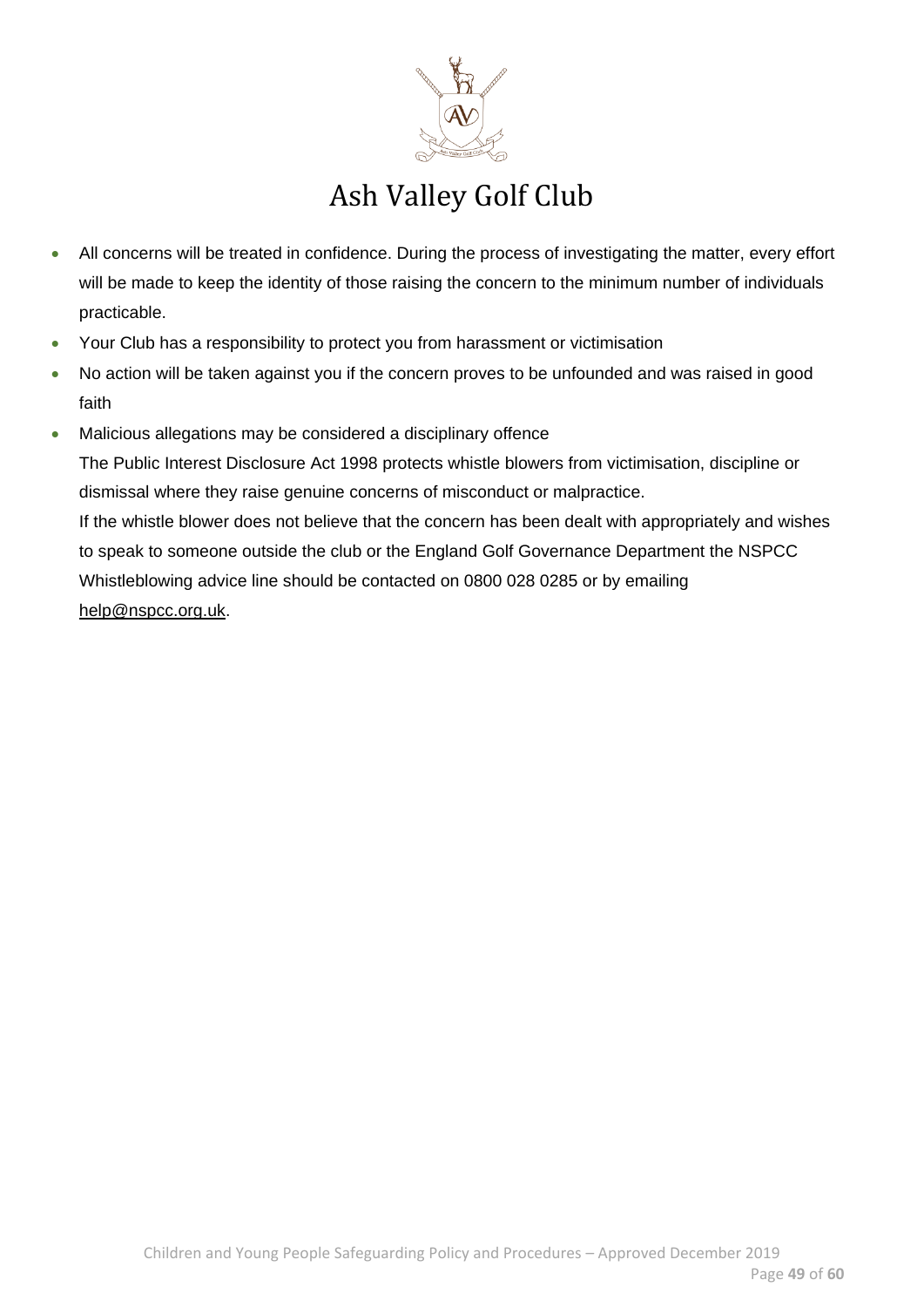- All concerns will be treated in confidence. During the process of investigating the matter, every effort will be made to keep the identity of those raising the concern to the minimum number of individuals practicable.
- Your Club has a responsibility to protect you from harassment or victimisation
- No action will be taken against you if the concern proves to be unfounded and was raised in good faith
- Malicious allegations may be considered a disciplinary offence

  The Public Interest Disclosure Act 1998 protects whistle blowers from victimisation, discipline or dismissal where they raise genuine concerns of misconduct or malpractice.

  If the whistle blower does not believe that the concern has been dealt with appropriately and wishes to speak to someone outside the club or the England Golf Governance Department the NSPCC Whistleblowing advice line should be contacted on 0800 028 0285 or by emailing help@nspcc.org.uk.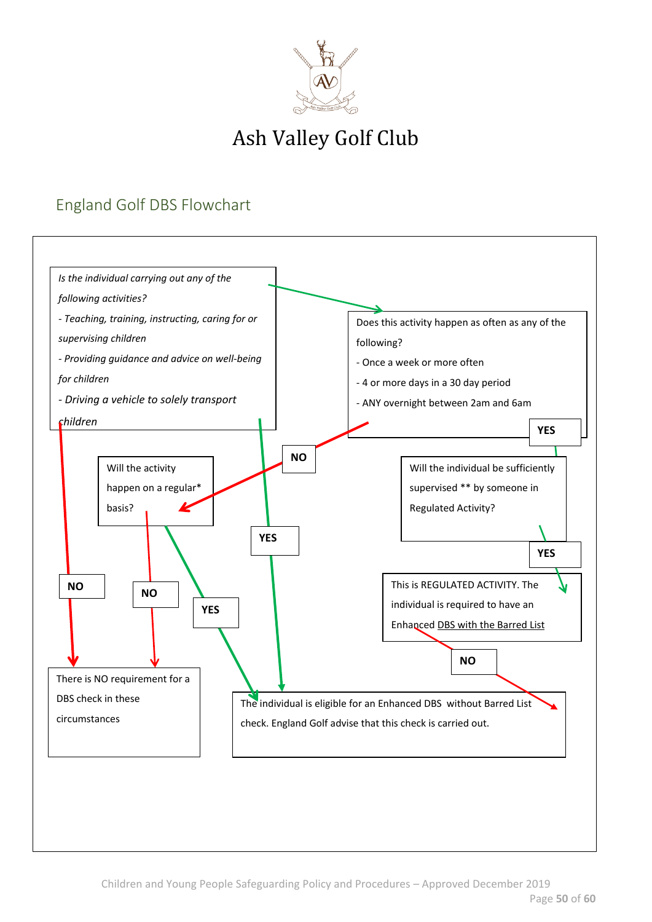# Ash Valley Golf Club

## England Golf DBS Flowchart

*Is the individual carrying out any of the following activities?*

*- Teaching, training, instructing, caring for or supervising children*

*- Providing guidance and advice on well-being for children*

*- Driving a vehicle to solely transport children*

Does this activity happen as often as any of the following?

- Once a week or more often
- 4 or more days in a 30 day period
- ANY overnight between 2am and 6am

**YES**

Will the activity happen on a regular* basis?

**NO**

Will the individual be sufficiently supervised ** by someone in Regulated Activity?

**YES**

**YES**

**NO**

**NO**

**YES**

This is REGULATED ACTIVITY. The individual is required to have an Enhanced DBS with the Barred List

**NO**

There is NO requirement for a DBS check in these circumstances

The individual is eligible for an Enhanced DBS without Barred List check. England Golf advise that this check is carried out.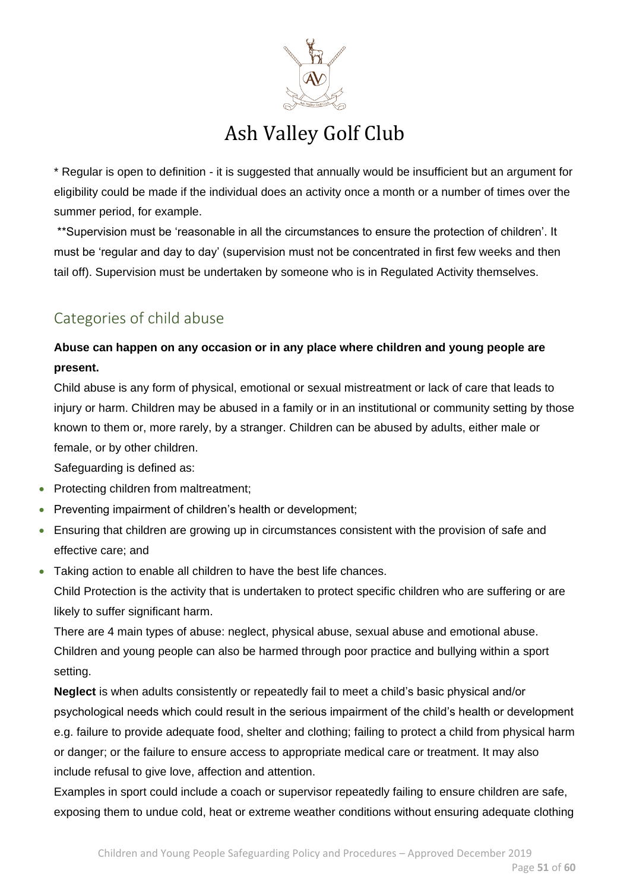* Regular is open to definition - it is suggested that annually would be insufficient but an argument for eligibility could be made if the individual does an activity once a month or a number of times over the summer period, for example.

**Supervision must be 'reasonable in all the circumstances to ensure the protection of children'. It must be 'regular and day to day' (supervision must not be concentrated in first few weeks and then tail off). Supervision must be undertaken by someone who is in Regulated Activity themselves.

## Categories of child abuse

**Abuse can happen on any occasion or in any place where children and young people are present.**

Child abuse is any form of physical, emotional or sexual mistreatment or lack of care that leads to injury or harm. Children may be abused in a family or in an institutional or community setting by those known to them or, more rarely, by a stranger. Children can be abused by adults, either male or female, or by other children.

Safeguarding is defined as:

- Protecting children from maltreatment;
- Preventing impairment of children's health or development;
- Ensuring that children are growing up in circumstances consistent with the provision of safe and effective care; and
- Taking action to enable all children to have the best life chances.

Child Protection is the activity that is undertaken to protect specific children who are suffering or are likely to suffer significant harm.

There are 4 main types of abuse: neglect, physical abuse, sexual abuse and emotional abuse. Children and young people can also be harmed through poor practice and bullying within a sport setting.

**Neglect** is when adults consistently or repeatedly fail to meet a child's basic physical and/or psychological needs which could result in the serious impairment of the child's health or development e.g. failure to provide adequate food, shelter and clothing; failing to protect a child from physical harm or danger; or the failure to ensure access to appropriate medical care or treatment. It may also include refusal to give love, affection and attention.

Examples in sport could include a coach or supervisor repeatedly failing to ensure children are safe, exposing them to undue cold, heat or extreme weather conditions without ensuring adequate clothing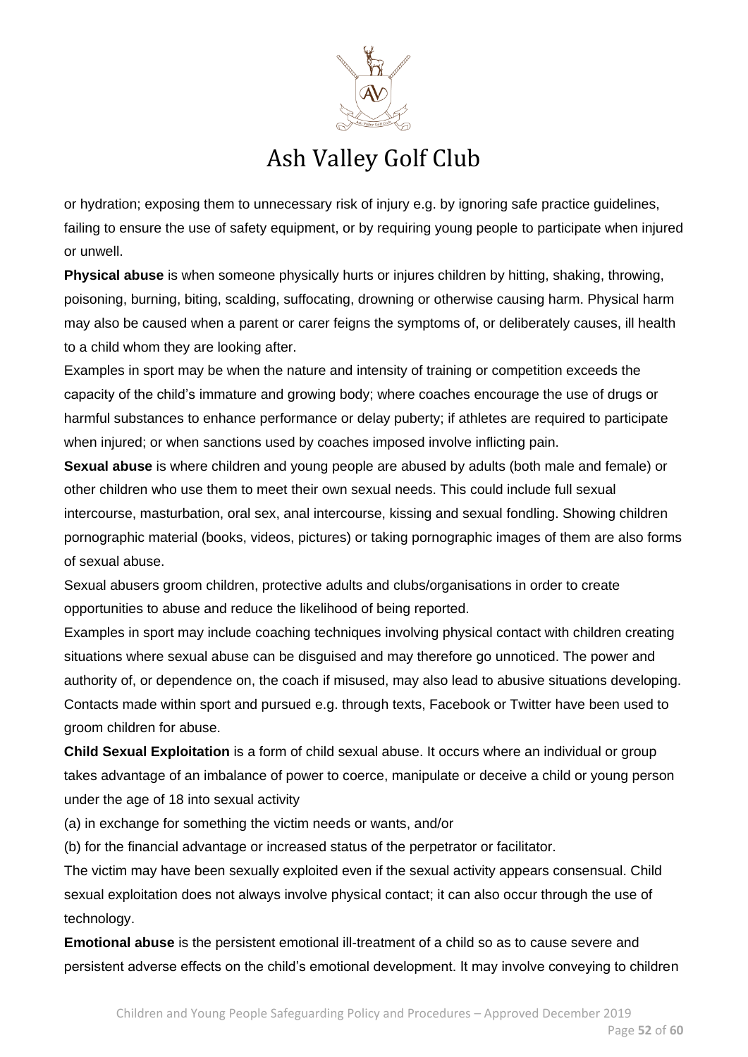or hydration; exposing them to unnecessary risk of injury e.g. by ignoring safe practice guidelines, failing to ensure the use of safety equipment, or by requiring young people to participate when injured or unwell.

**Physical abuse** is when someone physically hurts or injures children by hitting, shaking, throwing, poisoning, burning, biting, scalding, suffocating, drowning or otherwise causing harm. Physical harm may also be caused when a parent or carer feigns the symptoms of, or deliberately causes, ill health to a child whom they are looking after.

Examples in sport may be when the nature and intensity of training or competition exceeds the capacity of the child's immature and growing body; where coaches encourage the use of drugs or harmful substances to enhance performance or delay puberty; if athletes are required to participate when injured; or when sanctions used by coaches imposed involve inflicting pain.

**Sexual abuse** is where children and young people are abused by adults (both male and female) or other children who use them to meet their own sexual needs. This could include full sexual intercourse, masturbation, oral sex, anal intercourse, kissing and sexual fondling. Showing children pornographic material (books, videos, pictures) or taking pornographic images of them are also forms of sexual abuse.

Sexual abusers groom children, protective adults and clubs/organisations in order to create opportunities to abuse and reduce the likelihood of being reported.

Examples in sport may include coaching techniques involving physical contact with children creating situations where sexual abuse can be disguised and may therefore go unnoticed. The power and authority of, or dependence on, the coach if misused, may also lead to abusive situations developing. Contacts made within sport and pursued e.g. through texts, Facebook or Twitter have been used to groom children for abuse.

**Child Sexual Exploitation** is a form of child sexual abuse. It occurs where an individual or group takes advantage of an imbalance of power to coerce, manipulate or deceive a child or young person under the age of 18 into sexual activity

(a) in exchange for something the victim needs or wants, and/or

(b) for the financial advantage or increased status of the perpetrator or facilitator.

The victim may have been sexually exploited even if the sexual activity appears consensual. Child sexual exploitation does not always involve physical contact; it can also occur through the use of technology.

**Emotional abuse** is the persistent emotional ill-treatment of a child so as to cause severe and persistent adverse effects on the child's emotional development. It may involve conveying to children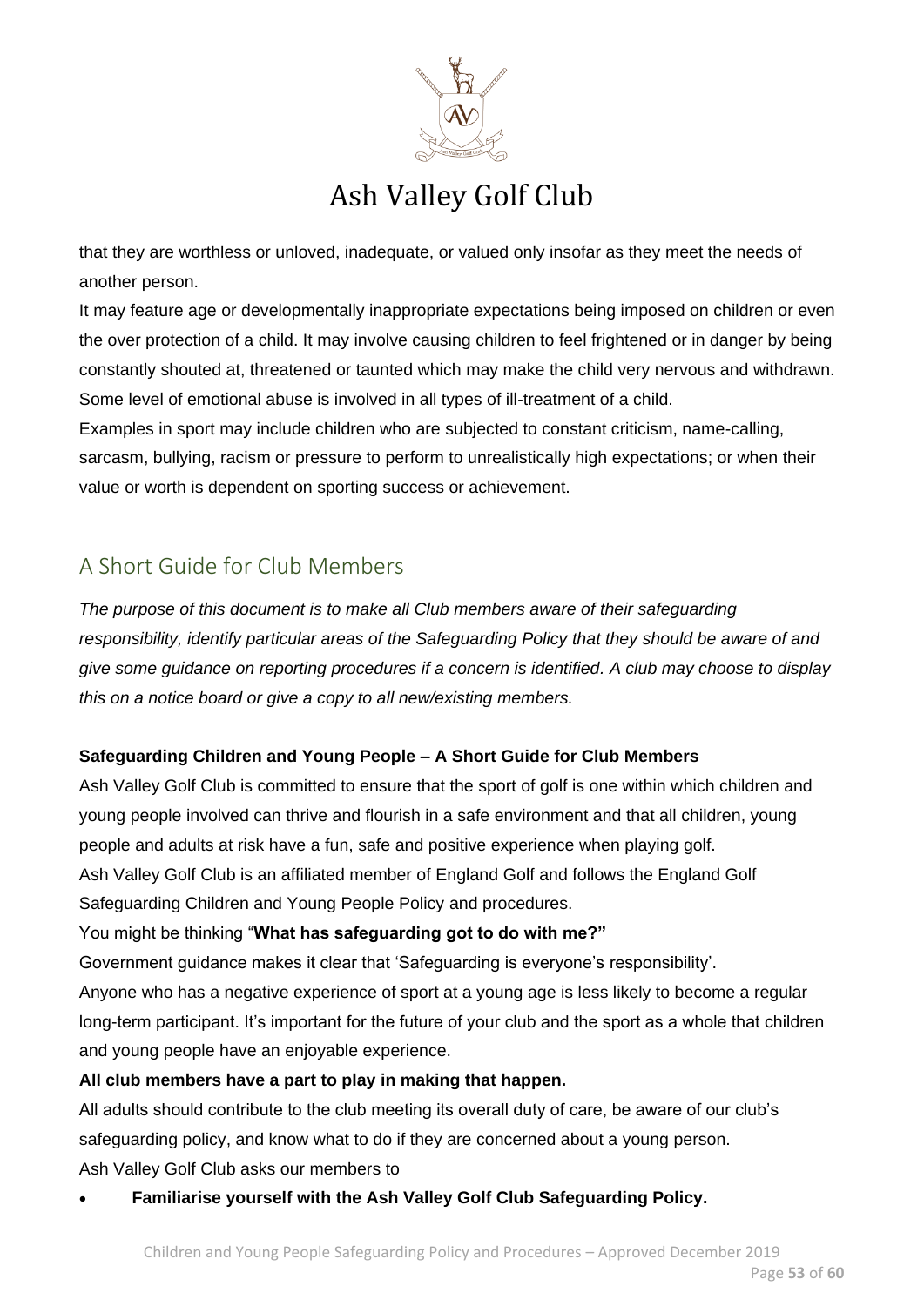that they are worthless or unloved, inadequate, or valued only insofar as they meet the needs of another person.

It may feature age or developmentally inappropriate expectations being imposed on children or even the over protection of a child. It may involve causing children to feel frightened or in danger by being constantly shouted at, threatened or taunted which may make the child very nervous and withdrawn.

Some level of emotional abuse is involved in all types of ill-treatment of a child.

Examples in sport may include children who are subjected to constant criticism, name-calling, sarcasm, bullying, racism or pressure to perform to unrealistically high expectations; or when their value or worth is dependent on sporting success or achievement.

## A Short Guide for Club Members

*The purpose of this document is to make all Club members aware of their safeguarding responsibility, identify particular areas of the Safeguarding Policy that they should be aware of and give some guidance on reporting procedures if a concern is identified. A club may choose to display this on a notice board or give a copy to all new/existing members.*

**Safeguarding Children and Young People – A Short Guide for Club Members**

Ash Valley Golf Club is committed to ensure that the sport of golf is one within which children and young people involved can thrive and flourish in a safe environment and that all children, young people and adults at risk have a fun, safe and positive experience when playing golf.

Ash Valley Golf Club is an affiliated member of England Golf and follows the England Golf Safeguarding Children and Young People Policy and procedures.

You might be thinking "**What has safeguarding got to do with me?"**

Government guidance makes it clear that 'Safeguarding is everyone's responsibility'.

Anyone who has a negative experience of sport at a young age is less likely to become a regular long-term participant. It's important for the future of your club and the sport as a whole that children and young people have an enjoyable experience.

**All club members have a part to play in making that happen.**

All adults should contribute to the club meeting its overall duty of care, be aware of our club's safeguarding policy, and know what to do if they are concerned about a young person.

Ash Valley Golf Club asks our members to

- **Familiarise yourself with the Ash Valley Golf Club Safeguarding Policy.**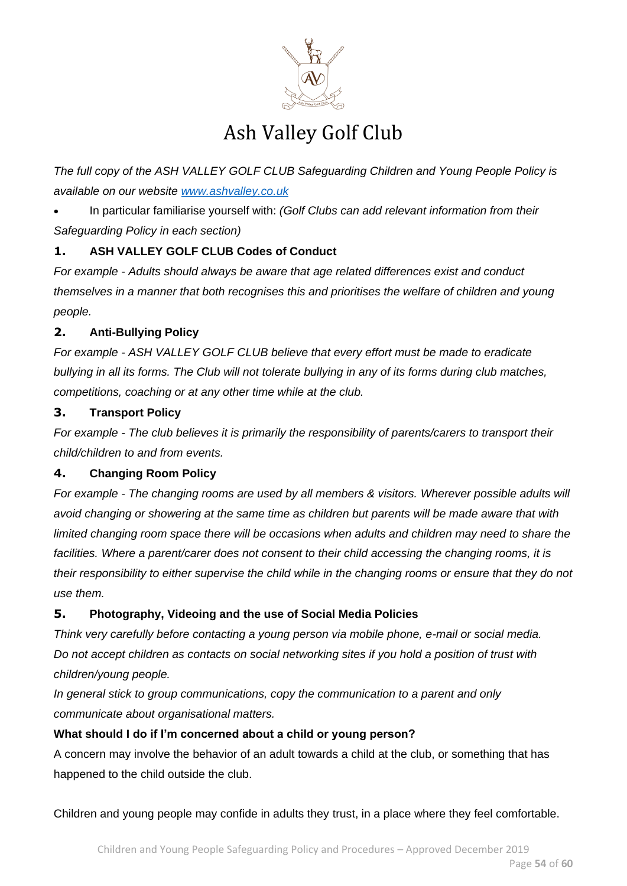# Ash Valley Golf Club

*The full copy of the ASH VALLEY GOLF CLUB Safeguarding Children and Young People Policy is available on our website [www.ashvalley.co.uk](http://www.ashvalley.co.uk)*

- In particular familiarise yourself with: *(Golf Clubs can add relevant information from their Safeguarding Policy in each section)*

## 1. ASH VALLEY GOLF CLUB Codes of Conduct

*For example - Adults should always be aware that age related differences exist and conduct themselves in a manner that both recognises this and prioritises the welfare of children and young people.*

## 2. Anti-Bullying Policy

*For example - ASH VALLEY GOLF CLUB believe that every effort must be made to eradicate bullying in all its forms. The Club will not tolerate bullying in any of its forms during club matches, competitions, coaching or at any other time while at the club.*

## 3. Transport Policy

*For example - The club believes it is primarily the responsibility of parents/carers to transport their child/children to and from events.*

## 4. Changing Room Policy

*For example - The changing rooms are used by all members & visitors. Wherever possible adults will avoid changing or showering at the same time as children but parents will be made aware that with limited changing room space there will be occasions when adults and children may need to share the facilities. Where a parent/carer does not consent to their child accessing the changing rooms, it is their responsibility to either supervise the child while in the changing rooms or ensure that they do not use them.*

## 5. Photography, Videoing and the use of Social Media Policies

*Think very carefully before contacting a young person via mobile phone, e-mail or social media. Do not accept children as contacts on social networking sites if you hold a position of trust with children/young people.*

*In general stick to group communications, copy the communication to a parent and only communicate about organisational matters.*

**What should I do if I'm concerned about a child or young person?**

A concern may involve the behavior of an adult towards a child at the club, or something that has happened to the child outside the club.

Children and young people may confide in adults they trust, in a place where they feel comfortable.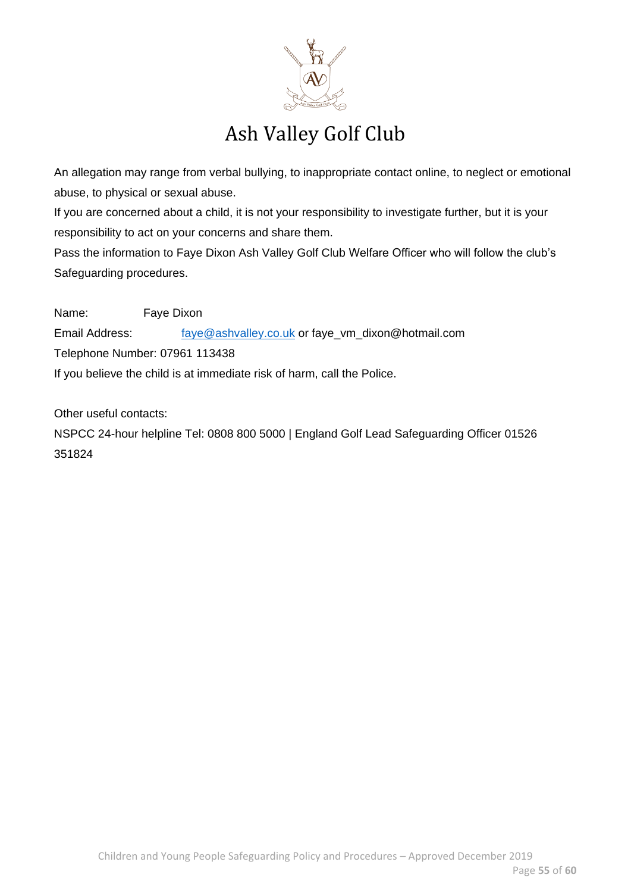# Ash Valley Golf Club

An allegation may range from verbal bullying, to inappropriate contact online, to neglect or emotional abuse, to physical or sexual abuse.

If you are concerned about a child, it is not your responsibility to investigate further, but it is your responsibility to act on your concerns and share them.

Pass the information to Faye Dixon Ash Valley Golf Club Welfare Officer who will follow the club's Safeguarding procedures.

Name: Faye Dixon

Email Address: faye@ashvalley.co.uk or faye_vm_dixon@hotmail.com

Telephone Number: 07961 113438

If you believe the child is at immediate risk of harm, call the Police.

Other useful contacts:

NSPCC 24-hour helpline Tel: 0808 800 5000 | England Golf Lead Safeguarding Officer 01526 351824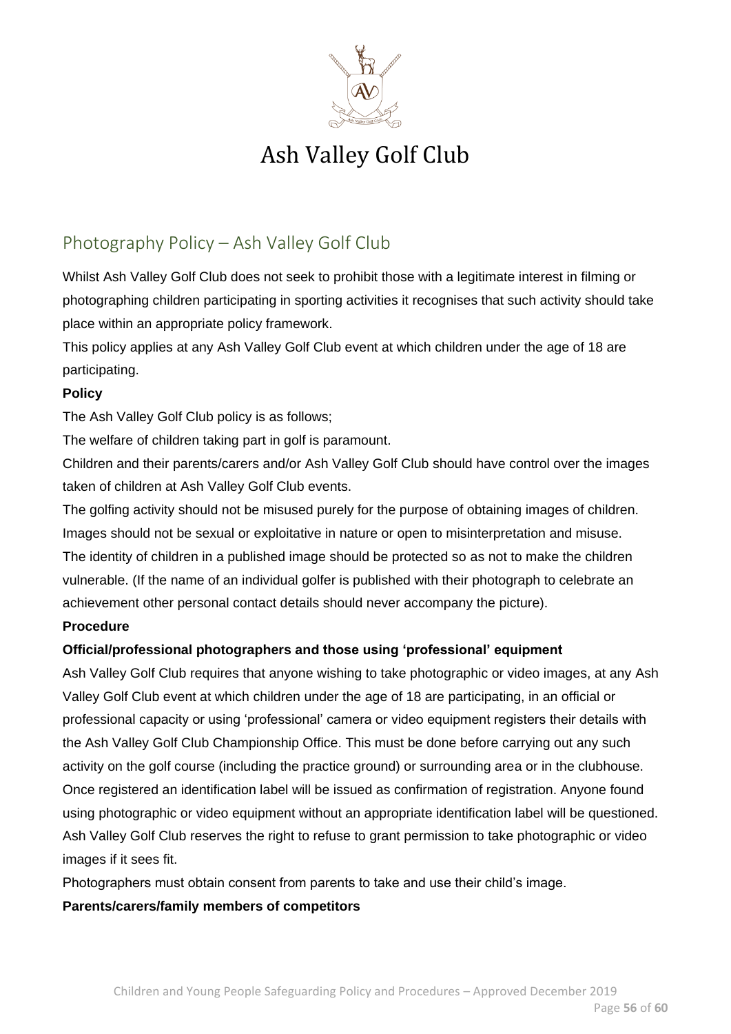# Ash Valley Golf Club

## Photography Policy – Ash Valley Golf Club

Whilst Ash Valley Golf Club does not seek to prohibit those with a legitimate interest in filming or photographing children participating in sporting activities it recognises that such activity should take place within an appropriate policy framework.

This policy applies at any Ash Valley Golf Club event at which children under the age of 18 are participating.

**Policy**

The Ash Valley Golf Club policy is as follows;

The welfare of children taking part in golf is paramount.

Children and their parents/carers and/or Ash Valley Golf Club should have control over the images taken of children at Ash Valley Golf Club events.

The golfing activity should not be misused purely for the purpose of obtaining images of children.

Images should not be sexual or exploitative in nature or open to misinterpretation and misuse.

The identity of children in a published image should be protected so as not to make the children vulnerable. (If the name of an individual golfer is published with their photograph to celebrate an achievement other personal contact details should never accompany the picture).

**Procedure**

**Official/professional photographers and those using 'professional' equipment**

Ash Valley Golf Club requires that anyone wishing to take photographic or video images, at any Ash Valley Golf Club event at which children under the age of 18 are participating, in an official or professional capacity or using 'professional' camera or video equipment registers their details with the Ash Valley Golf Club Championship Office. This must be done before carrying out any such activity on the golf course (including the practice ground) or surrounding area or in the clubhouse. Once registered an identification label will be issued as confirmation of registration. Anyone found using photographic or video equipment without an appropriate identification label will be questioned. Ash Valley Golf Club reserves the right to refuse to grant permission to take photographic or video images if it sees fit.

Photographers must obtain consent from parents to take and use their child's image.

**Parents/carers/family members of competitors**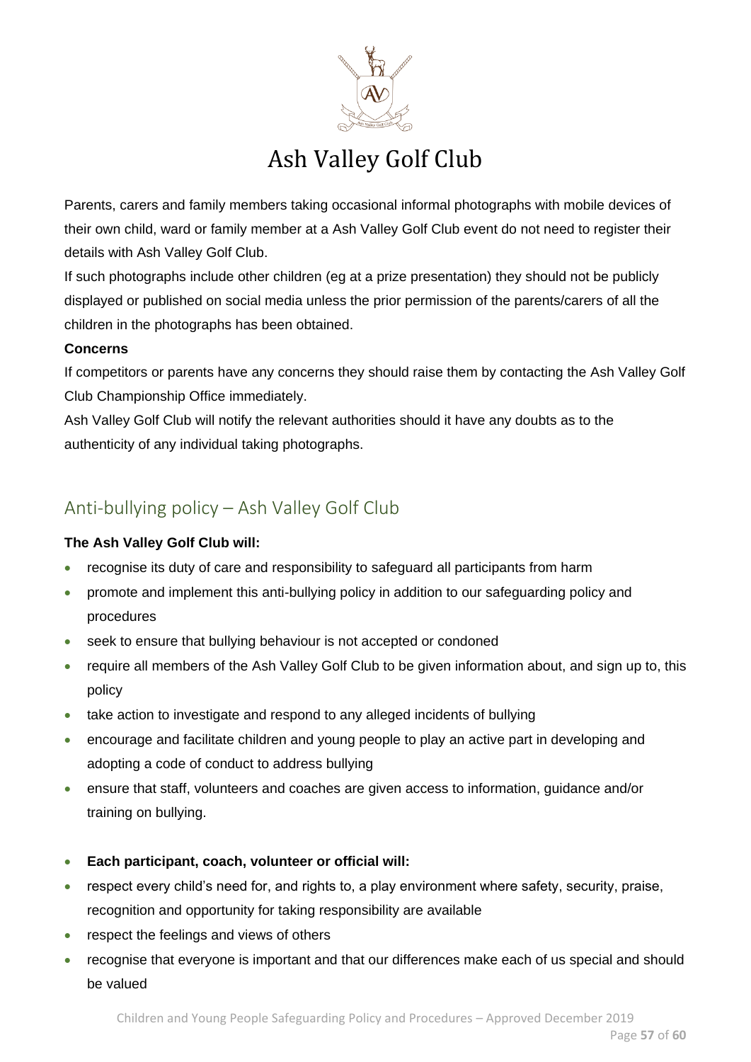Parents, carers and family members taking occasional informal photographs with mobile devices of their own child, ward or family member at a Ash Valley Golf Club event do not need to register their details with Ash Valley Golf Club.

If such photographs include other children (eg at a prize presentation) they should not be publicly displayed or published on social media unless the prior permission of the parents/carers of all the children in the photographs has been obtained.

**Concerns**

If competitors or parents have any concerns they should raise them by contacting the Ash Valley Golf Club Championship Office immediately.

Ash Valley Golf Club will notify the relevant authorities should it have any doubts as to the authenticity of any individual taking photographs.

## Anti-bullying policy – Ash Valley Golf Club

**The Ash Valley Golf Club will:**

- recognise its duty of care and responsibility to safeguard all participants from harm
- promote and implement this anti-bullying policy in addition to our safeguarding policy and procedures
- seek to ensure that bullying behaviour is not accepted or condoned
- require all members of the Ash Valley Golf Club to be given information about, and sign up to, this policy
- take action to investigate and respond to any alleged incidents of bullying
- encourage and facilitate children and young people to play an active part in developing and adopting a code of conduct to address bullying
- ensure that staff, volunteers and coaches are given access to information, guidance and/or training on bullying.

- **Each participant, coach, volunteer or official will:**
- respect every child's need for, and rights to, a play environment where safety, security, praise, recognition and opportunity for taking responsibility are available
- respect the feelings and views of others
- recognise that everyone is important and that our differences make each of us special and should be valued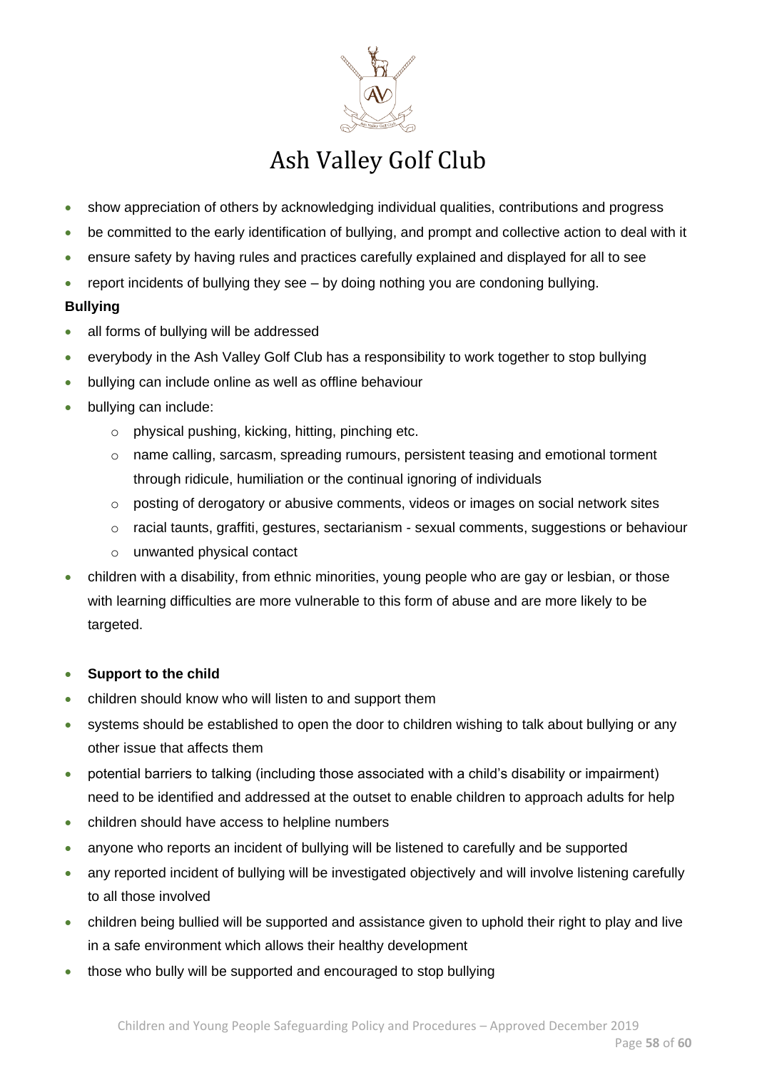- show appreciation of others by acknowledging individual qualities, contributions and progress
- be committed to the early identification of bullying, and prompt and collective action to deal with it
- ensure safety by having rules and practices carefully explained and displayed for all to see
- report incidents of bullying they see – by doing nothing you are condoning bullying.

**Bullying**

- all forms of bullying will be addressed
- everybody in the Ash Valley Golf Club has a responsibility to work together to stop bullying
- bullying can include online as well as offline behaviour
- bullying can include:
  - physical pushing, kicking, hitting, pinching etc.
  - name calling, sarcasm, spreading rumours, persistent teasing and emotional torment through ridicule, humiliation or the continual ignoring of individuals
  - posting of derogatory or abusive comments, videos or images on social network sites
  - racial taunts, graffiti, gestures, sectarianism - sexual comments, suggestions or behaviour
  - unwanted physical contact
- children with a disability, from ethnic minorities, young people who are gay or lesbian, or those with learning difficulties are more vulnerable to this form of abuse and are more likely to be targeted.

- **Support to the child**
- children should know who will listen to and support them
- systems should be established to open the door to children wishing to talk about bullying or any other issue that affects them
- potential barriers to talking (including those associated with a child's disability or impairment) need to be identified and addressed at the outset to enable children to approach adults for help
- children should have access to helpline numbers
- anyone who reports an incident of bullying will be listened to carefully and be supported
- any reported incident of bullying will be investigated objectively and will involve listening carefully to all those involved
- children being bullied will be supported and assistance given to uphold their right to play and live in a safe environment which allows their healthy development
- those who bully will be supported and encouraged to stop bullying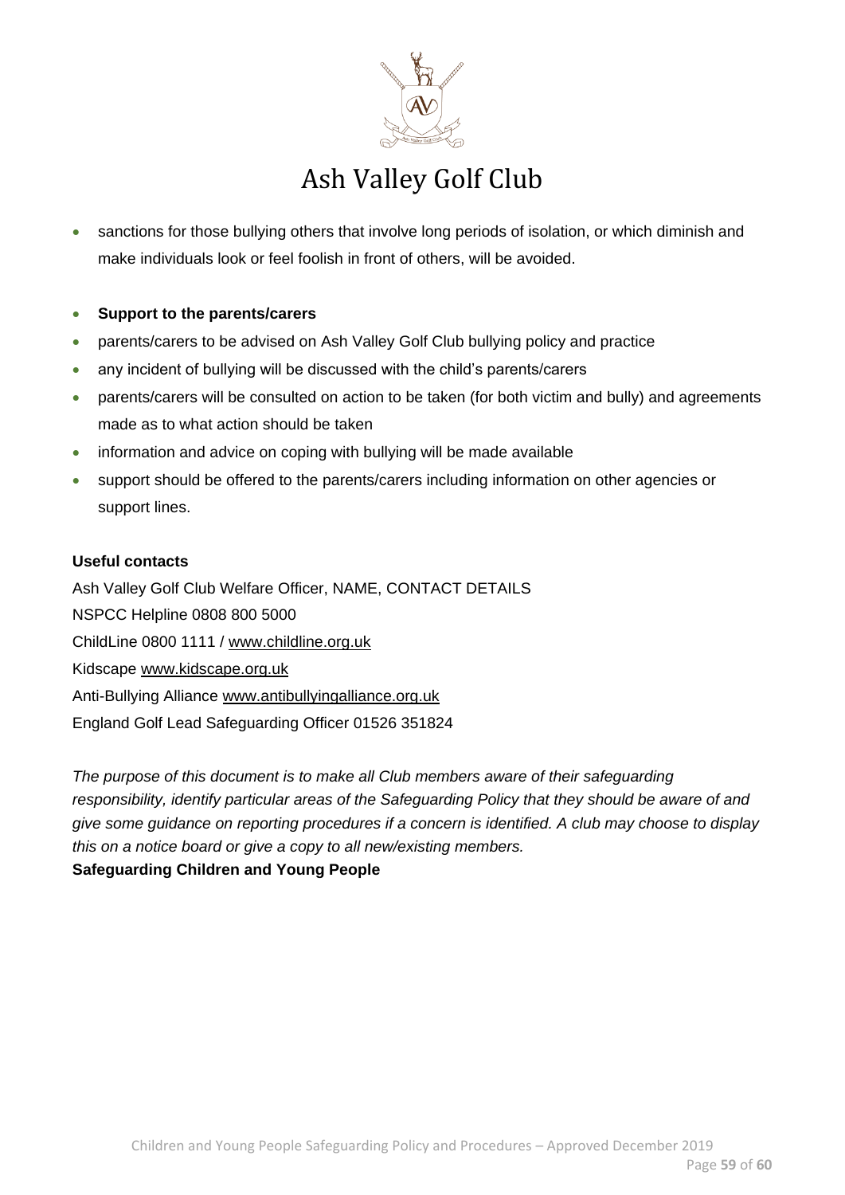- sanctions for those bullying others that involve long periods of isolation, or which diminish and make individuals look or feel foolish in front of others, will be avoided.

- **Support to the parents/carers**
- parents/carers to be advised on Ash Valley Golf Club bullying policy and practice
- any incident of bullying will be discussed with the child's parents/carers
- parents/carers will be consulted on action to be taken (for both victim and bully) and agreements made as to what action should be taken
- information and advice on coping with bullying will be made available
- support should be offered to the parents/carers including information on other agencies or support lines.

**Useful contacts**

Ash Valley Golf Club Welfare Officer, NAME, CONTACT DETAILS
NSPCC Helpline 0808 800 5000
ChildLine 0800 1111 / www.childline.org.uk
Kidscape www.kidscape.org.uk
Anti-Bullying Alliance www.antibullyingalliance.org.uk
England Golf Lead Safeguarding Officer 01526 351824

*The purpose of this document is to make all Club members aware of their safeguarding responsibility, identify particular areas of the Safeguarding Policy that they should be aware of and give some guidance on reporting procedures if a concern is identified. A club may choose to display this on a notice board or give a copy to all new/existing members.*

**Safeguarding Children and Young People**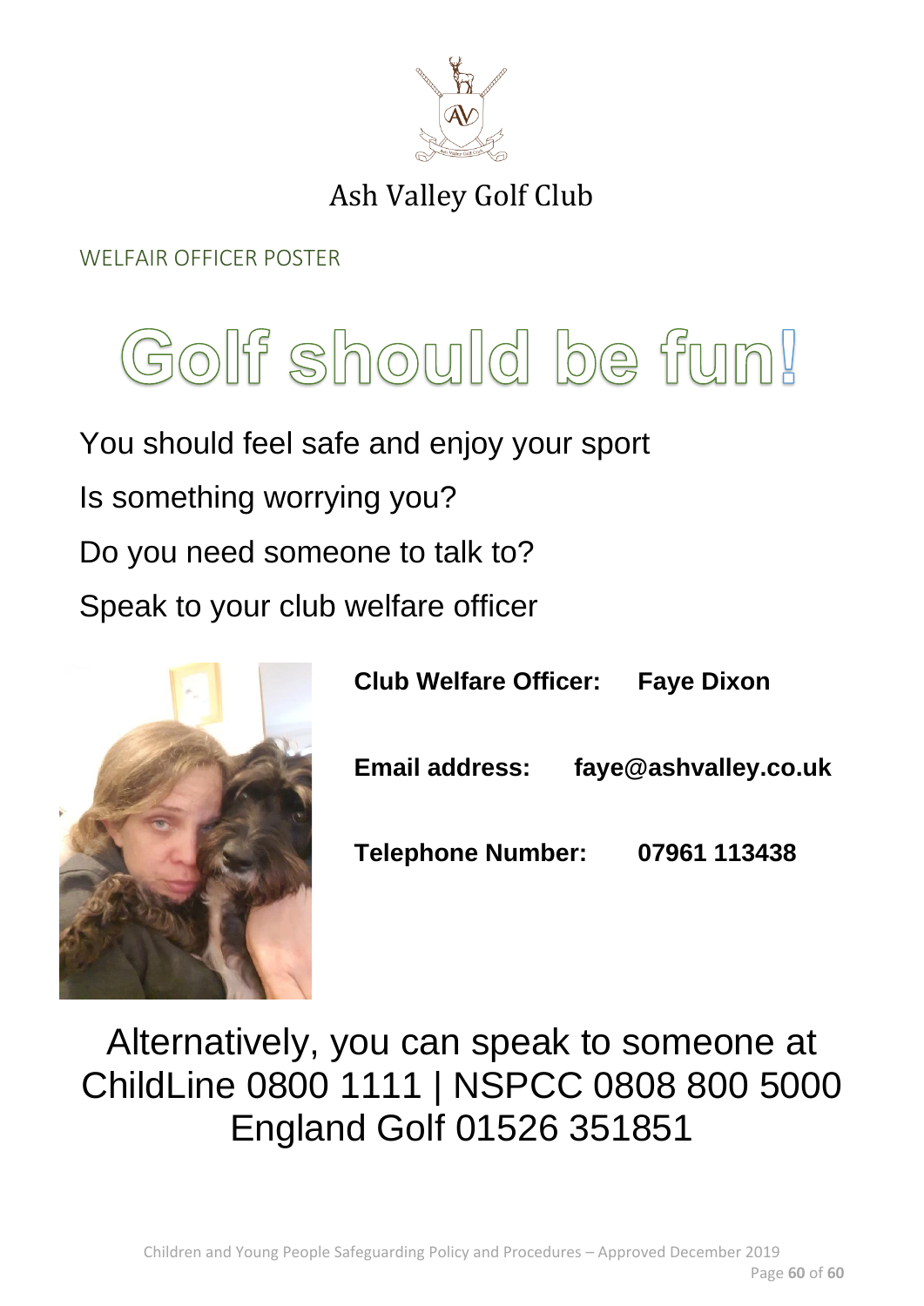Ash Valley Golf Club

WELFAIR OFFICER POSTER

# Golf should be fun!

You should feel safe and enjoy your sport

Is something worrying you?

Do you need someone to talk to?

Speak to your club welfare officer

**Club Welfare Officer:** **Faye Dixon**

**Email address:** **faye@ashvalley.co.uk**

**Telephone Number:** **07961 113438**

Alternatively, you can speak to someone at ChildLine 0800 1111 | NSPCC 0808 800 5000 England Golf 01526 351851